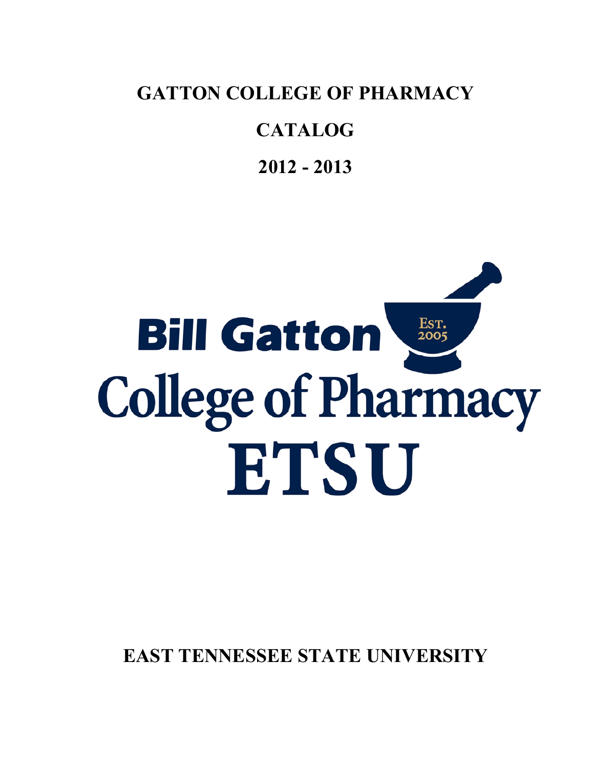# GATTON COLLEGE OF PHARMACY

# CATALOG

# 2012 - 2013

Bill Gatton

Est. 2005

College of Pharmacy

ETSU

## EAST TENNESSEE STATE UNIVERSITY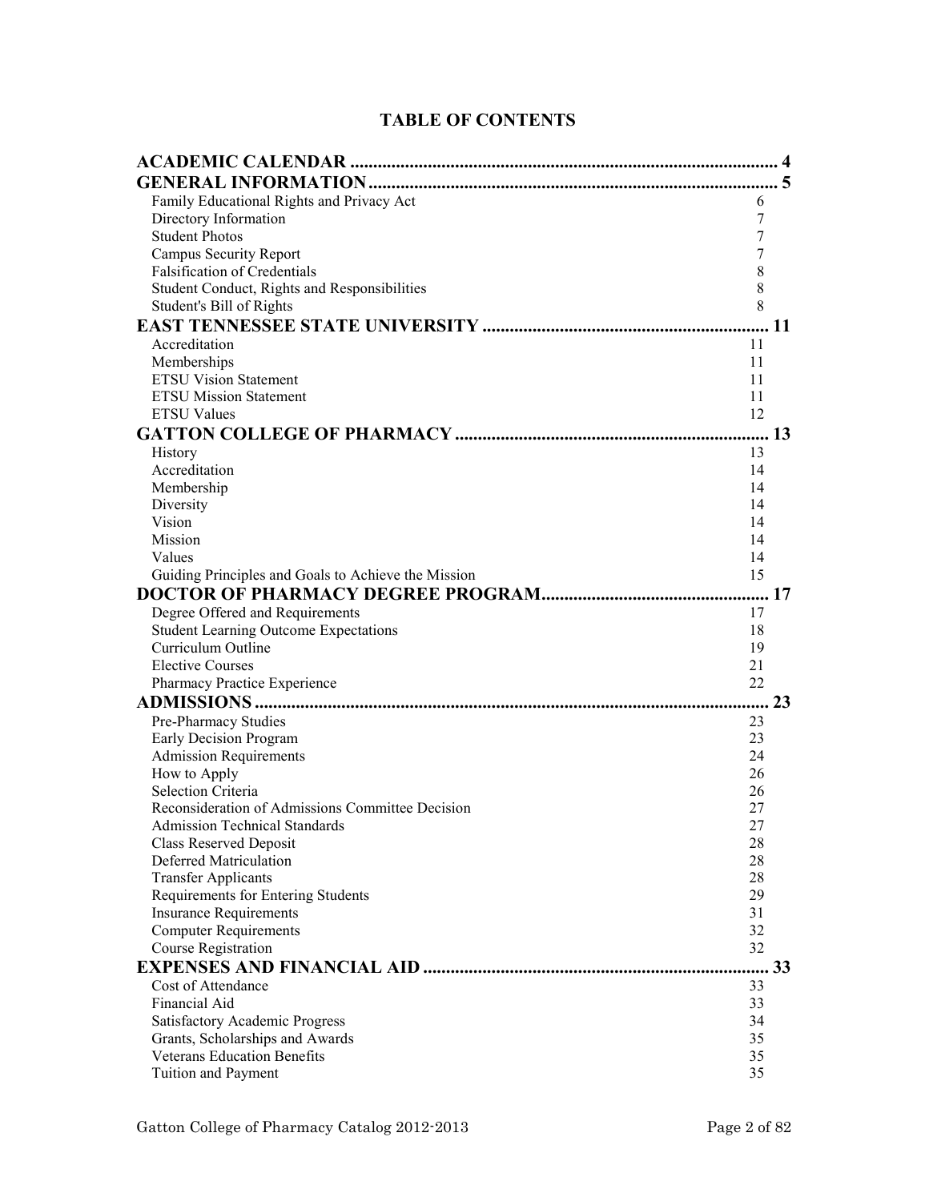# TABLE OF CONTENTS

| | |
|---|---|
| **ACADEMIC CALENDAR** | **4** |
| **GENERAL INFORMATION** | **5** |
| Family Educational Rights and Privacy Act | 6 |
| Directory Information | 7 |
| Student Photos | 7 |
| Campus Security Report | 7 |
| Falsification of Credentials | 8 |
| Student Conduct, Rights and Responsibilities | 8 |
| Student's Bill of Rights | 8 |
| **EAST TENNESSEE STATE UNIVERSITY** | **11** |
| Accreditation | 11 |
| Memberships | 11 |
| ETSU Vision Statement | 11 |
| ETSU Mission Statement | 11 |
| ETSU Values | 12 |
| **GATTON COLLEGE OF PHARMACY** | **13** |
| History | 13 |
| Accreditation | 14 |
| Membership | 14 |
| Diversity | 14 |
| Vision | 14 |
| Mission | 14 |
| Values | 14 |
| Guiding Principles and Goals to Achieve the Mission | 15 |
| **DOCTOR OF PHARMACY DEGREE PROGRAM** | **17** |
| Degree Offered and Requirements | 17 |
| Student Learning Outcome Expectations | 18 |
| Curriculum Outline | 19 |
| Elective Courses | 21 |
| Pharmacy Practice Experience | 22 |
| **ADMISSIONS** | **23** |
| Pre-Pharmacy Studies | 23 |
| Early Decision Program | 23 |
| Admission Requirements | 24 |
| How to Apply | 26 |
| Selection Criteria | 26 |
| Reconsideration of Admissions Committee Decision | 27 |
| Admission Technical Standards | 27 |
| Class Reserved Deposit | 28 |
| Deferred Matriculation | 28 |
| Transfer Applicants | 28 |
| Requirements for Entering Students | 29 |
| Insurance Requirements | 31 |
| Computer Requirements | 32 |
| Course Registration | 32 |
| **EXPENSES AND FINANCIAL AID** | **33** |
| Cost of Attendance | 33 |
| Financial Aid | 33 |
| Satisfactory Academic Progress | 34 |
| Grants, Scholarships and Awards | 35 |
| Veterans Education Benefits | 35 |
| Tuition and Payment | 35 |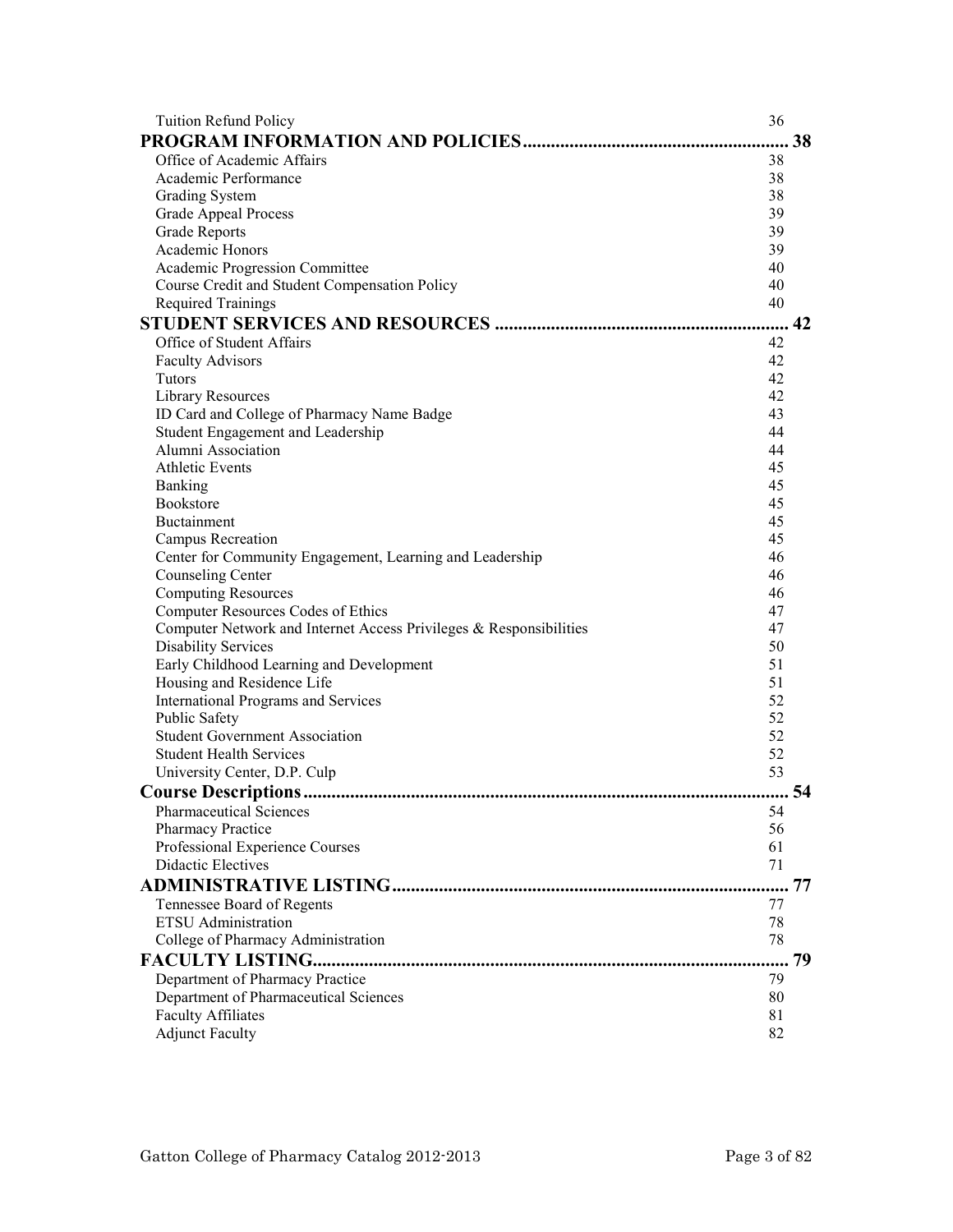| | |
|---|---|
| Tuition Refund Policy | 36 |
| **PROGRAM INFORMATION AND POLICIES** | **38** |
| Office of Academic Affairs | 38 |
| Academic Performance | 38 |
| Grading System | 38 |
| Grade Appeal Process | 39 |
| Grade Reports | 39 |
| Academic Honors | 39 |
| Academic Progression Committee | 40 |
| Course Credit and Student Compensation Policy | 40 |
| Required Trainings | 40 |
| **STUDENT SERVICES AND RESOURCES** | **42** |
| Office of Student Affairs | 42 |
| Faculty Advisors | 42 |
| Tutors | 42 |
| Library Resources | 42 |
| ID Card and College of Pharmacy Name Badge | 43 |
| Student Engagement and Leadership | 44 |
| Alumni Association | 44 |
| Athletic Events | 45 |
| Banking | 45 |
| Bookstore | 45 |
| Buctainment | 45 |
| Campus Recreation | 45 |
| Center for Community Engagement, Learning and Leadership | 46 |
| Counseling Center | 46 |
| Computing Resources | 46 |
| Computer Resources Codes of Ethics | 47 |
| Computer Network and Internet Access Privileges & Responsibilities | 47 |
| Disability Services | 50 |
| Early Childhood Learning and Development | 51 |
| Housing and Residence Life | 51 |
| International Programs and Services | 52 |
| Public Safety | 52 |
| Student Government Association | 52 |
| Student Health Services | 52 |
| University Center, D.P. Culp | 53 |
| **Course Descriptions** | **54** |
| Pharmaceutical Sciences | 54 |
| Pharmacy Practice | 56 |
| Professional Experience Courses | 61 |
| Didactic Electives | 71 |
| **ADMINISTRATIVE LISTING** | **77** |
| Tennessee Board of Regents | 77 |
| ETSU Administration | 78 |
| College of Pharmacy Administration | 78 |
| **FACULTY LISTING** | **79** |
| Department of Pharmacy Practice | 79 |
| Department of Pharmaceutical Sciences | 80 |
| Faculty Affiliates | 81 |
| Adjunct Faculty | 82 |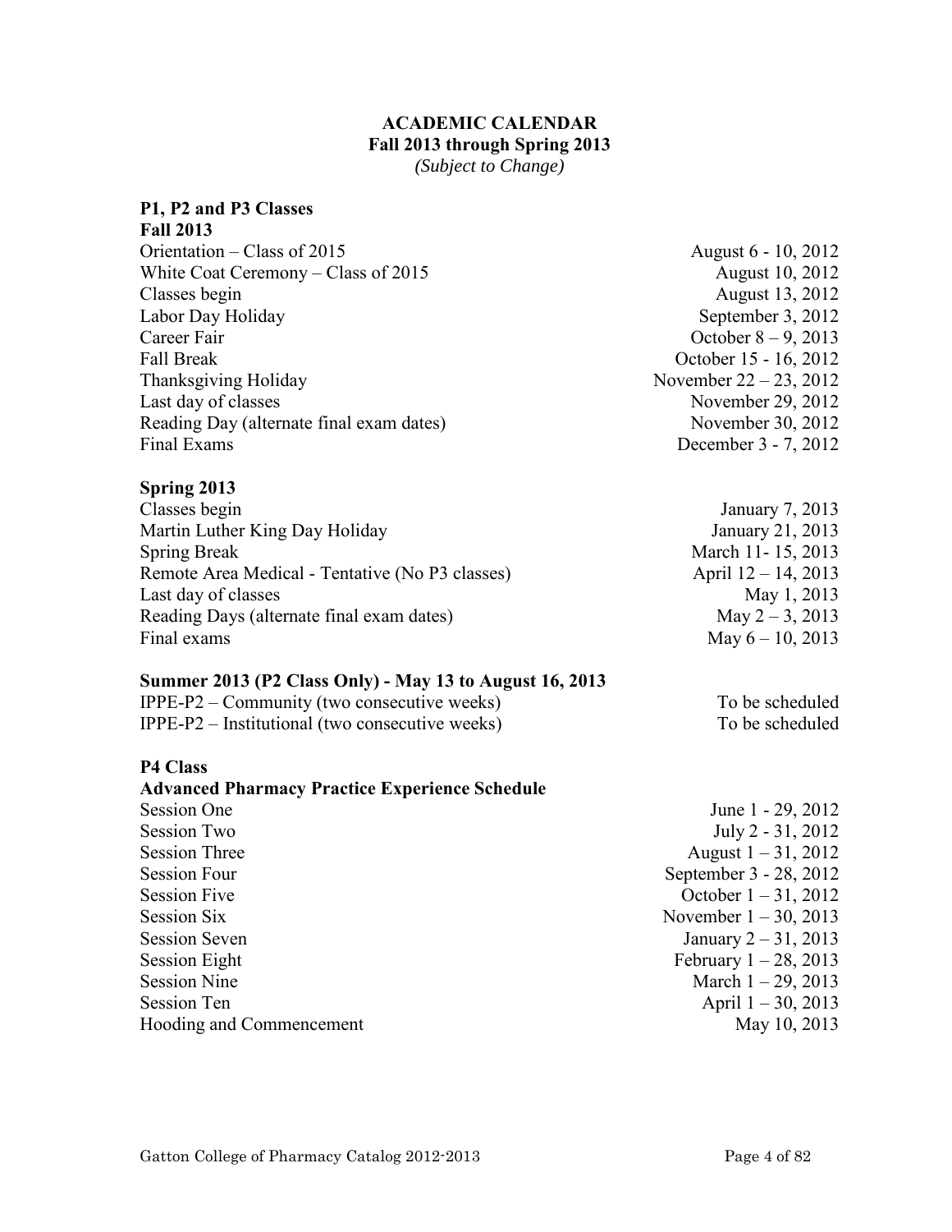# ACADEMIC CALENDAR
## Fall 2013 through Spring 2013
*(Subject to Change)*

### P1, P2 and P3 Classes

**Fall 2013**

| | |
|---|---|
| Orientation – Class of 2015 | August 6 - 10, 2012 |
| White Coat Ceremony – Class of 2015 | August 10, 2012 |
| Classes begin | August 13, 2012 |
| Labor Day Holiday | September 3, 2012 |
| Career Fair | October 8 – 9, 2013 |
| Fall Break | October 15 - 16, 2012 |
| Thanksgiving Holiday | November 22 – 23, 2012 |
| Last day of classes | November 29, 2012 |
| Reading Day (alternate final exam dates) | November 30, 2012 |
| Final Exams | December 3 - 7, 2012 |

**Spring 2013**

| | |
|---|---|
| Classes begin | January 7, 2013 |
| Martin Luther King Day Holiday | January 21, 2013 |
| Spring Break | March 11- 15, 2013 |
| Remote Area Medical - Tentative (No P3 classes) | April 12 – 14, 2013 |
| Last day of classes | May 1, 2013 |
| Reading Days (alternate final exam dates) | May 2 – 3, 2013 |
| Final exams | May 6 – 10, 2013 |

**Summer 2013 (P2 Class Only) - May 13 to August 16, 2013**

| | |
|---|---|
| IPPE-P2 – Community (two consecutive weeks) | To be scheduled |
| IPPE-P2 – Institutional (two consecutive weeks) | To be scheduled |

### P4 Class

**Advanced Pharmacy Practice Experience Schedule**

| | |
|---|---|
| Session One | June 1 - 29, 2012 |
| Session Two | July 2 - 31, 2012 |
| Session Three | August 1 – 31, 2012 |
| Session Four | September 3 - 28, 2012 |
| Session Five | October 1 – 31, 2012 |
| Session Six | November 1 – 30, 2013 |
| Session Seven | January 2 – 31, 2013 |
| Session Eight | February 1 – 28, 2013 |
| Session Nine | March 1 – 29, 2013 |
| Session Ten | April 1 – 30, 2013 |
| Hooding and Commencement | May 10, 2013 |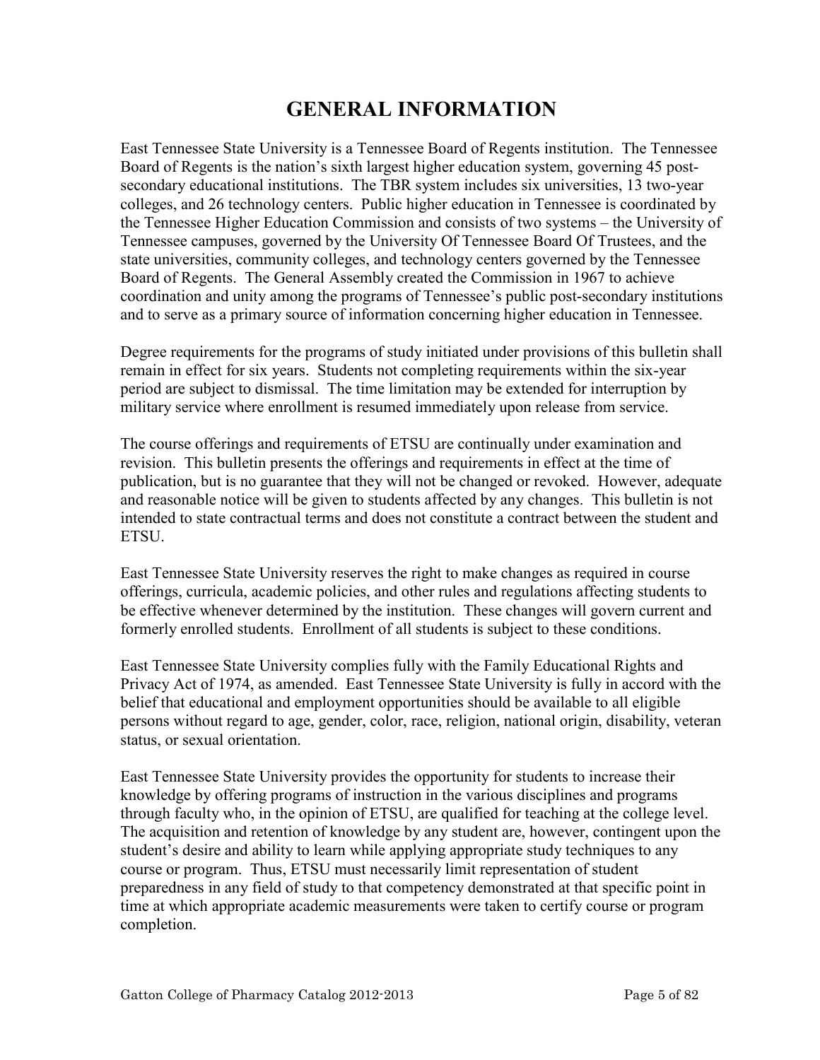# GENERAL INFORMATION

East Tennessee State University is a Tennessee Board of Regents institution. The Tennessee Board of Regents is the nation's sixth largest higher education system, governing 45 post-secondary educational institutions. The TBR system includes six universities, 13 two-year colleges, and 26 technology centers. Public higher education in Tennessee is coordinated by the Tennessee Higher Education Commission and consists of two systems – the University of Tennessee campuses, governed by the University Of Tennessee Board Of Trustees, and the state universities, community colleges, and technology centers governed by the Tennessee Board of Regents. The General Assembly created the Commission in 1967 to achieve coordination and unity among the programs of Tennessee's public post-secondary institutions and to serve as a primary source of information concerning higher education in Tennessee.

Degree requirements for the programs of study initiated under provisions of this bulletin shall remain in effect for six years. Students not completing requirements within the six-year period are subject to dismissal. The time limitation may be extended for interruption by military service where enrollment is resumed immediately upon release from service.

The course offerings and requirements of ETSU are continually under examination and revision. This bulletin presents the offerings and requirements in effect at the time of publication, but is no guarantee that they will not be changed or revoked. However, adequate and reasonable notice will be given to students affected by any changes. This bulletin is not intended to state contractual terms and does not constitute a contract between the student and ETSU.

East Tennessee State University reserves the right to make changes as required in course offerings, curricula, academic policies, and other rules and regulations affecting students to be effective whenever determined by the institution. These changes will govern current and formerly enrolled students. Enrollment of all students is subject to these conditions.

East Tennessee State University complies fully with the Family Educational Rights and Privacy Act of 1974, as amended. East Tennessee State University is fully in accord with the belief that educational and employment opportunities should be available to all eligible persons without regard to age, gender, color, race, religion, national origin, disability, veteran status, or sexual orientation.

East Tennessee State University provides the opportunity for students to increase their knowledge by offering programs of instruction in the various disciplines and programs through faculty who, in the opinion of ETSU, are qualified for teaching at the college level. The acquisition and retention of knowledge by any student are, however, contingent upon the student's desire and ability to learn while applying appropriate study techniques to any course or program. Thus, ETSU must necessarily limit representation of student preparedness in any field of study to that competency demonstrated at that specific point in time at which appropriate academic measurements were taken to certify course or program completion.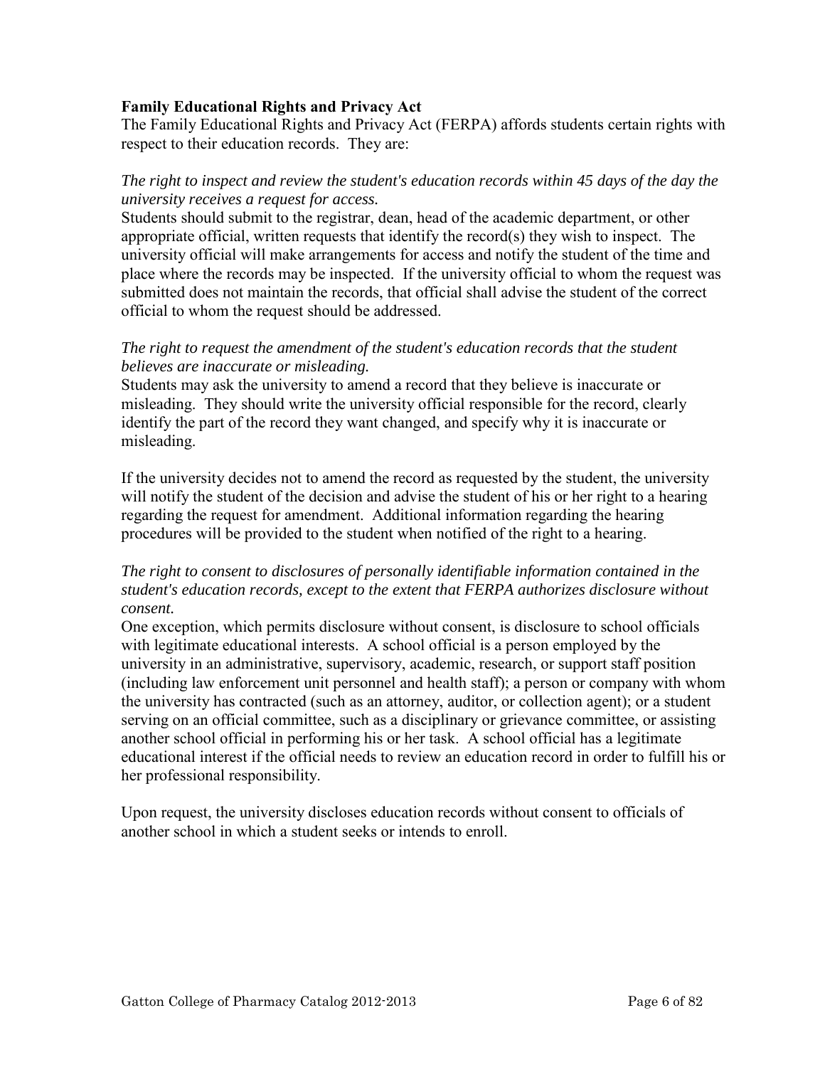**Family Educational Rights and Privacy Act**

The Family Educational Rights and Privacy Act (FERPA) affords students certain rights with respect to their education records. They are:

*The right to inspect and review the student's education records within 45 days of the day the university receives a request for access.*

Students should submit to the registrar, dean, head of the academic department, or other appropriate official, written requests that identify the record(s) they wish to inspect. The university official will make arrangements for access and notify the student of the time and place where the records may be inspected. If the university official to whom the request was submitted does not maintain the records, that official shall advise the student of the correct official to whom the request should be addressed.

*The right to request the amendment of the student's education records that the student believes are inaccurate or misleading.*

Students may ask the university to amend a record that they believe is inaccurate or misleading. They should write the university official responsible for the record, clearly identify the part of the record they want changed, and specify why it is inaccurate or misleading.

If the university decides not to amend the record as requested by the student, the university will notify the student of the decision and advise the student of his or her right to a hearing regarding the request for amendment. Additional information regarding the hearing procedures will be provided to the student when notified of the right to a hearing.

*The right to consent to disclosures of personally identifiable information contained in the student's education records, except to the extent that FERPA authorizes disclosure without consent.*

One exception, which permits disclosure without consent, is disclosure to school officials with legitimate educational interests. A school official is a person employed by the university in an administrative, supervisory, academic, research, or support staff position (including law enforcement unit personnel and health staff); a person or company with whom the university has contracted (such as an attorney, auditor, or collection agent); or a student serving on an official committee, such as a disciplinary or grievance committee, or assisting another school official in performing his or her task. A school official has a legitimate educational interest if the official needs to review an education record in order to fulfill his or her professional responsibility.

Upon request, the university discloses education records without consent to officials of another school in which a student seeks or intends to enroll.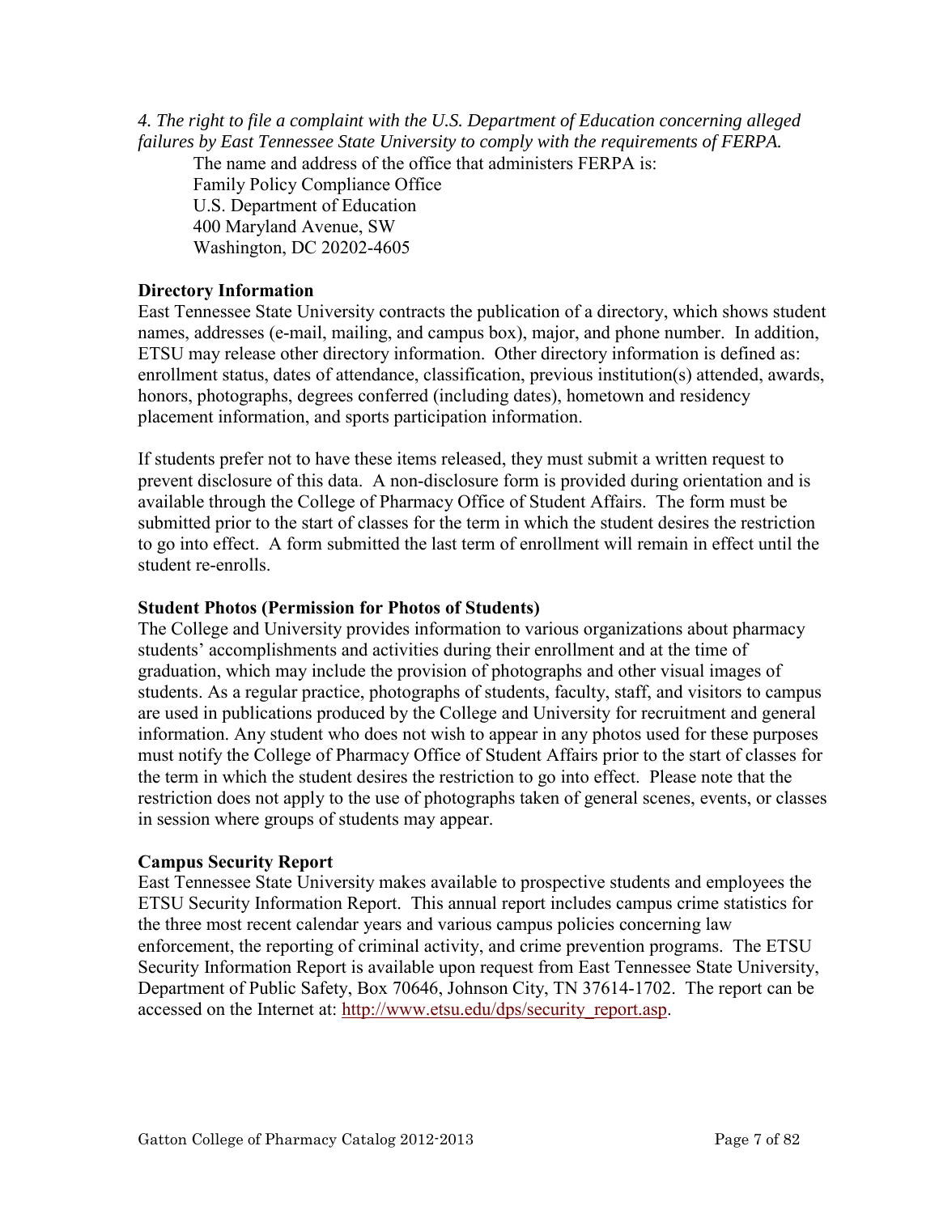*4. The right to file a complaint with the U.S. Department of Education concerning alleged failures by East Tennessee State University to comply with the requirements of FERPA.*

The name and address of the office that administers FERPA is:
Family Policy Compliance Office
U.S. Department of Education
400 Maryland Avenue, SW
Washington, DC 20202-4605

**Directory Information**

East Tennessee State University contracts the publication of a directory, which shows student names, addresses (e-mail, mailing, and campus box), major, and phone number. In addition, ETSU may release other directory information. Other directory information is defined as: enrollment status, dates of attendance, classification, previous institution(s) attended, awards, honors, photographs, degrees conferred (including dates), hometown and residency placement information, and sports participation information.

If students prefer not to have these items released, they must submit a written request to prevent disclosure of this data. A non-disclosure form is provided during orientation and is available through the College of Pharmacy Office of Student Affairs. The form must be submitted prior to the start of classes for the term in which the student desires the restriction to go into effect. A form submitted the last term of enrollment will remain in effect until the student re-enrolls.

**Student Photos (Permission for Photos of Students)**

The College and University provides information to various organizations about pharmacy students' accomplishments and activities during their enrollment and at the time of graduation, which may include the provision of photographs and other visual images of students. As a regular practice, photographs of students, faculty, staff, and visitors to campus are used in publications produced by the College and University for recruitment and general information. Any student who does not wish to appear in any photos used for these purposes must notify the College of Pharmacy Office of Student Affairs prior to the start of classes for the term in which the student desires the restriction to go into effect. Please note that the restriction does not apply to the use of photographs taken of general scenes, events, or classes in session where groups of students may appear.

**Campus Security Report**

East Tennessee State University makes available to prospective students and employees the ETSU Security Information Report. This annual report includes campus crime statistics for the three most recent calendar years and various campus policies concerning law enforcement, the reporting of criminal activity, and crime prevention programs. The ETSU Security Information Report is available upon request from East Tennessee State University, Department of Public Safety, Box 70646, Johnson City, TN 37614-1702. The report can be accessed on the Internet at: http://www.etsu.edu/dps/security_report.asp.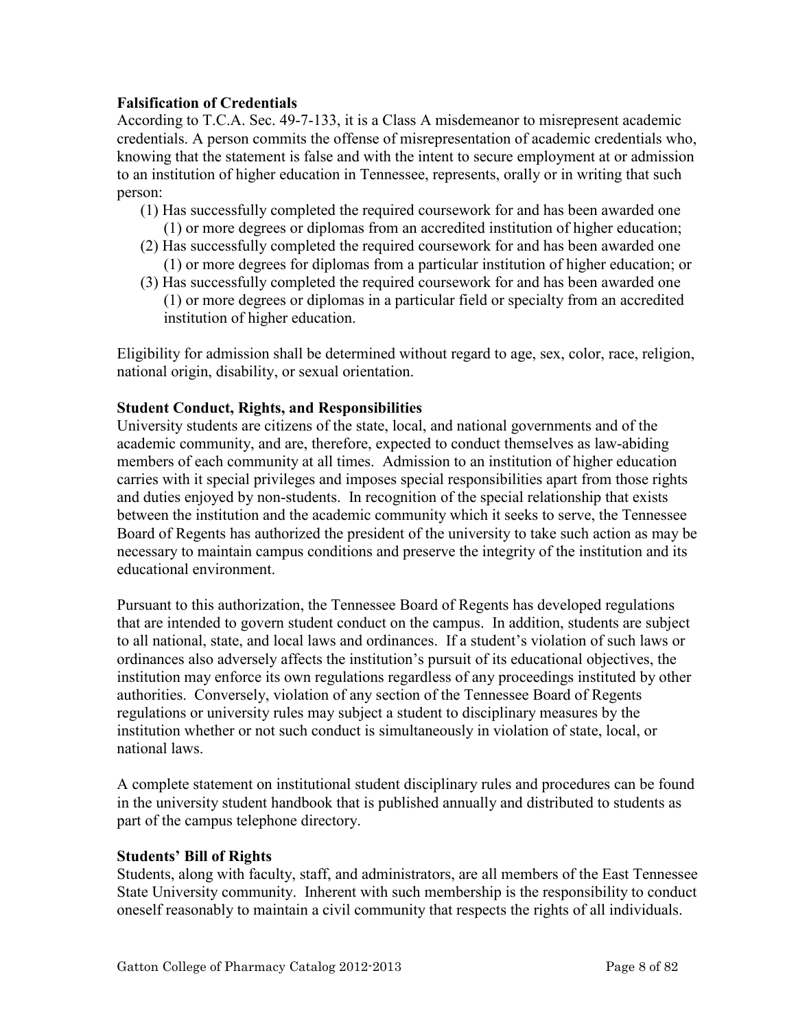**Falsification of Credentials**

According to T.C.A. Sec. 49-7-133, it is a Class A misdemeanor to misrepresent academic credentials. A person commits the offense of misrepresentation of academic credentials who, knowing that the statement is false and with the intent to secure employment at or admission to an institution of higher education in Tennessee, represents, orally or in writing that such person:

(1) Has successfully completed the required coursework for and has been awarded one (1) or more degrees or diplomas from an accredited institution of higher education;
(2) Has successfully completed the required coursework for and has been awarded one (1) or more degrees for diplomas from a particular institution of higher education; or
(3) Has successfully completed the required coursework for and has been awarded one (1) or more degrees or diplomas in a particular field or specialty from an accredited institution of higher education.

Eligibility for admission shall be determined without regard to age, sex, color, race, religion, national origin, disability, or sexual orientation.

**Student Conduct, Rights, and Responsibilities**

University students are citizens of the state, local, and national governments and of the academic community, and are, therefore, expected to conduct themselves as law-abiding members of each community at all times. Admission to an institution of higher education carries with it special privileges and imposes special responsibilities apart from those rights and duties enjoyed by non-students. In recognition of the special relationship that exists between the institution and the academic community which it seeks to serve, the Tennessee Board of Regents has authorized the president of the university to take such action as may be necessary to maintain campus conditions and preserve the integrity of the institution and its educational environment.

Pursuant to this authorization, the Tennessee Board of Regents has developed regulations that are intended to govern student conduct on the campus. In addition, students are subject to all national, state, and local laws and ordinances. If a student's violation of such laws or ordinances also adversely affects the institution's pursuit of its educational objectives, the institution may enforce its own regulations regardless of any proceedings instituted by other authorities. Conversely, violation of any section of the Tennessee Board of Regents regulations or university rules may subject a student to disciplinary measures by the institution whether or not such conduct is simultaneously in violation of state, local, or national laws.

A complete statement on institutional student disciplinary rules and procedures can be found in the university student handbook that is published annually and distributed to students as part of the campus telephone directory.

**Students' Bill of Rights**

Students, along with faculty, staff, and administrators, are all members of the East Tennessee State University community. Inherent with such membership is the responsibility to conduct oneself reasonably to maintain a civil community that respects the rights of all individuals.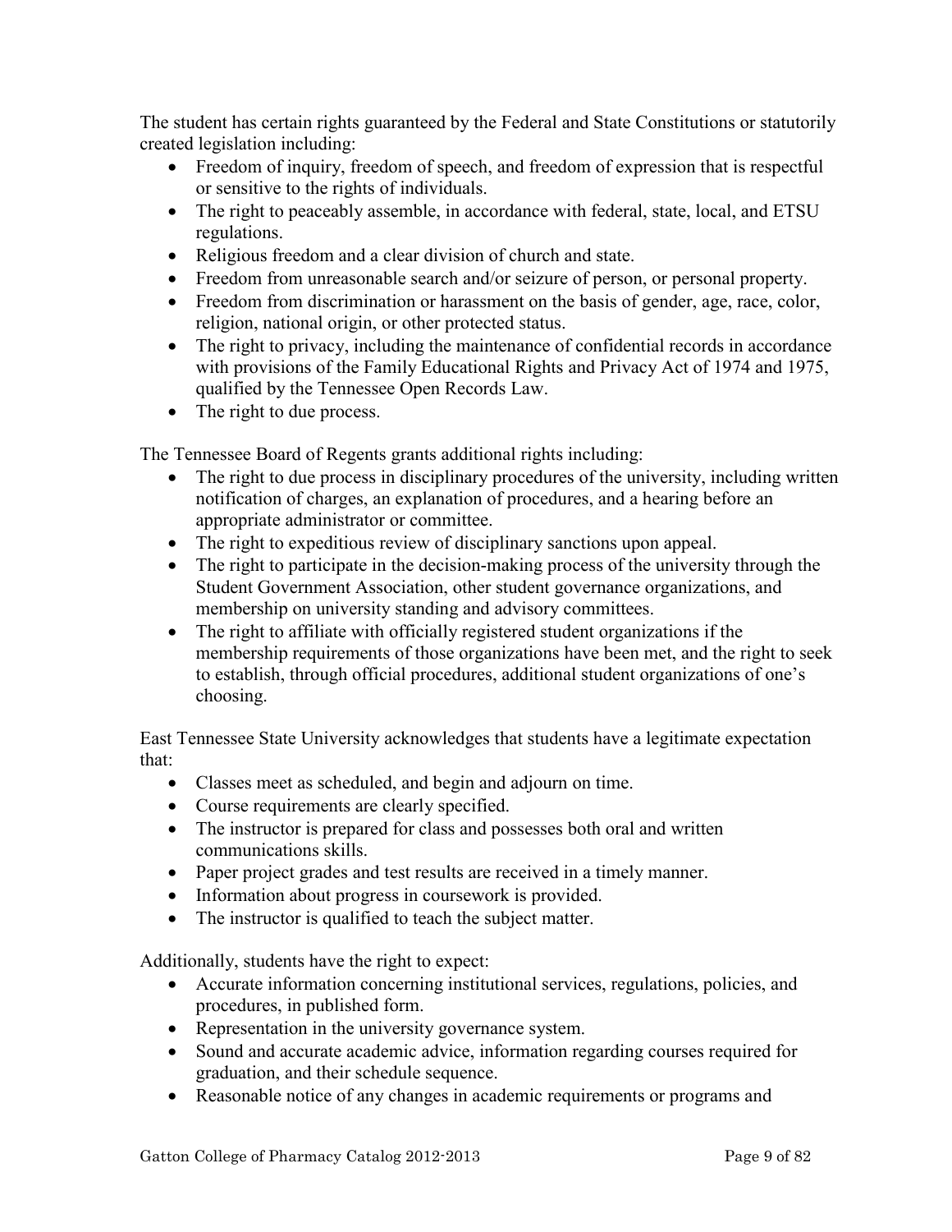The student has certain rights guaranteed by the Federal and State Constitutions or statutorily created legislation including:

- Freedom of inquiry, freedom of speech, and freedom of expression that is respectful or sensitive to the rights of individuals.
- The right to peaceably assemble, in accordance with federal, state, local, and ETSU regulations.
- Religious freedom and a clear division of church and state.
- Freedom from unreasonable search and/or seizure of person, or personal property.
- Freedom from discrimination or harassment on the basis of gender, age, race, color, religion, national origin, or other protected status.
- The right to privacy, including the maintenance of confidential records in accordance with provisions of the Family Educational Rights and Privacy Act of 1974 and 1975, qualified by the Tennessee Open Records Law.
- The right to due process.

The Tennessee Board of Regents grants additional rights including:

- The right to due process in disciplinary procedures of the university, including written notification of charges, an explanation of procedures, and a hearing before an appropriate administrator or committee.
- The right to expeditious review of disciplinary sanctions upon appeal.
- The right to participate in the decision-making process of the university through the Student Government Association, other student governance organizations, and membership on university standing and advisory committees.
- The right to affiliate with officially registered student organizations if the membership requirements of those organizations have been met, and the right to seek to establish, through official procedures, additional student organizations of one's choosing.

East Tennessee State University acknowledges that students have a legitimate expectation that:

- Classes meet as scheduled, and begin and adjourn on time.
- Course requirements are clearly specified.
- The instructor is prepared for class and possesses both oral and written communications skills.
- Paper project grades and test results are received in a timely manner.
- Information about progress in coursework is provided.
- The instructor is qualified to teach the subject matter.

Additionally, students have the right to expect:

- Accurate information concerning institutional services, regulations, policies, and procedures, in published form.
- Representation in the university governance system.
- Sound and accurate academic advice, information regarding courses required for graduation, and their schedule sequence.
- Reasonable notice of any changes in academic requirements or programs and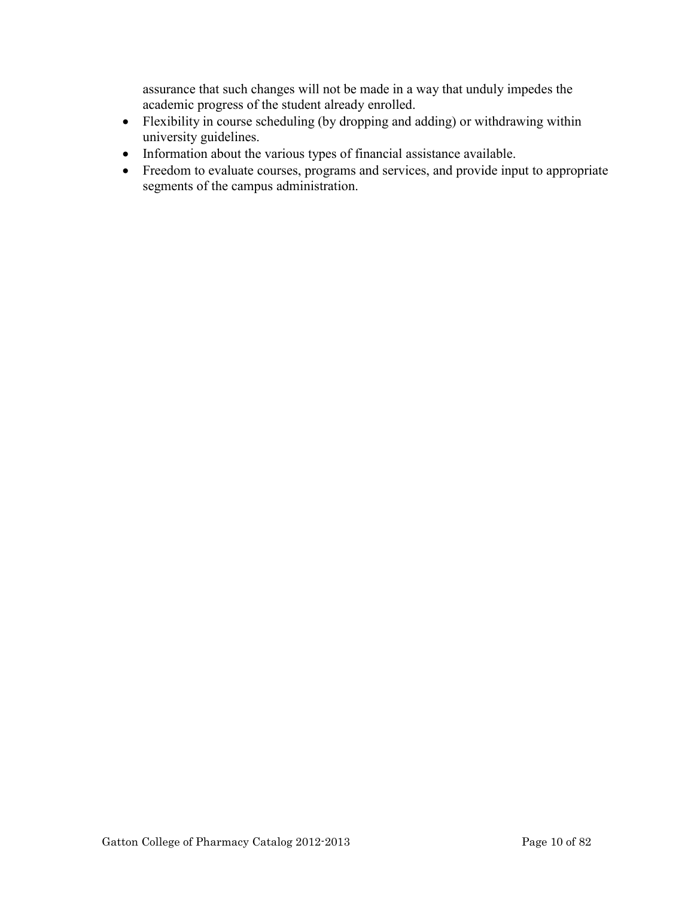assurance that such changes will not be made in a way that unduly impedes the academic progress of the student already enrolled.

- Flexibility in course scheduling (by dropping and adding) or withdrawing within university guidelines.
- Information about the various types of financial assistance available.
- Freedom to evaluate courses, programs and services, and provide input to appropriate segments of the campus administration.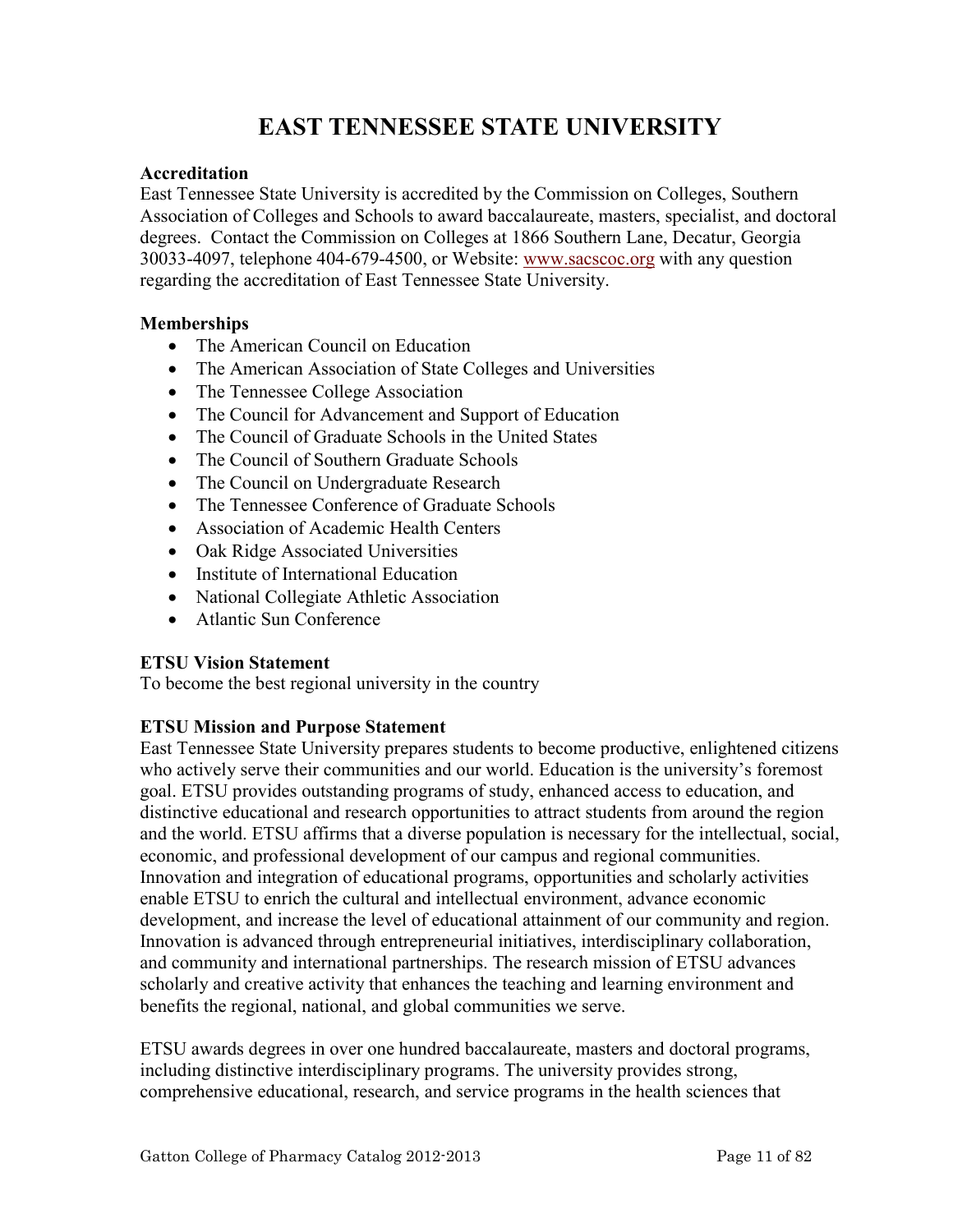# EAST TENNESSEE STATE UNIVERSITY

**Accreditation**

East Tennessee State University is accredited by the Commission on Colleges, Southern Association of Colleges and Schools to award baccalaureate, masters, specialist, and doctoral degrees. Contact the Commission on Colleges at 1866 Southern Lane, Decatur, Georgia 30033-4097, telephone 404-679-4500, or Website: www.sacscoc.org with any question regarding the accreditation of East Tennessee State University.

**Memberships**

- The American Council on Education
- The American Association of State Colleges and Universities
- The Tennessee College Association
- The Council for Advancement and Support of Education
- The Council of Graduate Schools in the United States
- The Council of Southern Graduate Schools
- The Council on Undergraduate Research
- The Tennessee Conference of Graduate Schools
- Association of Academic Health Centers
- Oak Ridge Associated Universities
- Institute of International Education
- National Collegiate Athletic Association
- Atlantic Sun Conference

**ETSU Vision Statement**

To become the best regional university in the country

**ETSU Mission and Purpose Statement**

East Tennessee State University prepares students to become productive, enlightened citizens who actively serve their communities and our world. Education is the university's foremost goal. ETSU provides outstanding programs of study, enhanced access to education, and distinctive educational and research opportunities to attract students from around the region and the world. ETSU affirms that a diverse population is necessary for the intellectual, social, economic, and professional development of our campus and regional communities. Innovation and integration of educational programs, opportunities and scholarly activities enable ETSU to enrich the cultural and intellectual environment, advance economic development, and increase the level of educational attainment of our community and region. Innovation is advanced through entrepreneurial initiatives, interdisciplinary collaboration, and community and international partnerships. The research mission of ETSU advances scholarly and creative activity that enhances the teaching and learning environment and benefits the regional, national, and global communities we serve.

ETSU awards degrees in over one hundred baccalaureate, masters and doctoral programs, including distinctive interdisciplinary programs. The university provides strong, comprehensive educational, research, and service programs in the health sciences that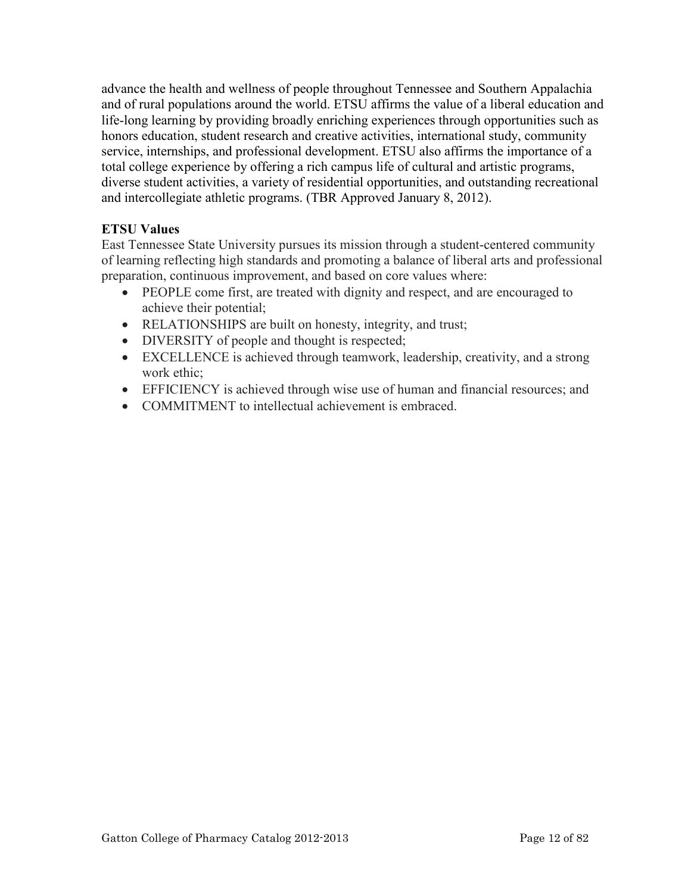advance the health and wellness of people throughout Tennessee and Southern Appalachia and of rural populations around the world. ETSU affirms the value of a liberal education and life-long learning by providing broadly enriching experiences through opportunities such as honors education, student research and creative activities, international study, community service, internships, and professional development. ETSU also affirms the importance of a total college experience by offering a rich campus life of cultural and artistic programs, diverse student activities, a variety of residential opportunities, and outstanding recreational and intercollegiate athletic programs. (TBR Approved January 8, 2012).

**ETSU Values**

East Tennessee State University pursues its mission through a student-centered community of learning reflecting high standards and promoting a balance of liberal arts and professional preparation, continuous improvement, and based on core values where:

- PEOPLE come first, are treated with dignity and respect, and are encouraged to achieve their potential;
- RELATIONSHIPS are built on honesty, integrity, and trust;
- DIVERSITY of people and thought is respected;
- EXCELLENCE is achieved through teamwork, leadership, creativity, and a strong work ethic;
- EFFICIENCY is achieved through wise use of human and financial resources; and
- COMMITMENT to intellectual achievement is embraced.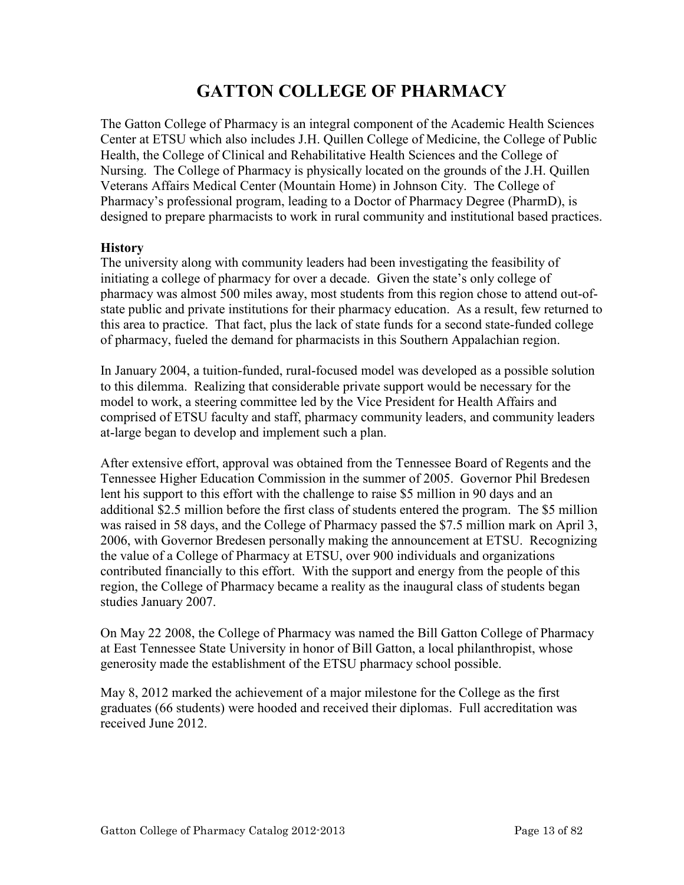# GATTON COLLEGE OF PHARMACY

The Gatton College of Pharmacy is an integral component of the Academic Health Sciences Center at ETSU which also includes J.H. Quillen College of Medicine, the College of Public Health, the College of Clinical and Rehabilitative Health Sciences and the College of Nursing. The College of Pharmacy is physically located on the grounds of the J.H. Quillen Veterans Affairs Medical Center (Mountain Home) in Johnson City. The College of Pharmacy's professional program, leading to a Doctor of Pharmacy Degree (PharmD), is designed to prepare pharmacists to work in rural community and institutional based practices.

**History**

The university along with community leaders had been investigating the feasibility of initiating a college of pharmacy for over a decade. Given the state's only college of pharmacy was almost 500 miles away, most students from this region chose to attend out-of-state public and private institutions for their pharmacy education. As a result, few returned to this area to practice. That fact, plus the lack of state funds for a second state-funded college of pharmacy, fueled the demand for pharmacists in this Southern Appalachian region.

In January 2004, a tuition-funded, rural-focused model was developed as a possible solution to this dilemma. Realizing that considerable private support would be necessary for the model to work, a steering committee led by the Vice President for Health Affairs and comprised of ETSU faculty and staff, pharmacy community leaders, and community leaders at-large began to develop and implement such a plan.

After extensive effort, approval was obtained from the Tennessee Board of Regents and the Tennessee Higher Education Commission in the summer of 2005. Governor Phil Bredesen lent his support to this effort with the challenge to raise \$5 million in 90 days and an additional \$2.5 million before the first class of students entered the program. The \$5 million was raised in 58 days, and the College of Pharmacy passed the \$7.5 million mark on April 3, 2006, with Governor Bredesen personally making the announcement at ETSU. Recognizing the value of a College of Pharmacy at ETSU, over 900 individuals and organizations contributed financially to this effort. With the support and energy from the people of this region, the College of Pharmacy became a reality as the inaugural class of students began studies January 2007.

On May 22 2008, the College of Pharmacy was named the Bill Gatton College of Pharmacy at East Tennessee State University in honor of Bill Gatton, a local philanthropist, whose generosity made the establishment of the ETSU pharmacy school possible.

May 8, 2012 marked the achievement of a major milestone for the College as the first graduates (66 students) were hooded and received their diplomas. Full accreditation was received June 2012.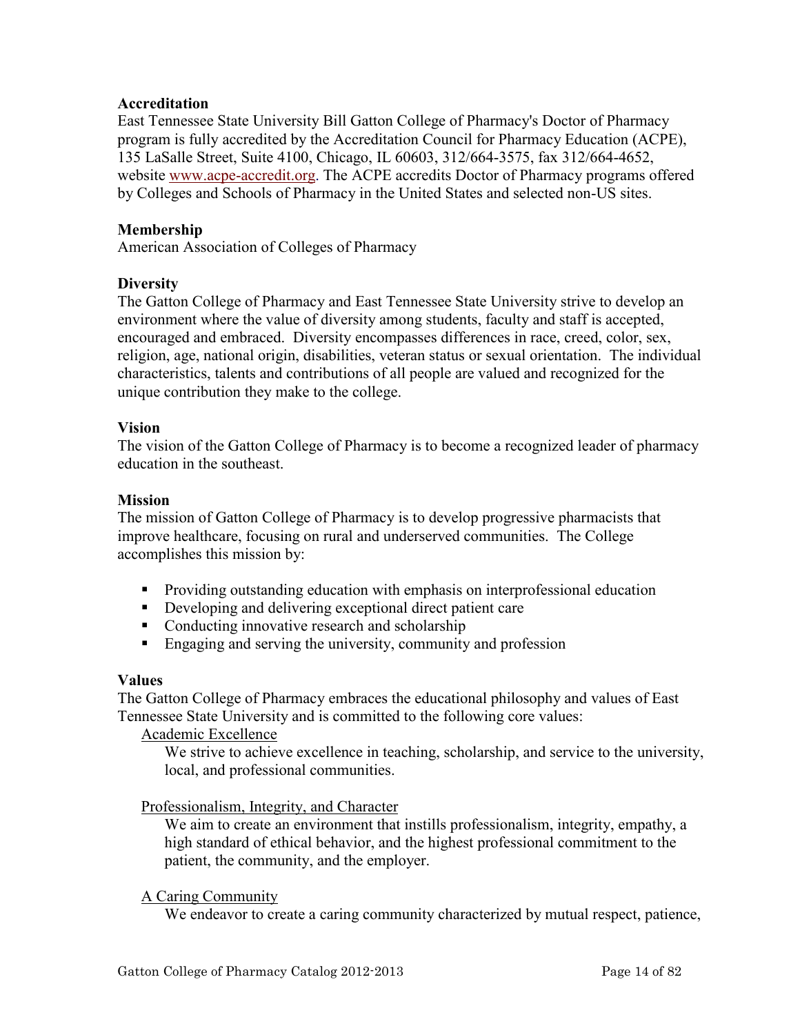**Accreditation**

East Tennessee State University Bill Gatton College of Pharmacy's Doctor of Pharmacy program is fully accredited by the Accreditation Council for Pharmacy Education (ACPE), 135 LaSalle Street, Suite 4100, Chicago, IL 60603, 312/664-3575, fax 312/664-4652, website [www.acpe-accredit.org](http://www.acpe-accredit.org). The ACPE accredits Doctor of Pharmacy programs offered by Colleges and Schools of Pharmacy in the United States and selected non-US sites.

**Membership**

American Association of Colleges of Pharmacy

**Diversity**

The Gatton College of Pharmacy and East Tennessee State University strive to develop an environment where the value of diversity among students, faculty and staff is accepted, encouraged and embraced. Diversity encompasses differences in race, creed, color, sex, religion, age, national origin, disabilities, veteran status or sexual orientation. The individual characteristics, talents and contributions of all people are valued and recognized for the unique contribution they make to the college.

**Vision**

The vision of the Gatton College of Pharmacy is to become a recognized leader of pharmacy education in the southeast.

**Mission**

The mission of Gatton College of Pharmacy is to develop progressive pharmacists that improve healthcare, focusing on rural and underserved communities. The College accomplishes this mission by:

- Providing outstanding education with emphasis on interprofessional education
- Developing and delivering exceptional direct patient care
- Conducting innovative research and scholarship
- Engaging and serving the university, community and profession

**Values**

The Gatton College of Pharmacy embraces the educational philosophy and values of East Tennessee State University and is committed to the following core values:

Academic Excellence

We strive to achieve excellence in teaching, scholarship, and service to the university, local, and professional communities.

Professionalism, Integrity, and Character

We aim to create an environment that instills professionalism, integrity, empathy, a high standard of ethical behavior, and the highest professional commitment to the patient, the community, and the employer.

A Caring Community

We endeavor to create a caring community characterized by mutual respect, patience,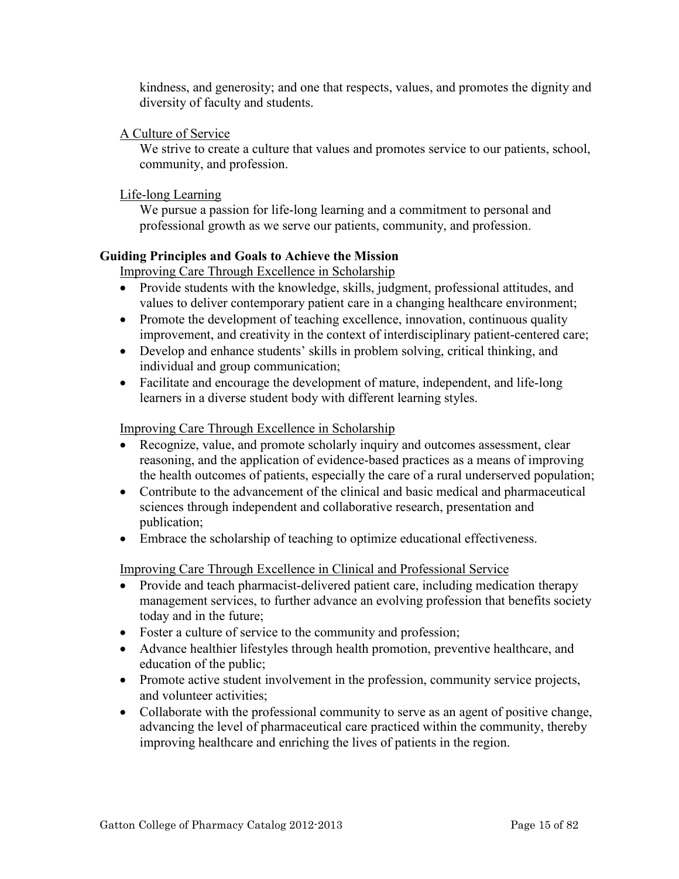kindness, and generosity; and one that respects, values, and promotes the dignity and diversity of faculty and students.

A Culture of Service

We strive to create a culture that values and promotes service to our patients, school, community, and profession.

Life-long Learning

We pursue a passion for life-long learning and a commitment to personal and professional growth as we serve our patients, community, and profession.

**Guiding Principles and Goals to Achieve the Mission**

Improving Care Through Excellence in Scholarship

- Provide students with the knowledge, skills, judgment, professional attitudes, and values to deliver contemporary patient care in a changing healthcare environment;
- Promote the development of teaching excellence, innovation, continuous quality improvement, and creativity in the context of interdisciplinary patient-centered care;
- Develop and enhance students' skills in problem solving, critical thinking, and individual and group communication;
- Facilitate and encourage the development of mature, independent, and life-long learners in a diverse student body with different learning styles.

Improving Care Through Excellence in Scholarship

- Recognize, value, and promote scholarly inquiry and outcomes assessment, clear reasoning, and the application of evidence-based practices as a means of improving the health outcomes of patients, especially the care of a rural underserved population;
- Contribute to the advancement of the clinical and basic medical and pharmaceutical sciences through independent and collaborative research, presentation and publication;
- Embrace the scholarship of teaching to optimize educational effectiveness.

Improving Care Through Excellence in Clinical and Professional Service

- Provide and teach pharmacist-delivered patient care, including medication therapy management services, to further advance an evolving profession that benefits society today and in the future;
- Foster a culture of service to the community and profession;
- Advance healthier lifestyles through health promotion, preventive healthcare, and education of the public;
- Promote active student involvement in the profession, community service projects, and volunteer activities;
- Collaborate with the professional community to serve as an agent of positive change, advancing the level of pharmaceutical care practiced within the community, thereby improving healthcare and enriching the lives of patients in the region.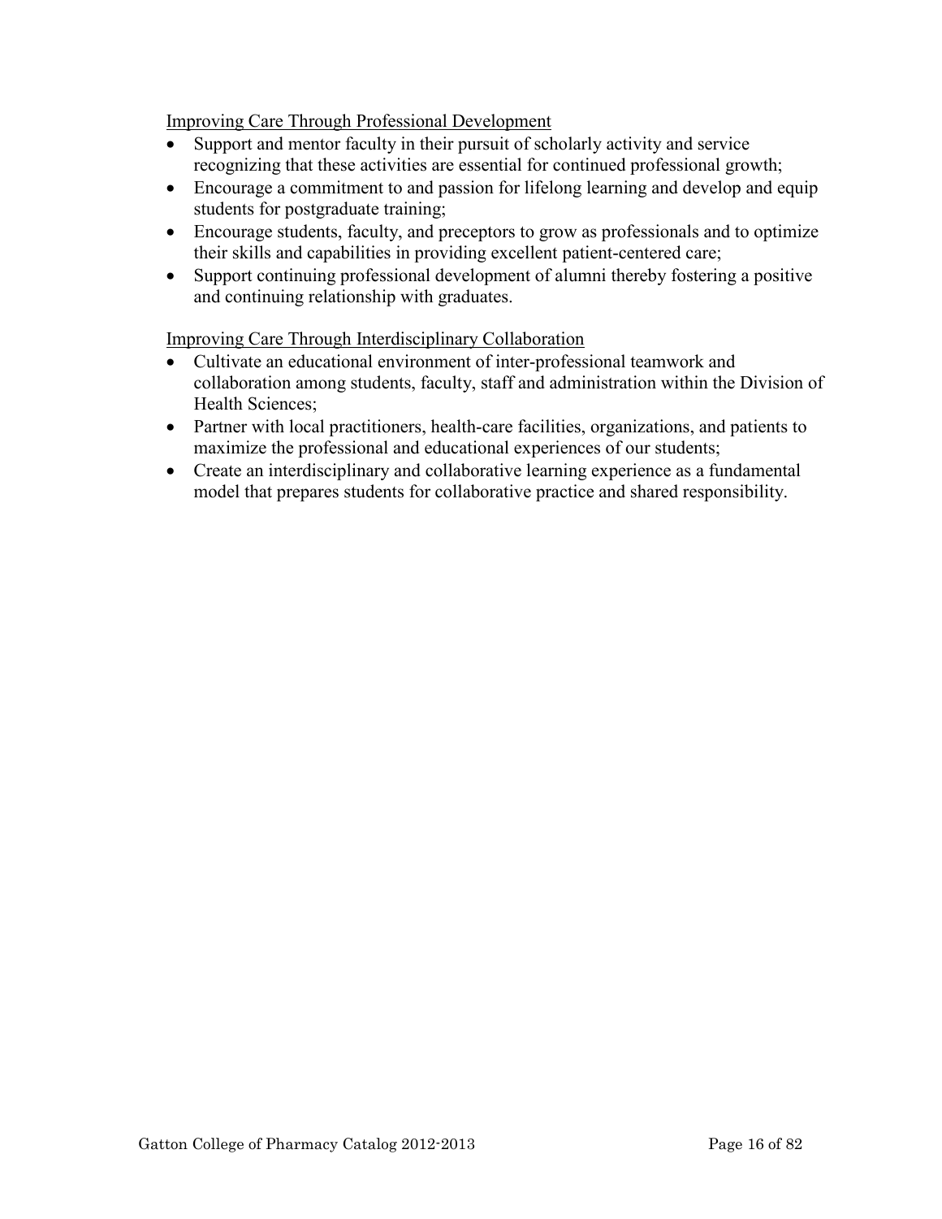Improving Care Through Professional Development

- Support and mentor faculty in their pursuit of scholarly activity and service recognizing that these activities are essential for continued professional growth;
- Encourage a commitment to and passion for lifelong learning and develop and equip students for postgraduate training;
- Encourage students, faculty, and preceptors to grow as professionals and to optimize their skills and capabilities in providing excellent patient-centered care;
- Support continuing professional development of alumni thereby fostering a positive and continuing relationship with graduates.

Improving Care Through Interdisciplinary Collaboration

- Cultivate an educational environment of inter-professional teamwork and collaboration among students, faculty, staff and administration within the Division of Health Sciences;
- Partner with local practitioners, health-care facilities, organizations, and patients to maximize the professional and educational experiences of our students;
- Create an interdisciplinary and collaborative learning experience as a fundamental model that prepares students for collaborative practice and shared responsibility.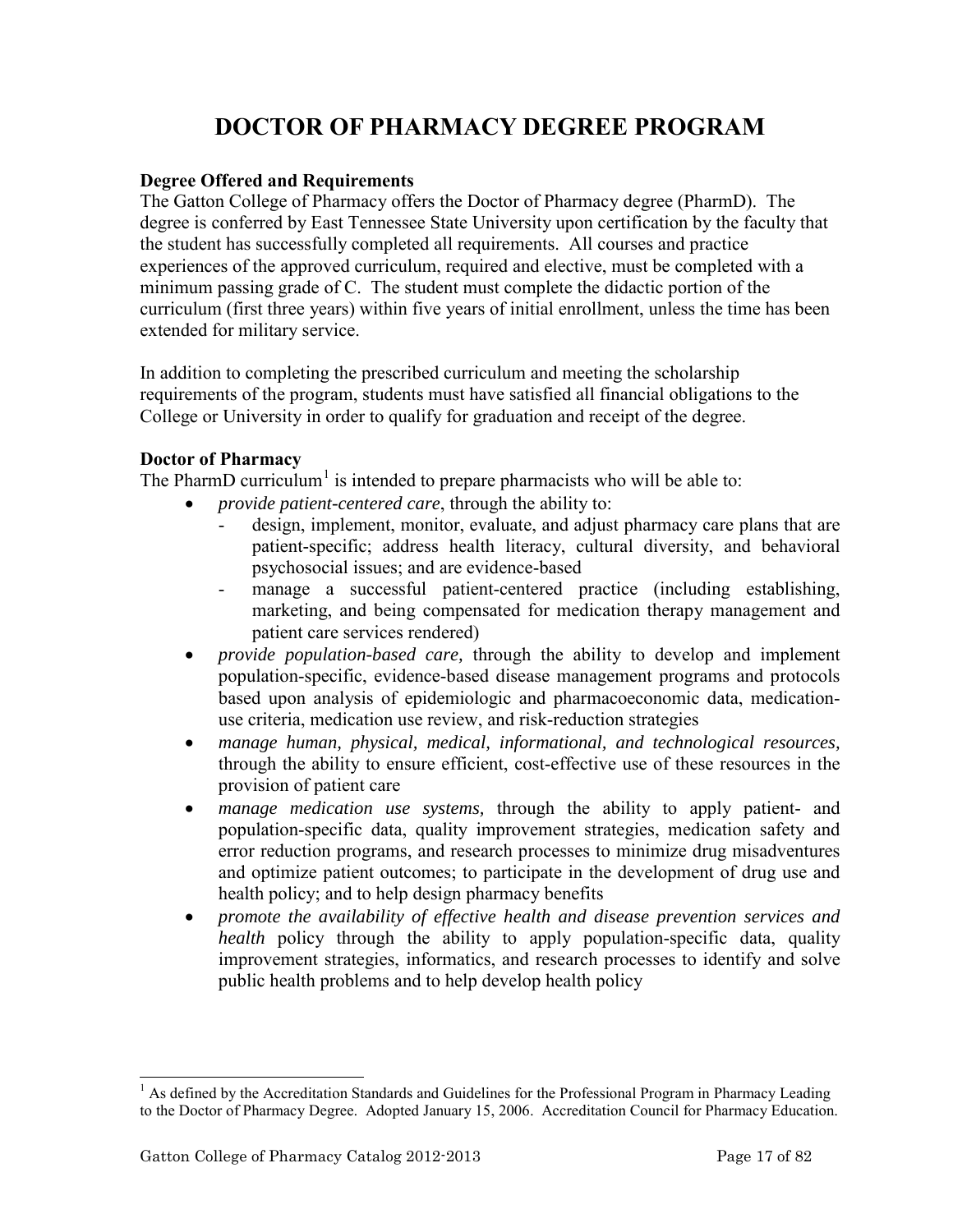# DOCTOR OF PHARMACY DEGREE PROGRAM

**Degree Offered and Requirements**

The Gatton College of Pharmacy offers the Doctor of Pharmacy degree (PharmD). The degree is conferred by East Tennessee State University upon certification by the faculty that the student has successfully completed all requirements. All courses and practice experiences of the approved curriculum, required and elective, must be completed with a minimum passing grade of C. The student must complete the didactic portion of the curriculum (first three years) within five years of initial enrollment, unless the time has been extended for military service.

In addition to completing the prescribed curriculum and meeting the scholarship requirements of the program, students must have satisfied all financial obligations to the College or University in order to qualify for graduation and receipt of the degree.

**Doctor of Pharmacy**

The PharmD curriculum[1] is intended to prepare pharmacists who will be able to:

- *provide patient-centered care*, through the ability to:
  - design, implement, monitor, evaluate, and adjust pharmacy care plans that are patient-specific; address health literacy, cultural diversity, and behavioral psychosocial issues; and are evidence-based
  - manage a successful patient-centered practice (including establishing, marketing, and being compensated for medication therapy management and patient care services rendered)
- *provide population-based care,* through the ability to develop and implement population-specific, evidence-based disease management programs and protocols based upon analysis of epidemiologic and pharmacoeconomic data, medication-use criteria, medication use review, and risk-reduction strategies
- *manage human, physical, medical, informational, and technological resources,* through the ability to ensure efficient, cost-effective use of these resources in the provision of patient care
- *manage medication use systems,* through the ability to apply patient- and population-specific data, quality improvement strategies, medication safety and error reduction programs, and research processes to minimize drug misadventures and optimize patient outcomes; to participate in the development of drug use and health policy; and to help design pharmacy benefits
- *promote the availability of effective health and disease prevention services and health* policy through the ability to apply population-specific data, quality improvement strategies, informatics, and research processes to identify and solve public health problems and to help develop health policy

[1] As defined by the Accreditation Standards and Guidelines for the Professional Program in Pharmacy Leading to the Doctor of Pharmacy Degree. Adopted January 15, 2006. Accreditation Council for Pharmacy Education.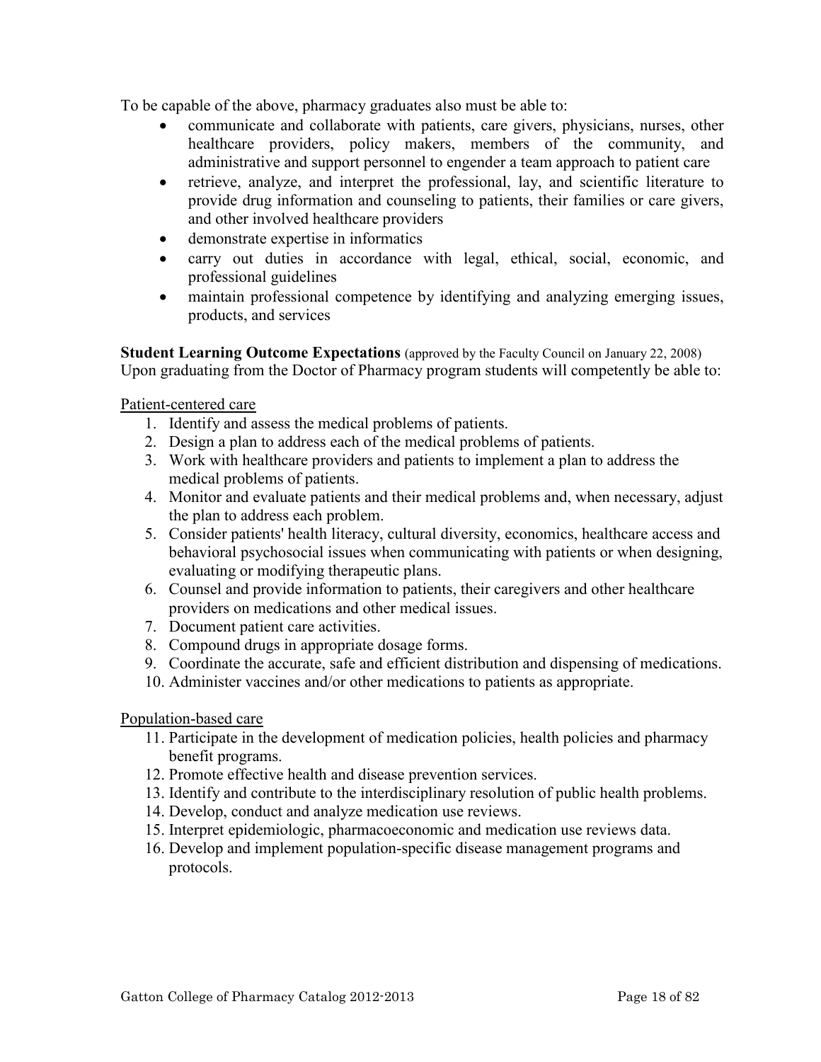To be capable of the above, pharmacy graduates also must be able to:

- communicate and collaborate with patients, care givers, physicians, nurses, other healthcare providers, policy makers, members of the community, and administrative and support personnel to engender a team approach to patient care
- retrieve, analyze, and interpret the professional, lay, and scientific literature to provide drug information and counseling to patients, their families or care givers, and other involved healthcare providers
- demonstrate expertise in informatics
- carry out duties in accordance with legal, ethical, social, economic, and professional guidelines
- maintain professional competence by identifying and analyzing emerging issues, products, and services

**Student Learning Outcome Expectations** (approved by the Faculty Council on January 22, 2008)
Upon graduating from the Doctor of Pharmacy program students will competently be able to:

<u>Patient-centered care</u>

1. Identify and assess the medical problems of patients.
2. Design a plan to address each of the medical problems of patients.
3. Work with healthcare providers and patients to implement a plan to address the medical problems of patients.
4. Monitor and evaluate patients and their medical problems and, when necessary, adjust the plan to address each problem.
5. Consider patients' health literacy, cultural diversity, economics, healthcare access and behavioral psychosocial issues when communicating with patients or when designing, evaluating or modifying therapeutic plans.
6. Counsel and provide information to patients, their caregivers and other healthcare providers on medications and other medical issues.
7. Document patient care activities.
8. Compound drugs in appropriate dosage forms.
9. Coordinate the accurate, safe and efficient distribution and dispensing of medications.
10. Administer vaccines and/or other medications to patients as appropriate.

<u>Population-based care</u>

11. Participate in the development of medication policies, health policies and pharmacy benefit programs.
12. Promote effective health and disease prevention services.
13. Identify and contribute to the interdisciplinary resolution of public health problems.
14. Develop, conduct and analyze medication use reviews.
15. Interpret epidemiologic, pharmacoeconomic and medication use reviews data.
16. Develop and implement population-specific disease management programs and protocols.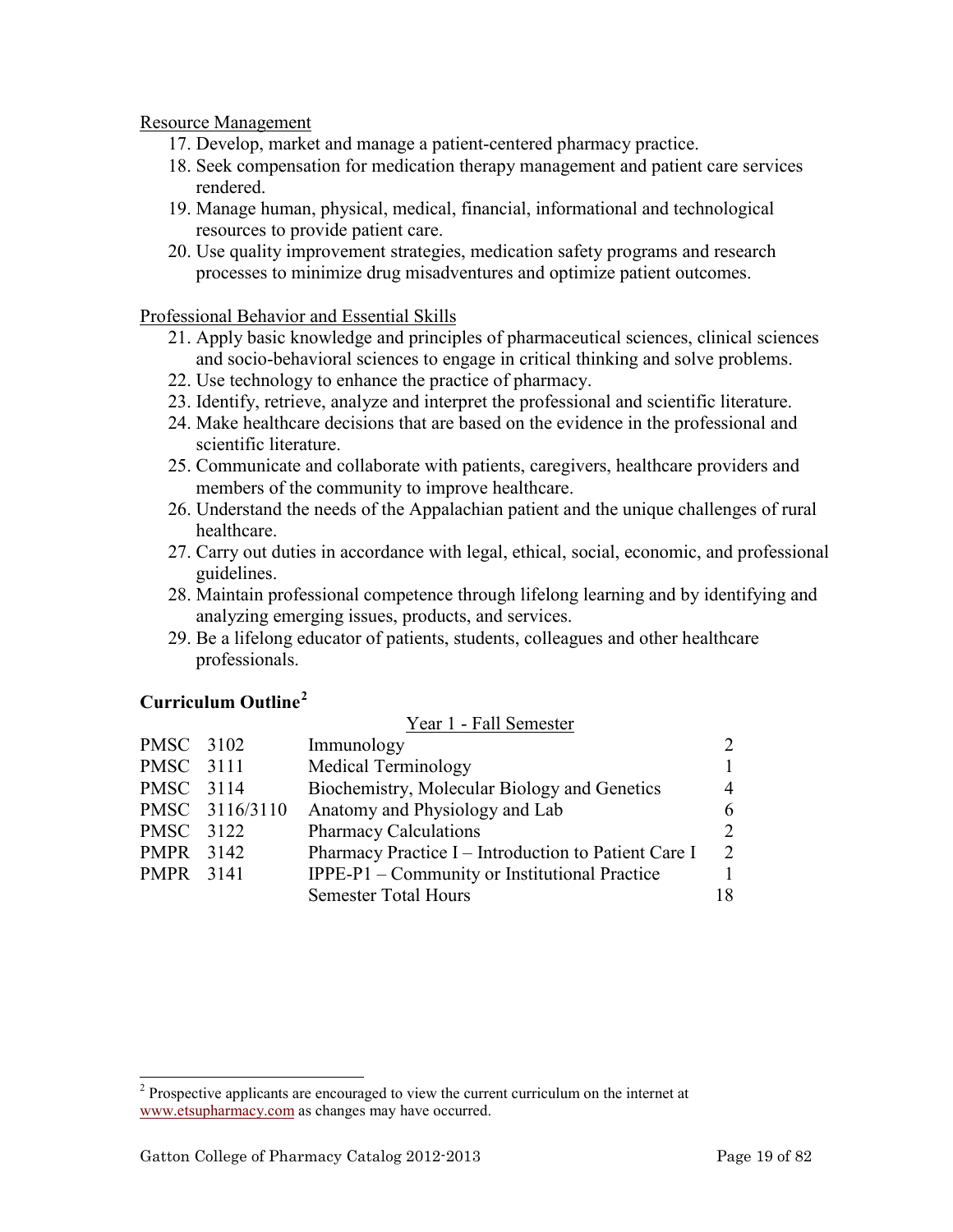Resource Management

17. Develop, market and manage a patient-centered pharmacy practice.
18. Seek compensation for medication therapy management and patient care services rendered.
19. Manage human, physical, medical, financial, informational and technological resources to provide patient care.
20. Use quality improvement strategies, medication safety programs and research processes to minimize drug misadventures and optimize patient outcomes.

Professional Behavior and Essential Skills

21. Apply basic knowledge and principles of pharmaceutical sciences, clinical sciences and socio-behavioral sciences to engage in critical thinking and solve problems.
22. Use technology to enhance the practice of pharmacy.
23. Identify, retrieve, analyze and interpret the professional and scientific literature.
24. Make healthcare decisions that are based on the evidence in the professional and scientific literature.
25. Communicate and collaborate with patients, caregivers, healthcare providers and members of the community to improve healthcare.
26. Understand the needs of the Appalachian patient and the unique challenges of rural healthcare.
27. Carry out duties in accordance with legal, ethical, social, economic, and professional guidelines.
28. Maintain professional competence through lifelong learning and by identifying and analyzing emerging issues, products, and services.
29. Be a lifelong educator of patients, students, colleagues and other healthcare professionals.

### Curriculum Outline[2]

Year 1 - Fall Semester

| | | | |
|---|---|---|---|
| PMSC | 3102 | Immunology | 2 |
| PMSC | 3111 | Medical Terminology | 1 |
| PMSC | 3114 | Biochemistry, Molecular Biology and Genetics | 4 |
| PMSC | 3116/3110 | Anatomy and Physiology and Lab | 6 |
| PMSC | 3122 | Pharmacy Calculations | 2 |
| PMPR | 3142 | Pharmacy Practice I – Introduction to Patient Care I | 2 |
| PMPR | 3141 | IPPE-P1 – Community or Institutional Practice | 1 |
| | | Semester Total Hours | 18 |

[2] Prospective applicants are encouraged to view the current curriculum on the internet at www.etsupharmacy.com as changes may have occurred.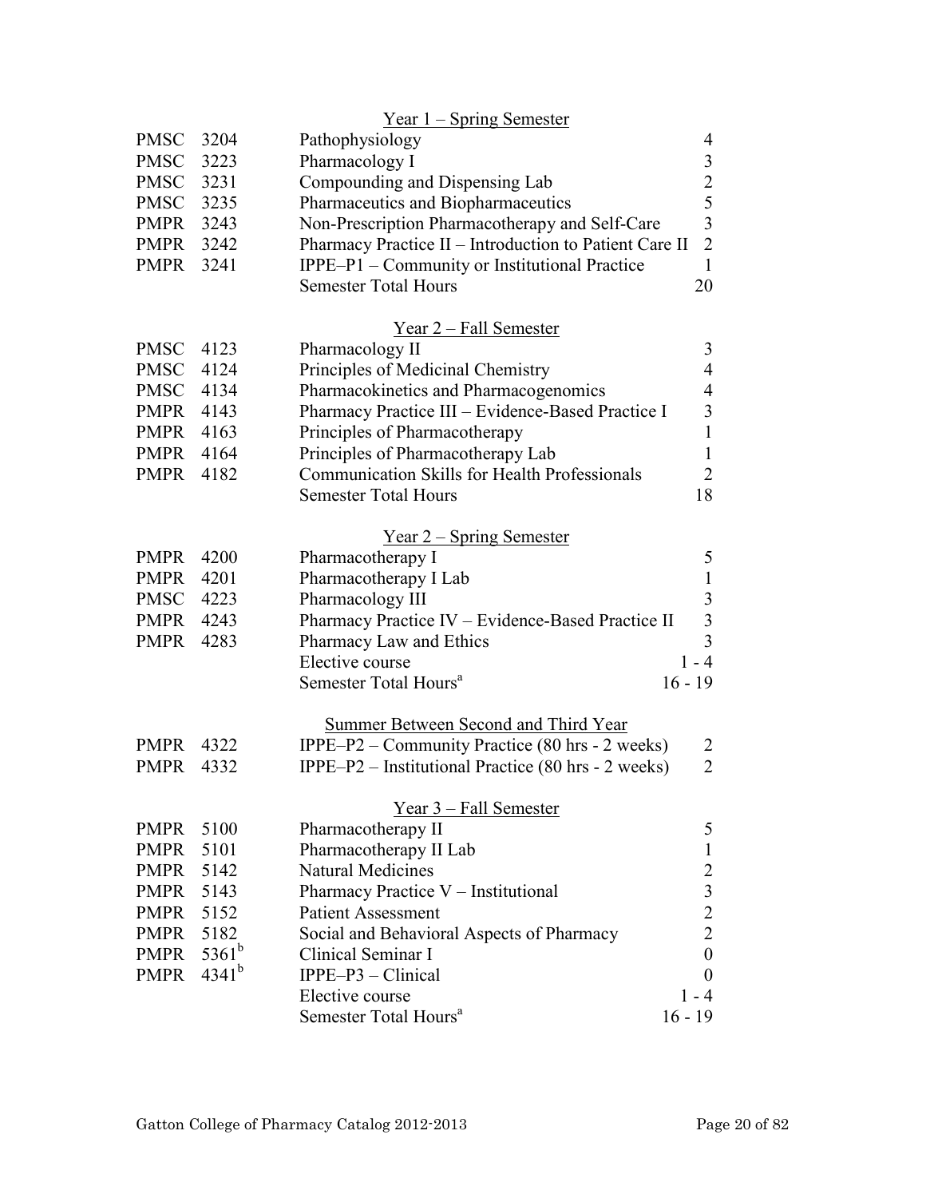### Year 1 – Spring Semester

| | | | |
|---|---|---|---|
| PMSC | 3204 | Pathophysiology | 4 |
| PMSC | 3223 | Pharmacology I | 3 |
| PMSC | 3231 | Compounding and Dispensing Lab | 2 |
| PMSC | 3235 | Pharmaceutics and Biopharmaceutics | 5 |
| PMPR | 3243 | Non-Prescription Pharmacotherapy and Self-Care | 3 |
| PMPR | 3242 | Pharmacy Practice II – Introduction to Patient Care II | 2 |
| PMPR | 3241 | IPPE–P1 – Community or Institutional Practice | 1 |
| | | Semester Total Hours | 20 |

### Year 2 – Fall Semester

| | | | |
|---|---|---|---|
| PMSC | 4123 | Pharmacology II | 3 |
| PMSC | 4124 | Principles of Medicinal Chemistry | 4 |
| PMSC | 4134 | Pharmacokinetics and Pharmacogenomics | 4 |
| PMPR | 4143 | Pharmacy Practice III – Evidence-Based Practice I | 3 |
| PMPR | 4163 | Principles of Pharmacotherapy | 1 |
| PMPR | 4164 | Principles of Pharmacotherapy Lab | 1 |
| PMPR | 4182 | Communication Skills for Health Professionals | 2 |
| | | Semester Total Hours | 18 |

### Year 2 – Spring Semester

| | | | |
|---|---|---|---|
| PMPR | 4200 | Pharmacotherapy I | 5 |
| PMPR | 4201 | Pharmacotherapy I Lab | 1 |
| PMSC | 4223 | Pharmacology III | 3 |
| PMPR | 4243 | Pharmacy Practice IV – Evidence-Based Practice II | 3 |
| PMPR | 4283 | Pharmacy Law and Ethics | 3 |
| | | Elective course | 1 - 4 |
| | | Semester Total Hours[a] | 16 - 19 |

### Summer Between Second and Third Year

| | | | |
|---|---|---|---|
| PMPR | 4322 | IPPE–P2 – Community Practice (80 hrs - 2 weeks) | 2 |
| PMPR | 4332 | IPPE–P2 – Institutional Practice (80 hrs - 2 weeks) | 2 |

### Year 3 – Fall Semester

| | | | |
|---|---|---|---|
| PMPR | 5100 | Pharmacotherapy II | 5 |
| PMPR | 5101 | Pharmacotherapy II Lab | 1 |
| PMPR | 5142 | Natural Medicines | 2 |
| PMPR | 5143 | Pharmacy Practice V – Institutional | 3 |
| PMPR | 5152 | Patient Assessment | 2 |
| PMPR | 5182 | Social and Behavioral Aspects of Pharmacy | 2 |
| PMPR | 5361[b] | Clinical Seminar I | 0 |
| PMPR | 4341[b] | IPPE–P3 – Clinical | 0 |
| | | Elective course | 1 - 4 |
| | | Semester Total Hours[a] | 16 - 19 |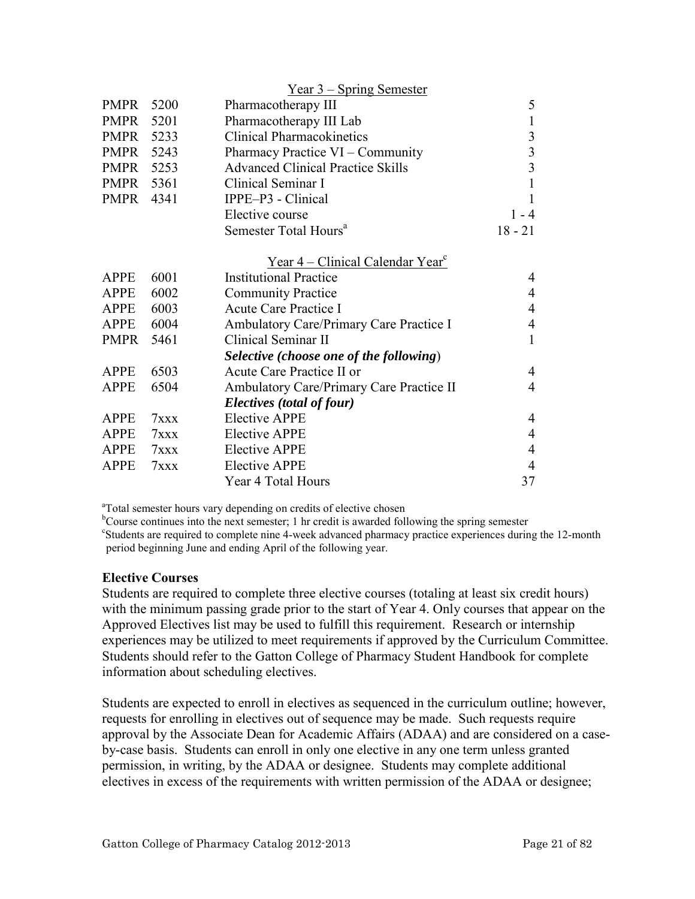| | | Year 3 – Spring Semester | |
|---|---|---|---|
| PMPR | 5200 | Pharmacotherapy III | 5 |
| PMPR | 5201 | Pharmacotherapy III Lab | 1 |
| PMPR | 5233 | Clinical Pharmacokinetics | 3 |
| PMPR | 5243 | Pharmacy Practice VI – Community | 3 |
| PMPR | 5253 | Advanced Clinical Practice Skills | 3 |
| PMPR | 5361 | Clinical Seminar I | 1 |
| PMPR | 4341 | IPPE–P3 - Clinical | 1 |
| | | Elective course | 1 - 4 |
| | | Semester Total Hours[a] | 18 - 21 |

| | | Year 4 – Clinical Calendar Year[c] | |
|---|---|---|---|
| APPE | 6001 | Institutional Practice | 4 |
| APPE | 6002 | Community Practice | 4 |
| APPE | 6003 | Acute Care Practice I | 4 |
| APPE | 6004 | Ambulatory Care/Primary Care Practice I | 4 |
| PMPR | 5461 | Clinical Seminar II | 1 |
| | | ***Selective (choose one of the following)*** | |
| APPE | 6503 | Acute Care Practice II or | 4 |
| APPE | 6504 | Ambulatory Care/Primary Care Practice II | 4 |
| | | ***Electives (total of four)*** | |
| APPE | 7xxx | Elective APPE | 4 |
| APPE | 7xxx | Elective APPE | 4 |
| APPE | 7xxx | Elective APPE | 4 |
| APPE | 7xxx | Elective APPE | 4 |
| | | Year 4 Total Hours | 37 |

[a]Total semester hours vary depending on credits of elective chosen

[b]Course continues into the next semester; 1 hr credit is awarded following the spring semester

[c]Students are required to complete nine 4-week advanced pharmacy practice experiences during the 12-month period beginning June and ending April of the following year.

**Elective Courses**

Students are required to complete three elective courses (totaling at least six credit hours) with the minimum passing grade prior to the start of Year 4. Only courses that appear on the Approved Electives list may be used to fulfill this requirement. Research or internship experiences may be utilized to meet requirements if approved by the Curriculum Committee. Students should refer to the Gatton College of Pharmacy Student Handbook for complete information about scheduling electives.

Students are expected to enroll in electives as sequenced in the curriculum outline; however, requests for enrolling in electives out of sequence may be made. Such requests require approval by the Associate Dean for Academic Affairs (ADAA) and are considered on a case-by-case basis. Students can enroll in only one elective in any one term unless granted permission, in writing, by the ADAA or designee. Students may complete additional electives in excess of the requirements with written permission of the ADAA or designee;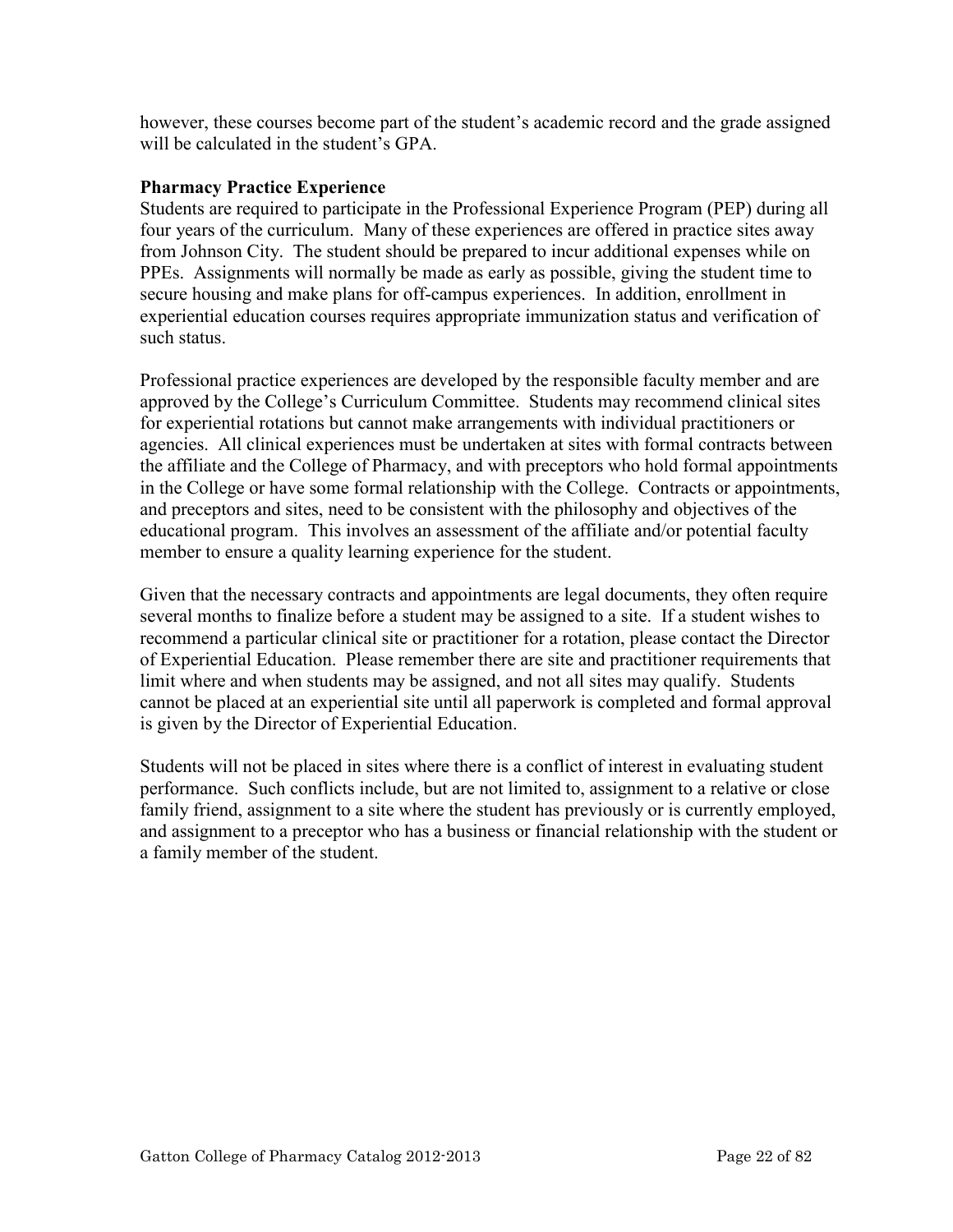however, these courses become part of the student's academic record and the grade assigned will be calculated in the student's GPA.

**Pharmacy Practice Experience**

Students are required to participate in the Professional Experience Program (PEP) during all four years of the curriculum. Many of these experiences are offered in practice sites away from Johnson City. The student should be prepared to incur additional expenses while on PPEs. Assignments will normally be made as early as possible, giving the student time to secure housing and make plans for off-campus experiences. In addition, enrollment in experiential education courses requires appropriate immunization status and verification of such status.

Professional practice experiences are developed by the responsible faculty member and are approved by the College's Curriculum Committee. Students may recommend clinical sites for experiential rotations but cannot make arrangements with individual practitioners or agencies. All clinical experiences must be undertaken at sites with formal contracts between the affiliate and the College of Pharmacy, and with preceptors who hold formal appointments in the College or have some formal relationship with the College. Contracts or appointments, and preceptors and sites, need to be consistent with the philosophy and objectives of the educational program. This involves an assessment of the affiliate and/or potential faculty member to ensure a quality learning experience for the student.

Given that the necessary contracts and appointments are legal documents, they often require several months to finalize before a student may be assigned to a site. If a student wishes to recommend a particular clinical site or practitioner for a rotation, please contact the Director of Experiential Education. Please remember there are site and practitioner requirements that limit where and when students may be assigned, and not all sites may qualify. Students cannot be placed at an experiential site until all paperwork is completed and formal approval is given by the Director of Experiential Education.

Students will not be placed in sites where there is a conflict of interest in evaluating student performance. Such conflicts include, but are not limited to, assignment to a relative or close family friend, assignment to a site where the student has previously or is currently employed, and assignment to a preceptor who has a business or financial relationship with the student or a family member of the student.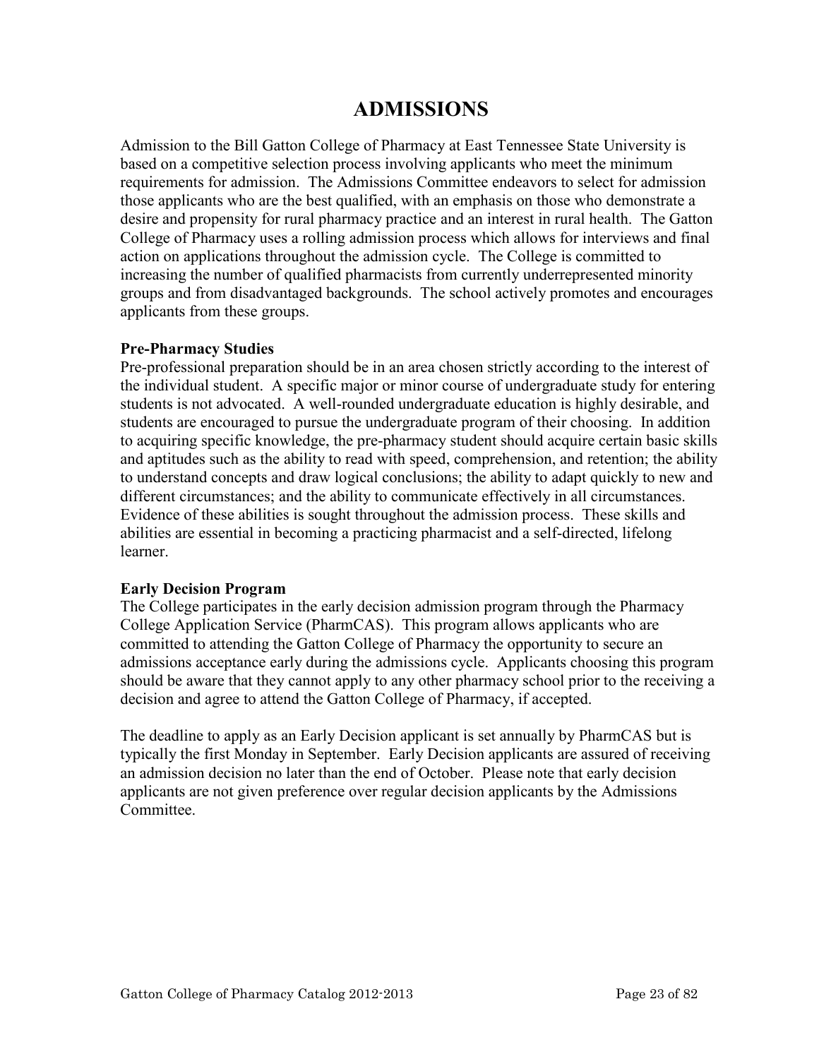# ADMISSIONS

Admission to the Bill Gatton College of Pharmacy at East Tennessee State University is based on a competitive selection process involving applicants who meet the minimum requirements for admission. The Admissions Committee endeavors to select for admission those applicants who are the best qualified, with an emphasis on those who demonstrate a desire and propensity for rural pharmacy practice and an interest in rural health. The Gatton College of Pharmacy uses a rolling admission process which allows for interviews and final action on applications throughout the admission cycle. The College is committed to increasing the number of qualified pharmacists from currently underrepresented minority groups and from disadvantaged backgrounds. The school actively promotes and encourages applicants from these groups.

**Pre-Pharmacy Studies**

Pre-professional preparation should be in an area chosen strictly according to the interest of the individual student. A specific major or minor course of undergraduate study for entering students is not advocated. A well-rounded undergraduate education is highly desirable, and students are encouraged to pursue the undergraduate program of their choosing. In addition to acquiring specific knowledge, the pre-pharmacy student should acquire certain basic skills and aptitudes such as the ability to read with speed, comprehension, and retention; the ability to understand concepts and draw logical conclusions; the ability to adapt quickly to new and different circumstances; and the ability to communicate effectively in all circumstances. Evidence of these abilities is sought throughout the admission process. These skills and abilities are essential in becoming a practicing pharmacist and a self-directed, lifelong learner.

**Early Decision Program**

The College participates in the early decision admission program through the Pharmacy College Application Service (PharmCAS). This program allows applicants who are committed to attending the Gatton College of Pharmacy the opportunity to secure an admissions acceptance early during the admissions cycle. Applicants choosing this program should be aware that they cannot apply to any other pharmacy school prior to the receiving a decision and agree to attend the Gatton College of Pharmacy, if accepted.

The deadline to apply as an Early Decision applicant is set annually by PharmCAS but is typically the first Monday in September. Early Decision applicants are assured of receiving an admission decision no later than the end of October. Please note that early decision applicants are not given preference over regular decision applicants by the Admissions Committee.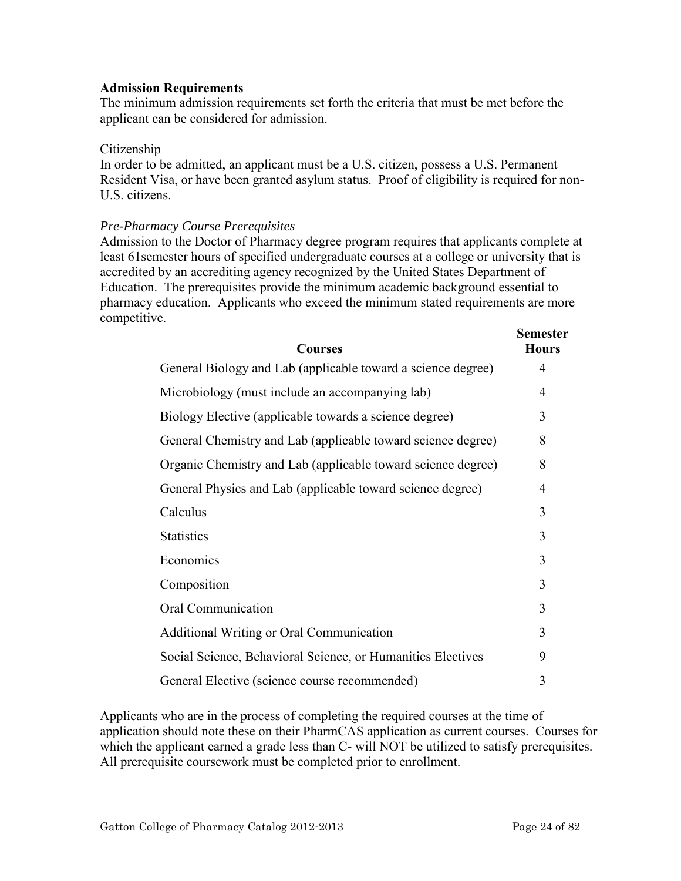**Admission Requirements**

The minimum admission requirements set forth the criteria that must be met before the applicant can be considered for admission.

Citizenship

In order to be admitted, an applicant must be a U.S. citizen, possess a U.S. Permanent Resident Visa, or have been granted asylum status. Proof of eligibility is required for non-U.S. citizens.

*Pre-Pharmacy Course Prerequisites*

Admission to the Doctor of Pharmacy degree program requires that applicants complete at least 61semester hours of specified undergraduate courses at a college or university that is accredited by an accrediting agency recognized by the United States Department of Education. The prerequisites provide the minimum academic background essential to pharmacy education. Applicants who exceed the minimum stated requirements are more competitive.

| Courses | Semester Hours |
|---|---|
| General Biology and Lab (applicable toward a science degree) | 4 |
| Microbiology (must include an accompanying lab) | 4 |
| Biology Elective (applicable towards a science degree) | 3 |
| General Chemistry and Lab (applicable toward science degree) | 8 |
| Organic Chemistry and Lab (applicable toward science degree) | 8 |
| General Physics and Lab (applicable toward science degree) | 4 |
| Calculus | 3 |
| Statistics | 3 |
| Economics | 3 |
| Composition | 3 |
| Oral Communication | 3 |
| Additional Writing or Oral Communication | 3 |
| Social Science, Behavioral Science, or Humanities Electives | 9 |
| General Elective (science course recommended) | 3 |

Applicants who are in the process of completing the required courses at the time of application should note these on their PharmCAS application as current courses. Courses for which the applicant earned a grade less than C- will NOT be utilized to satisfy prerequisites. All prerequisite coursework must be completed prior to enrollment.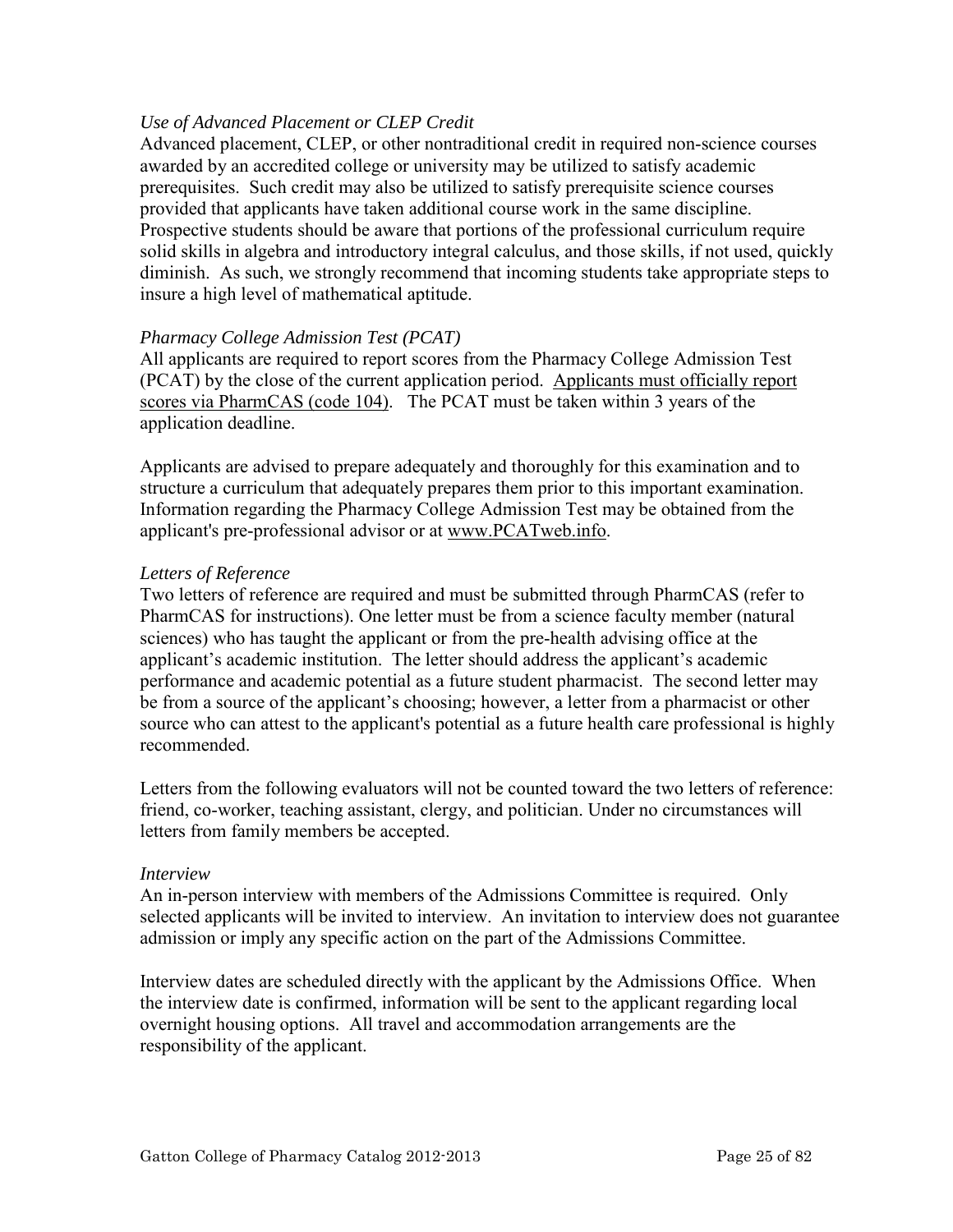*Use of Advanced Placement or CLEP Credit*

Advanced placement, CLEP, or other nontraditional credit in required non-science courses awarded by an accredited college or university may be utilized to satisfy academic prerequisites. Such credit may also be utilized to satisfy prerequisite science courses provided that applicants have taken additional course work in the same discipline. Prospective students should be aware that portions of the professional curriculum require solid skills in algebra and introductory integral calculus, and those skills, if not used, quickly diminish. As such, we strongly recommend that incoming students take appropriate steps to insure a high level of mathematical aptitude.

*Pharmacy College Admission Test (PCAT)*

All applicants are required to report scores from the Pharmacy College Admission Test (PCAT) by the close of the current application period. Applicants must officially report scores via PharmCAS (code 104). The PCAT must be taken within 3 years of the application deadline.

Applicants are advised to prepare adequately and thoroughly for this examination and to structure a curriculum that adequately prepares them prior to this important examination. Information regarding the Pharmacy College Admission Test may be obtained from the applicant's pre-professional advisor or at www.PCATweb.info.

*Letters of Reference*

Two letters of reference are required and must be submitted through PharmCAS (refer to PharmCAS for instructions). One letter must be from a science faculty member (natural sciences) who has taught the applicant or from the pre-health advising office at the applicant's academic institution. The letter should address the applicant's academic performance and academic potential as a future student pharmacist. The second letter may be from a source of the applicant's choosing; however, a letter from a pharmacist or other source who can attest to the applicant's potential as a future health care professional is highly recommended.

Letters from the following evaluators will not be counted toward the two letters of reference: friend, co-worker, teaching assistant, clergy, and politician. Under no circumstances will letters from family members be accepted.

*Interview*

An in-person interview with members of the Admissions Committee is required. Only selected applicants will be invited to interview. An invitation to interview does not guarantee admission or imply any specific action on the part of the Admissions Committee.

Interview dates are scheduled directly with the applicant by the Admissions Office. When the interview date is confirmed, information will be sent to the applicant regarding local overnight housing options. All travel and accommodation arrangements are the responsibility of the applicant.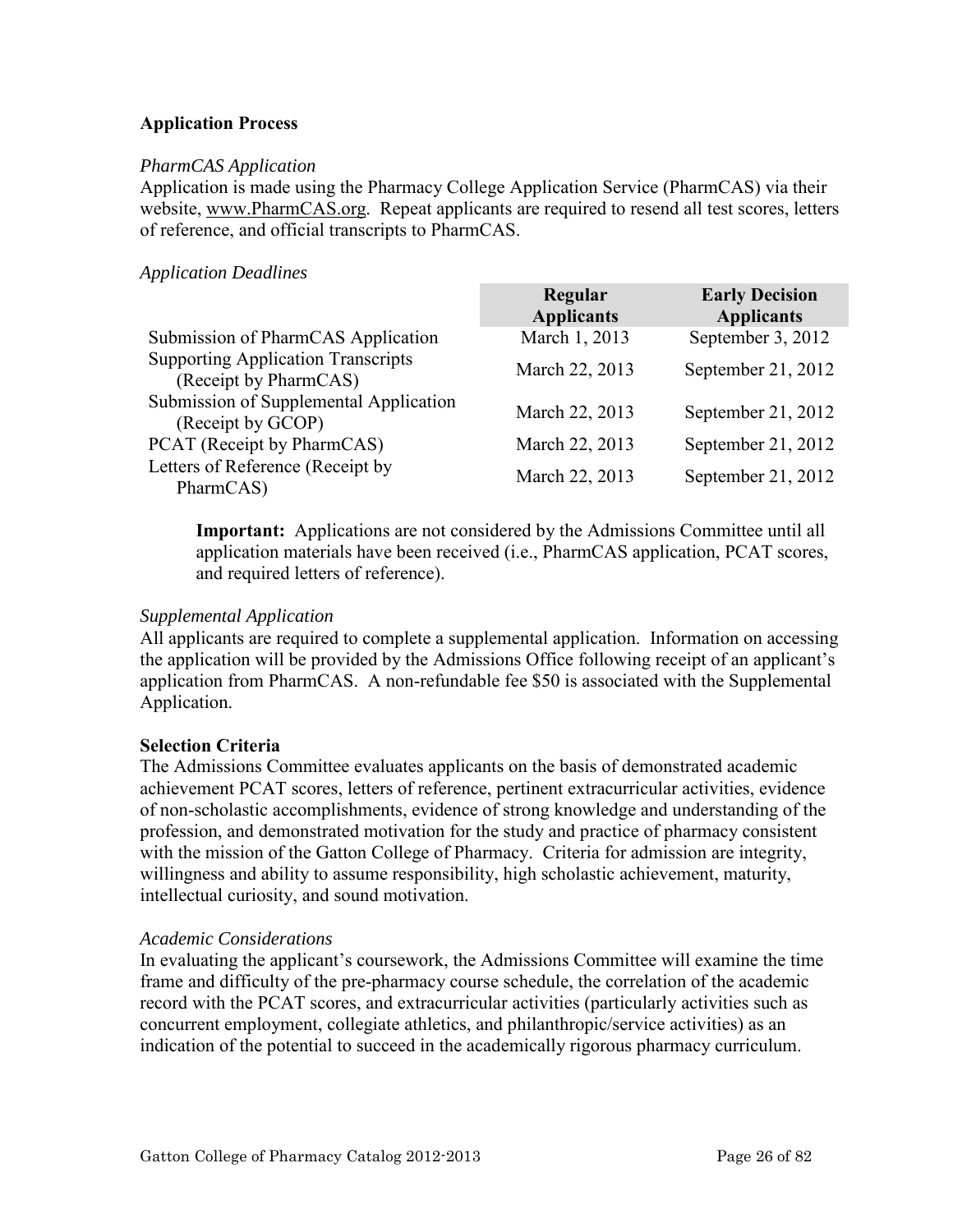## Application Process

### *PharmCAS Application*

Application is made using the Pharmacy College Application Service (PharmCAS) via their website, www.PharmCAS.org. Repeat applicants are required to resend all test scores, letters of reference, and official transcripts to PharmCAS.

### *Application Deadlines*

| | Regular Applicants | Early Decision Applicants |
|---|---|---|
| Submission of PharmCAS Application | March 1, 2013 | September 3, 2012 |
| Supporting Application Transcripts (Receipt by PharmCAS) | March 22, 2013 | September 21, 2012 |
| Submission of Supplemental Application (Receipt by GCOP) | March 22, 2013 | September 21, 2012 |
| PCAT (Receipt by PharmCAS) | March 22, 2013 | September 21, 2012 |
| Letters of Reference (Receipt by PharmCAS) | March 22, 2013 | September 21, 2012 |

> **Important:** Applications are not considered by the Admissions Committee until all application materials have been received (i.e., PharmCAS application, PCAT scores, and required letters of reference).

### *Supplemental Application*

All applicants are required to complete a supplemental application. Information on accessing the application will be provided by the Admissions Office following receipt of an applicant's application from PharmCAS. A non-refundable fee $50 is associated with the Supplemental Application.

## Selection Criteria

The Admissions Committee evaluates applicants on the basis of demonstrated academic achievement PCAT scores, letters of reference, pertinent extracurricular activities, evidence of non-scholastic accomplishments, evidence of strong knowledge and understanding of the profession, and demonstrated motivation for the study and practice of pharmacy consistent with the mission of the Gatton College of Pharmacy. Criteria for admission are integrity, willingness and ability to assume responsibility, high scholastic achievement, maturity, intellectual curiosity, and sound motivation.

### *Academic Considerations*

In evaluating the applicant's coursework, the Admissions Committee will examine the time frame and difficulty of the pre-pharmacy course schedule, the correlation of the academic record with the PCAT scores, and extracurricular activities (particularly activities such as concurrent employment, collegiate athletics, and philanthropic/service activities) as an indication of the potential to succeed in the academically rigorous pharmacy curriculum.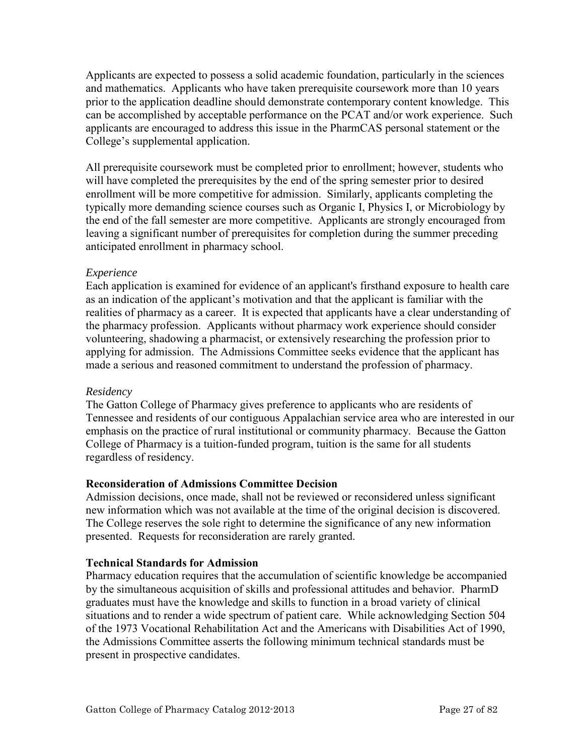Applicants are expected to possess a solid academic foundation, particularly in the sciences and mathematics. Applicants who have taken prerequisite coursework more than 10 years prior to the application deadline should demonstrate contemporary content knowledge. This can be accomplished by acceptable performance on the PCAT and/or work experience. Such applicants are encouraged to address this issue in the PharmCAS personal statement or the College's supplemental application.

All prerequisite coursework must be completed prior to enrollment; however, students who will have completed the prerequisites by the end of the spring semester prior to desired enrollment will be more competitive for admission. Similarly, applicants completing the typically more demanding science courses such as Organic I, Physics I, or Microbiology by the end of the fall semester are more competitive. Applicants are strongly encouraged from leaving a significant number of prerequisites for completion during the summer preceding anticipated enrollment in pharmacy school.

*Experience*
Each application is examined for evidence of an applicant's firsthand exposure to health care as an indication of the applicant's motivation and that the applicant is familiar with the realities of pharmacy as a career. It is expected that applicants have a clear understanding of the pharmacy profession. Applicants without pharmacy work experience should consider volunteering, shadowing a pharmacist, or extensively researching the profession prior to applying for admission. The Admissions Committee seeks evidence that the applicant has made a serious and reasoned commitment to understand the profession of pharmacy.

*Residency*
The Gatton College of Pharmacy gives preference to applicants who are residents of Tennessee and residents of our contiguous Appalachian service area who are interested in our emphasis on the practice of rural institutional or community pharmacy. Because the Gatton College of Pharmacy is a tuition-funded program, tuition is the same for all students regardless of residency.

**Reconsideration of Admissions Committee Decision**
Admission decisions, once made, shall not be reviewed or reconsidered unless significant new information which was not available at the time of the original decision is discovered. The College reserves the sole right to determine the significance of any new information presented. Requests for reconsideration are rarely granted.

**Technical Standards for Admission**
Pharmacy education requires that the accumulation of scientific knowledge be accompanied by the simultaneous acquisition of skills and professional attitudes and behavior. PharmD graduates must have the knowledge and skills to function in a broad variety of clinical situations and to render a wide spectrum of patient care. While acknowledging Section 504 of the 1973 Vocational Rehabilitation Act and the Americans with Disabilities Act of 1990, the Admissions Committee asserts the following minimum technical standards must be present in prospective candidates.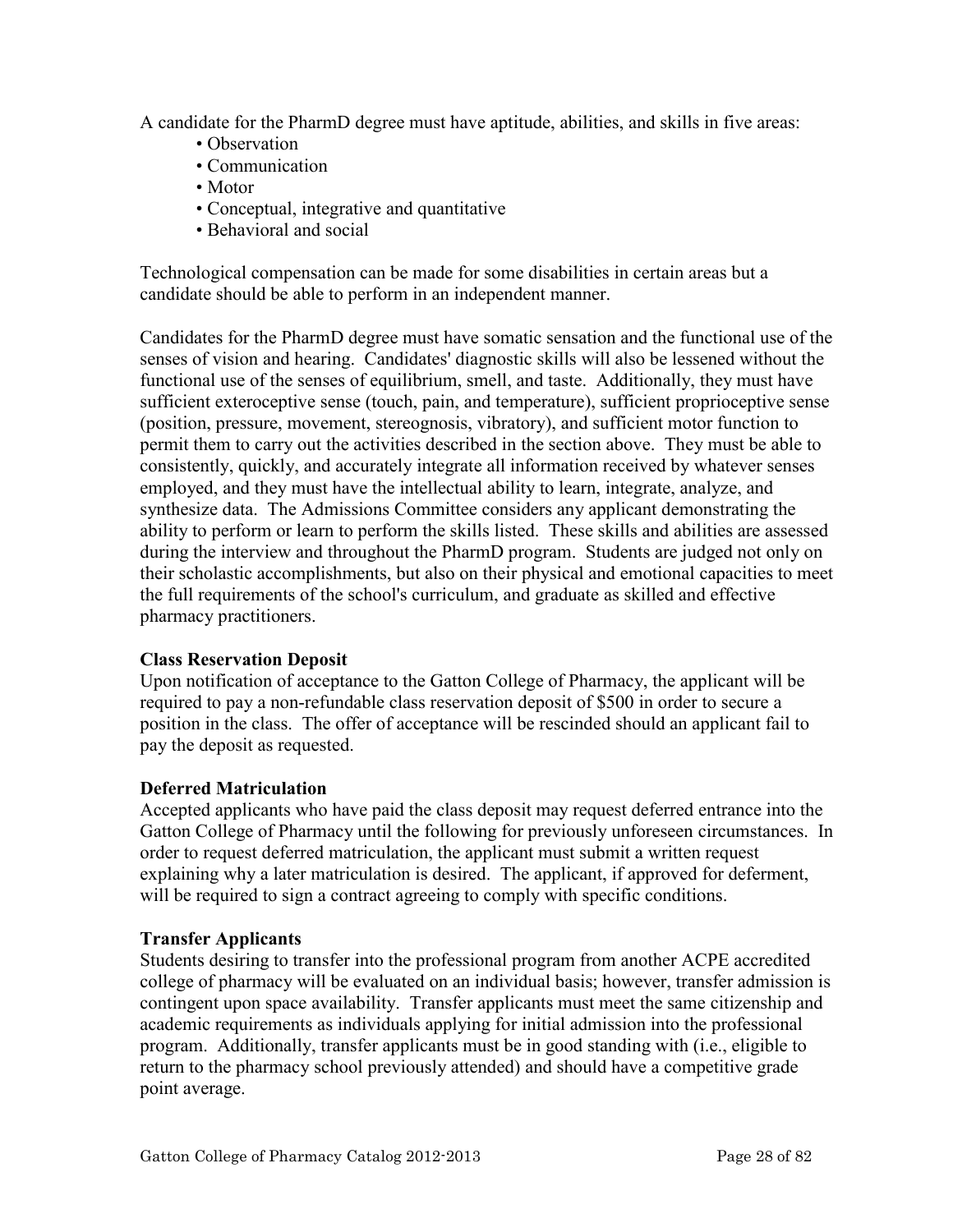A candidate for the PharmD degree must have aptitude, abilities, and skills in five areas:

- Observation
- Communication
- Motor
- Conceptual, integrative and quantitative
- Behavioral and social

Technological compensation can be made for some disabilities in certain areas but a candidate should be able to perform in an independent manner.

Candidates for the PharmD degree must have somatic sensation and the functional use of the senses of vision and hearing. Candidates' diagnostic skills will also be lessened without the functional use of the senses of equilibrium, smell, and taste. Additionally, they must have sufficient exteroceptive sense (touch, pain, and temperature), sufficient proprioceptive sense (position, pressure, movement, stereognosis, vibratory), and sufficient motor function to permit them to carry out the activities described in the section above. They must be able to consistently, quickly, and accurately integrate all information received by whatever senses employed, and they must have the intellectual ability to learn, integrate, analyze, and synthesize data. The Admissions Committee considers any applicant demonstrating the ability to perform or learn to perform the skills listed. These skills and abilities are assessed during the interview and throughout the PharmD program. Students are judged not only on their scholastic accomplishments, but also on their physical and emotional capacities to meet the full requirements of the school's curriculum, and graduate as skilled and effective pharmacy practitioners.

**Class Reservation Deposit**

Upon notification of acceptance to the Gatton College of Pharmacy, the applicant will be required to pay a non-refundable class reservation deposit of $500 in order to secure a position in the class. The offer of acceptance will be rescinded should an applicant fail to pay the deposit as requested.

**Deferred Matriculation**

Accepted applicants who have paid the class deposit may request deferred entrance into the Gatton College of Pharmacy until the following for previously unforeseen circumstances. In order to request deferred matriculation, the applicant must submit a written request explaining why a later matriculation is desired. The applicant, if approved for deferment, will be required to sign a contract agreeing to comply with specific conditions.

**Transfer Applicants**

Students desiring to transfer into the professional program from another ACPE accredited college of pharmacy will be evaluated on an individual basis; however, transfer admission is contingent upon space availability. Transfer applicants must meet the same citizenship and academic requirements as individuals applying for initial admission into the professional program. Additionally, transfer applicants must be in good standing with (i.e., eligible to return to the pharmacy school previously attended) and should have a competitive grade point average.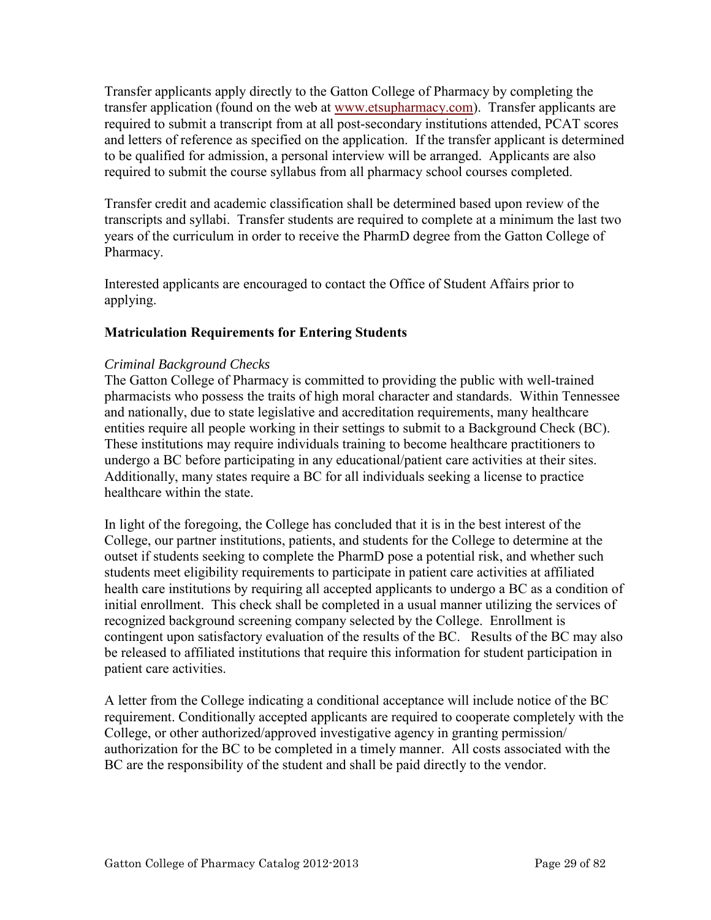Transfer applicants apply directly to the Gatton College of Pharmacy by completing the transfer application (found on the web at [www.etsupharmacy.com](http://www.etsupharmacy.com)). Transfer applicants are required to submit a transcript from at all post-secondary institutions attended, PCAT scores and letters of reference as specified on the application. If the transfer applicant is determined to be qualified for admission, a personal interview will be arranged. Applicants are also required to submit the course syllabus from all pharmacy school courses completed.

Transfer credit and academic classification shall be determined based upon review of the transcripts and syllabi. Transfer students are required to complete at a minimum the last two years of the curriculum in order to receive the PharmD degree from the Gatton College of Pharmacy.

Interested applicants are encouraged to contact the Office of Student Affairs prior to applying.

### Matriculation Requirements for Entering Students

*Criminal Background Checks*

The Gatton College of Pharmacy is committed to providing the public with well-trained pharmacists who possess the traits of high moral character and standards. Within Tennessee and nationally, due to state legislative and accreditation requirements, many healthcare entities require all people working in their settings to submit to a Background Check (BC). These institutions may require individuals training to become healthcare practitioners to undergo a BC before participating in any educational/patient care activities at their sites. Additionally, many states require a BC for all individuals seeking a license to practice healthcare within the state.

In light of the foregoing, the College has concluded that it is in the best interest of the College, our partner institutions, patients, and students for the College to determine at the outset if students seeking to complete the PharmD pose a potential risk, and whether such students meet eligibility requirements to participate in patient care activities at affiliated health care institutions by requiring all accepted applicants to undergo a BC as a condition of initial enrollment. This check shall be completed in a usual manner utilizing the services of recognized background screening company selected by the College. Enrollment is contingent upon satisfactory evaluation of the results of the BC. Results of the BC may also be released to affiliated institutions that require this information for student participation in patient care activities.

A letter from the College indicating a conditional acceptance will include notice of the BC requirement. Conditionally accepted applicants are required to cooperate completely with the College, or other authorized/approved investigative agency in granting permission/ authorization for the BC to be completed in a timely manner. All costs associated with the BC are the responsibility of the student and shall be paid directly to the vendor.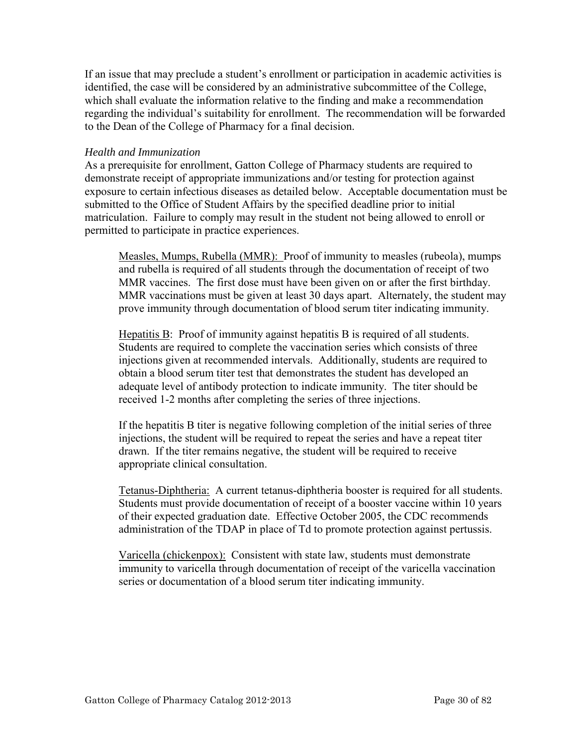If an issue that may preclude a student's enrollment or participation in academic activities is identified, the case will be considered by an administrative subcommittee of the College, which shall evaluate the information relative to the finding and make a recommendation regarding the individual's suitability for enrollment. The recommendation will be forwarded to the Dean of the College of Pharmacy for a final decision.

*Health and Immunization*

As a prerequisite for enrollment, Gatton College of Pharmacy students are required to demonstrate receipt of appropriate immunizations and/or testing for protection against exposure to certain infectious diseases as detailed below. Acceptable documentation must be submitted to the Office of Student Affairs by the specified deadline prior to initial matriculation. Failure to comply may result in the student not being allowed to enroll or permitted to participate in practice experiences.

Measles, Mumps, Rubella (MMR): Proof of immunity to measles (rubeola), mumps and rubella is required of all students through the documentation of receipt of two MMR vaccines. The first dose must have been given on or after the first birthday. MMR vaccinations must be given at least 30 days apart. Alternately, the student may prove immunity through documentation of blood serum titer indicating immunity.

Hepatitis B: Proof of immunity against hepatitis B is required of all students. Students are required to complete the vaccination series which consists of three injections given at recommended intervals. Additionally, students are required to obtain a blood serum titer test that demonstrates the student has developed an adequate level of antibody protection to indicate immunity. The titer should be received 1-2 months after completing the series of three injections.

If the hepatitis B titer is negative following completion of the initial series of three injections, the student will be required to repeat the series and have a repeat titer drawn. If the titer remains negative, the student will be required to receive appropriate clinical consultation.

Tetanus-Diphtheria: A current tetanus-diphtheria booster is required for all students. Students must provide documentation of receipt of a booster vaccine within 10 years of their expected graduation date. Effective October 2005, the CDC recommends administration of the TDAP in place of Td to promote protection against pertussis.

Varicella (chickenpox): Consistent with state law, students must demonstrate immunity to varicella through documentation of receipt of the varicella vaccination series or documentation of a blood serum titer indicating immunity.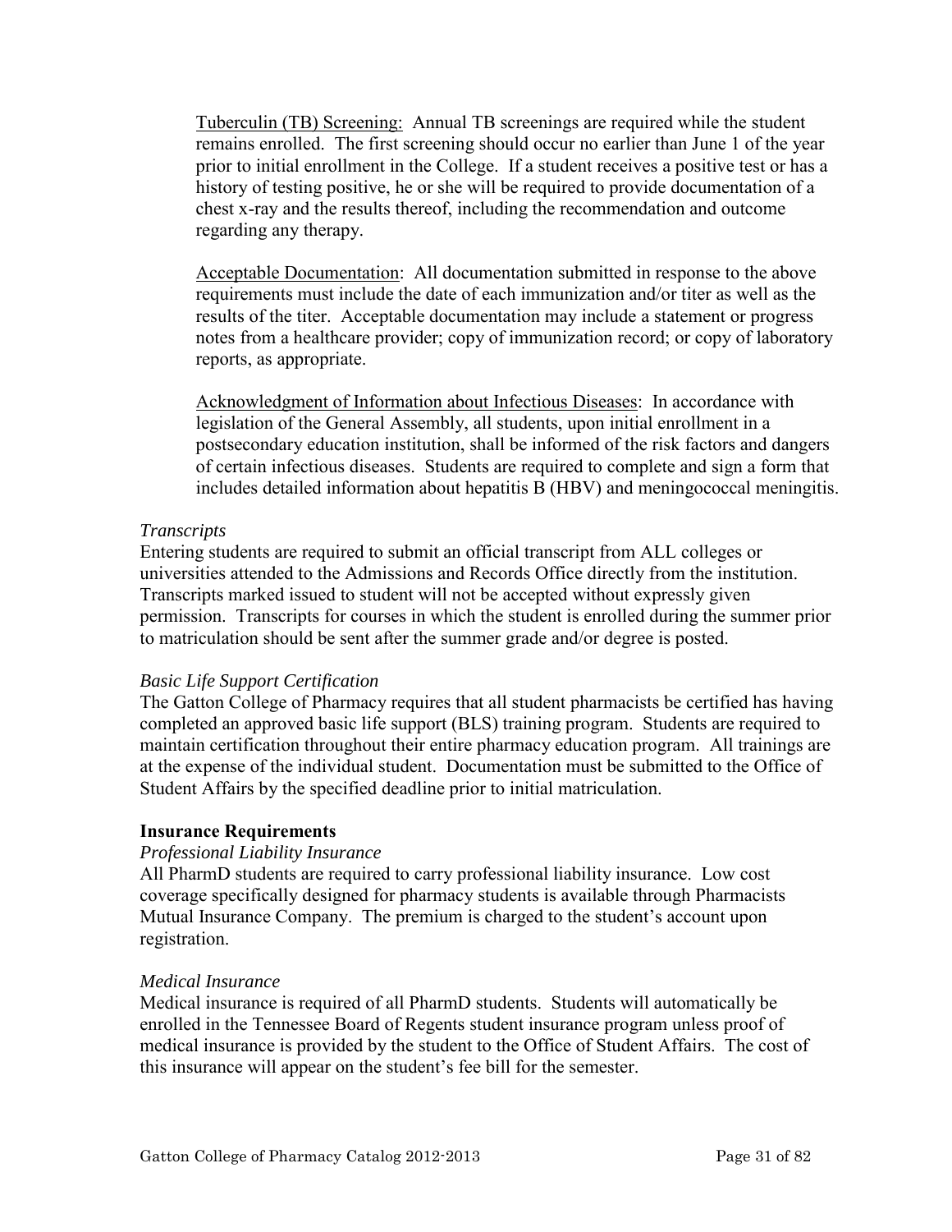Tuberculin (TB) Screening: Annual TB screenings are required while the student remains enrolled. The first screening should occur no earlier than June 1 of the year prior to initial enrollment in the College. If a student receives a positive test or has a history of testing positive, he or she will be required to provide documentation of a chest x-ray and the results thereof, including the recommendation and outcome regarding any therapy.

Acceptable Documentation: All documentation submitted in response to the above requirements must include the date of each immunization and/or titer as well as the results of the titer. Acceptable documentation may include a statement or progress notes from a healthcare provider; copy of immunization record; or copy of laboratory reports, as appropriate.

Acknowledgment of Information about Infectious Diseases: In accordance with legislation of the General Assembly, all students, upon initial enrollment in a postsecondary education institution, shall be informed of the risk factors and dangers of certain infectious diseases. Students are required to complete and sign a form that includes detailed information about hepatitis B (HBV) and meningococcal meningitis.

*Transcripts*

Entering students are required to submit an official transcript from ALL colleges or universities attended to the Admissions and Records Office directly from the institution. Transcripts marked issued to student will not be accepted without expressly given permission. Transcripts for courses in which the student is enrolled during the summer prior to matriculation should be sent after the summer grade and/or degree is posted.

*Basic Life Support Certification*

The Gatton College of Pharmacy requires that all student pharmacists be certified has having completed an approved basic life support (BLS) training program. Students are required to maintain certification throughout their entire pharmacy education program. All trainings are at the expense of the individual student. Documentation must be submitted to the Office of Student Affairs by the specified deadline prior to initial matriculation.

**Insurance Requirements**

*Professional Liability Insurance*

All PharmD students are required to carry professional liability insurance. Low cost coverage specifically designed for pharmacy students is available through Pharmacists Mutual Insurance Company. The premium is charged to the student's account upon registration.

*Medical Insurance*

Medical insurance is required of all PharmD students. Students will automatically be enrolled in the Tennessee Board of Regents student insurance program unless proof of medical insurance is provided by the student to the Office of Student Affairs. The cost of this insurance will appear on the student's fee bill for the semester.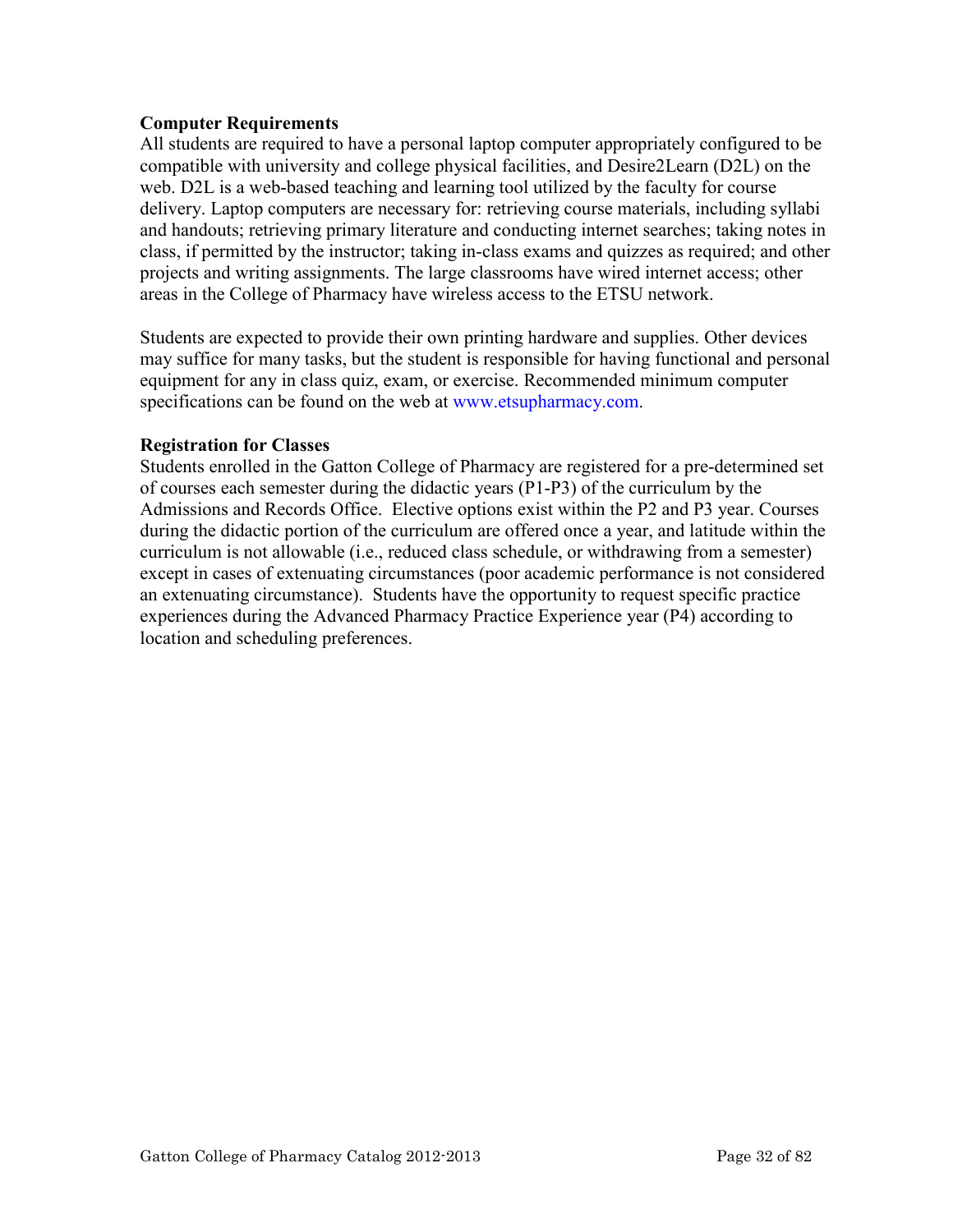**Computer Requirements**

All students are required to have a personal laptop computer appropriately configured to be compatible with university and college physical facilities, and Desire2Learn (D2L) on the web. D2L is a web-based teaching and learning tool utilized by the faculty for course delivery. Laptop computers are necessary for: retrieving course materials, including syllabi and handouts; retrieving primary literature and conducting internet searches; taking notes in class, if permitted by the instructor; taking in-class exams and quizzes as required; and other projects and writing assignments. The large classrooms have wired internet access; other areas in the College of Pharmacy have wireless access to the ETSU network.

Students are expected to provide their own printing hardware and supplies. Other devices may suffice for many tasks, but the student is responsible for having functional and personal equipment for any in class quiz, exam, or exercise. Recommended minimum computer specifications can be found on the web at www.etsupharmacy.com.

**Registration for Classes**

Students enrolled in the Gatton College of Pharmacy are registered for a pre-determined set of courses each semester during the didactic years (P1-P3) of the curriculum by the Admissions and Records Office. Elective options exist within the P2 and P3 year. Courses during the didactic portion of the curriculum are offered once a year, and latitude within the curriculum is not allowable (i.e., reduced class schedule, or withdrawing from a semester) except in cases of extenuating circumstances (poor academic performance is not considered an extenuating circumstance). Students have the opportunity to request specific practice experiences during the Advanced Pharmacy Practice Experience year (P4) according to location and scheduling preferences.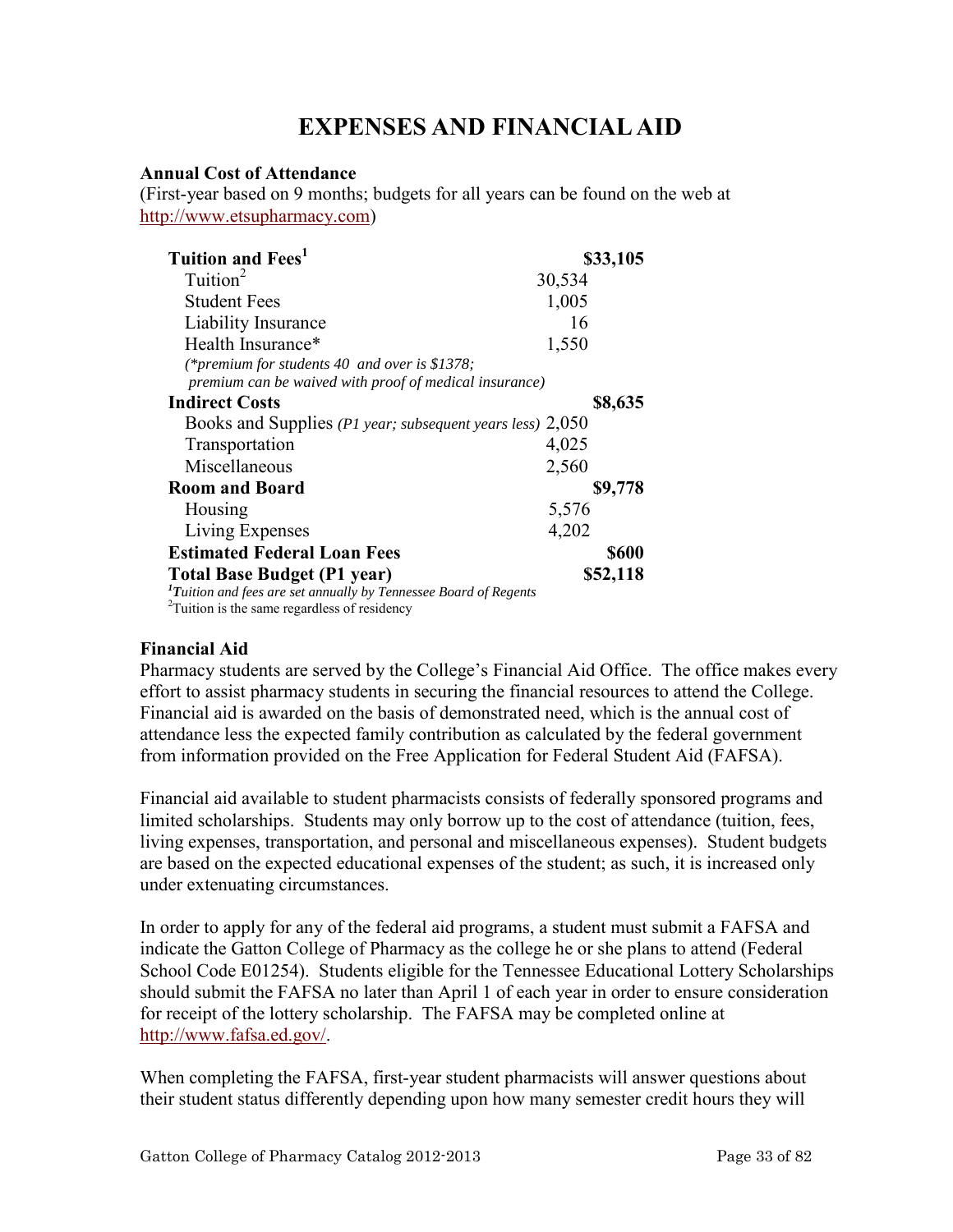# EXPENSES AND FINANCIAL AID

**Annual Cost of Attendance**
(First-year based on 9 months; budgets for all years can be found on the web at http://www.etsupharmacy.com)

| Item | Amount | Subtotal |
|---|---|---|
| **Tuition and Fees**[1] | | **$33,105** |
| Tuition[2] | 30,534 | |
| Student Fees | 1,005 | |
| Liability Insurance | 16 | |
| Health Insurance* | 1,550 | |
| *(\*premium for students 40 and over is $1378; premium can be waived with proof of medical insurance)* | | |
| **Indirect Costs** | | **$8,635** |
| Books and Supplies *(P1 year; subsequent years less)* | 2,050 | |
| Transportation | 4,025 | |
| Miscellaneous | 2,560 | |
| **Room and Board** | | **$9,778** |
| Housing | 5,576 | |
| Living Expenses | 4,202 | |
| **Estimated Federal Loan Fees** | | **$600** |
| **Total Base Budget (P1 year)** | | **$52,118** |

[1]*Tuition and fees are set annually by Tennessee Board of Regents*
[2]Tuition is the same regardless of residency

**Financial Aid**

Pharmacy students are served by the College's Financial Aid Office. The office makes every effort to assist pharmacy students in securing the financial resources to attend the College. Financial aid is awarded on the basis of demonstrated need, which is the annual cost of attendance less the expected family contribution as calculated by the federal government from information provided on the Free Application for Federal Student Aid (FAFSA).

Financial aid available to student pharmacists consists of federally sponsored programs and limited scholarships. Students may only borrow up to the cost of attendance (tuition, fees, living expenses, transportation, and personal and miscellaneous expenses). Student budgets are based on the expected educational expenses of the student; as such, it is increased only under extenuating circumstances.

In order to apply for any of the federal aid programs, a student must submit a FAFSA and indicate the Gatton College of Pharmacy as the college he or she plans to attend (Federal School Code E01254). Students eligible for the Tennessee Educational Lottery Scholarships should submit the FAFSA no later than April 1 of each year in order to ensure consideration for receipt of the lottery scholarship. The FAFSA may be completed online at http://www.fafsa.ed.gov/.

When completing the FAFSA, first-year student pharmacists will answer questions about their student status differently depending upon how many semester credit hours they will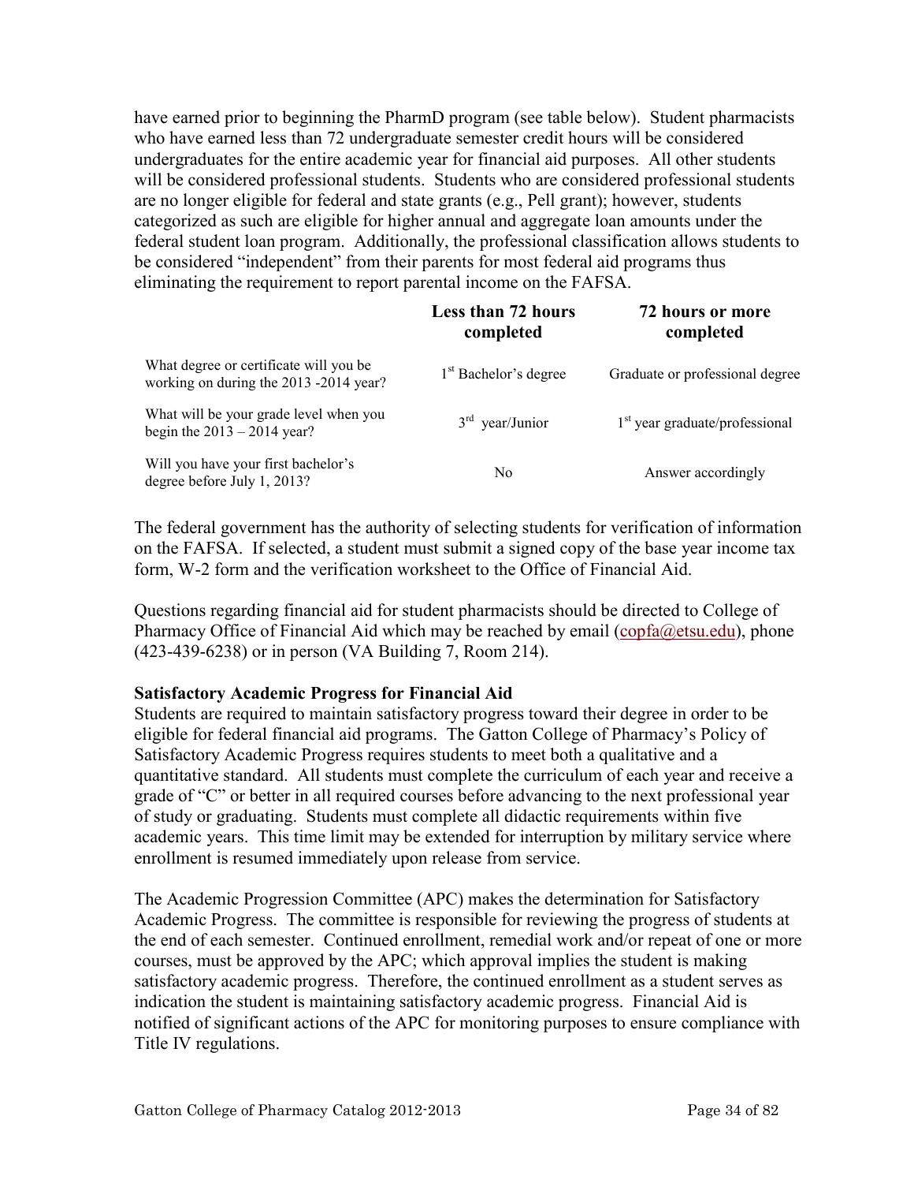have earned prior to beginning the PharmD program (see table below). Student pharmacists who have earned less than 72 undergraduate semester credit hours will be considered undergraduates for the entire academic year for financial aid purposes. All other students will be considered professional students. Students who are considered professional students are no longer eligible for federal and state grants (e.g., Pell grant); however, students categorized as such are eligible for higher annual and aggregate loan amounts under the federal student loan program. Additionally, the professional classification allows students to be considered "independent" from their parents for most federal aid programs thus eliminating the requirement to report parental income on the FAFSA.

| | **Less than 72 hours completed** | **72 hours or more completed** |
|---|---|---|
| What degree or certificate will you be working on during the 2013 -2014 year? | 1st Bachelor's degree | Graduate or professional degree |
| What will be your grade level when you begin the 2013 – 2014 year? | 3rd year/Junior | 1st year graduate/professional |
| Will you have your first bachelor's degree before July 1, 2013? | No | Answer accordingly |

The federal government has the authority of selecting students for verification of information on the FAFSA. If selected, a student must submit a signed copy of the base year income tax form, W-2 form and the verification worksheet to the Office of Financial Aid.

Questions regarding financial aid for student pharmacists should be directed to College of Pharmacy Office of Financial Aid which may be reached by email (copfa@etsu.edu), phone (423-439-6238) or in person (VA Building 7, Room 214).

**Satisfactory Academic Progress for Financial Aid**

Students are required to maintain satisfactory progress toward their degree in order to be eligible for federal financial aid programs. The Gatton College of Pharmacy's Policy of Satisfactory Academic Progress requires students to meet both a qualitative and a quantitative standard. All students must complete the curriculum of each year and receive a grade of "C" or better in all required courses before advancing to the next professional year of study or graduating. Students must complete all didactic requirements within five academic years. This time limit may be extended for interruption by military service where enrollment is resumed immediately upon release from service.

The Academic Progression Committee (APC) makes the determination for Satisfactory Academic Progress. The committee is responsible for reviewing the progress of students at the end of each semester. Continued enrollment, remedial work and/or repeat of one or more courses, must be approved by the APC; which approval implies the student is making satisfactory academic progress. Therefore, the continued enrollment as a student serves as indication the student is maintaining satisfactory academic progress. Financial Aid is notified of significant actions of the APC for monitoring purposes to ensure compliance with Title IV regulations.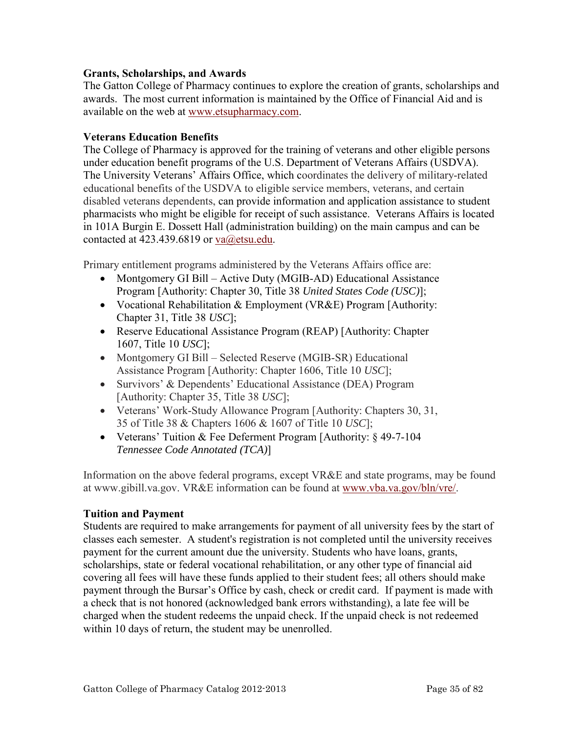**Grants, Scholarships, and Awards**

The Gatton College of Pharmacy continues to explore the creation of grants, scholarships and awards. The most current information is maintained by the Office of Financial Aid and is available on the web at www.etsupharmacy.com.

**Veterans Education Benefits**

The College of Pharmacy is approved for the training of veterans and other eligible persons under education benefit programs of the U.S. Department of Veterans Affairs (USDVA). The University Veterans' Affairs Office, which coordinates the delivery of military-related educational benefits of the USDVA to eligible service members, veterans, and certain disabled veterans dependents, can provide information and application assistance to student pharmacists who might be eligible for receipt of such assistance. Veterans Affairs is located in 101A Burgin E. Dossett Hall (administration building) on the main campus and can be contacted at 423.439.6819 or va@etsu.edu.

Primary entitlement programs administered by the Veterans Affairs office are:

- Montgomery GI Bill – Active Duty (MGIB-AD) Educational Assistance Program [Authority: Chapter 30, Title 38 *United States Code (USC)*];
- Vocational Rehabilitation & Employment (VR&E) Program [Authority: Chapter 31, Title 38 *USC*];
- Reserve Educational Assistance Program (REAP) [Authority: Chapter 1607, Title 10 *USC*];
- Montgomery GI Bill – Selected Reserve (MGIB-SR) Educational Assistance Program [Authority: Chapter 1606, Title 10 *USC*];
- Survivors' & Dependents' Educational Assistance (DEA) Program [Authority: Chapter 35, Title 38 *USC*];
- Veterans' Work-Study Allowance Program [Authority: Chapters 30, 31, 35 of Title 38 & Chapters 1606 & 1607 of Title 10 *USC*];
- Veterans' Tuition & Fee Deferment Program [Authority: § 49-7-104 *Tennessee Code Annotated (TCA)*]

Information on the above federal programs, except VR&E and state programs, may be found at www.gibill.va.gov. VR&E information can be found at www.vba.va.gov/bln/vre/.

**Tuition and Payment**

Students are required to make arrangements for payment of all university fees by the start of classes each semester. A student's registration is not completed until the university receives payment for the current amount due the university. Students who have loans, grants, scholarships, state or federal vocational rehabilitation, or any other type of financial aid covering all fees will have these funds applied to their student fees; all others should make payment through the Bursar's Office by cash, check or credit card. If payment is made with a check that is not honored (acknowledged bank errors withstanding), a late fee will be charged when the student redeems the unpaid check. If the unpaid check is not redeemed within 10 days of return, the student may be unenrolled.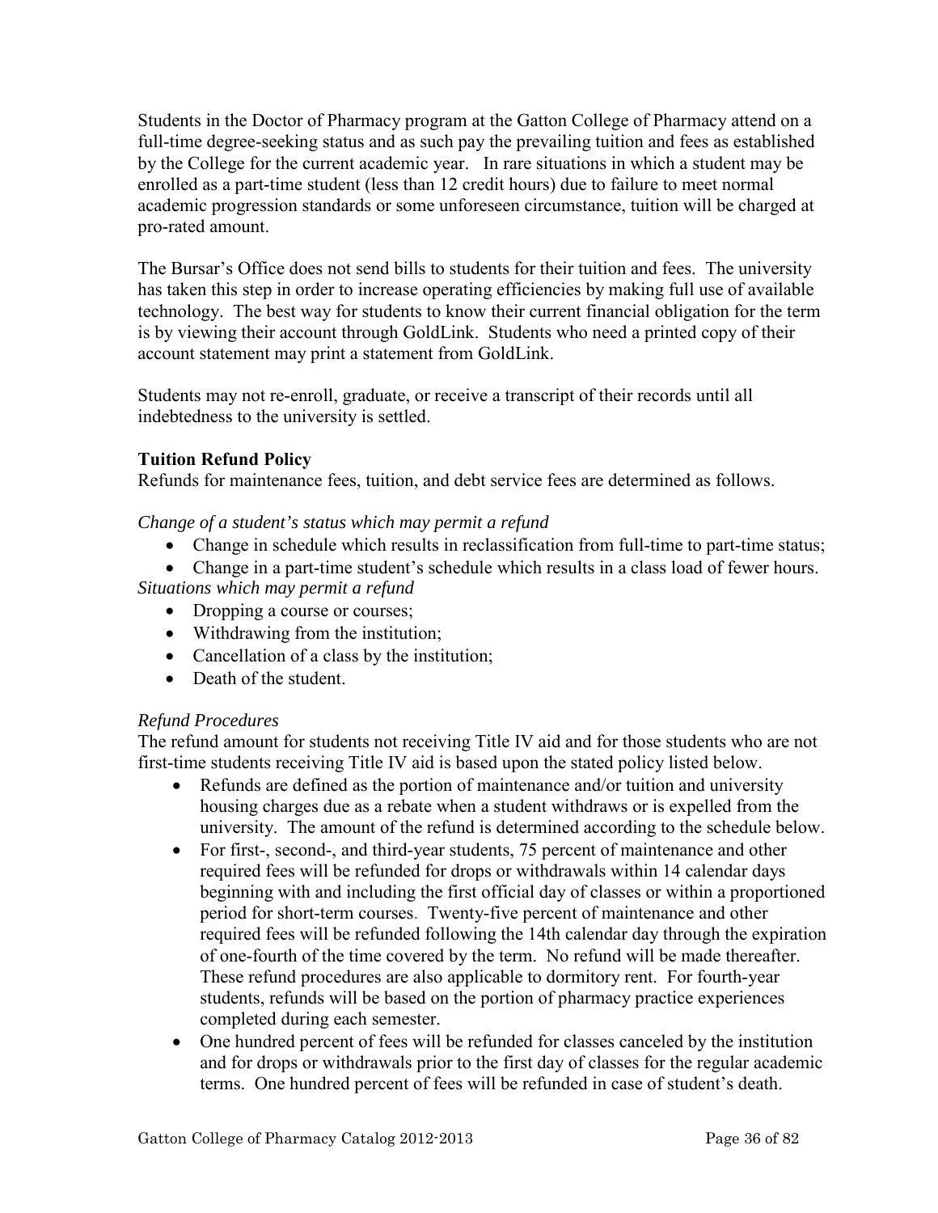Students in the Doctor of Pharmacy program at the Gatton College of Pharmacy attend on a full-time degree-seeking status and as such pay the prevailing tuition and fees as established by the College for the current academic year. In rare situations in which a student may be enrolled as a part-time student (less than 12 credit hours) due to failure to meet normal academic progression standards or some unforeseen circumstance, tuition will be charged at pro-rated amount.

The Bursar's Office does not send bills to students for their tuition and fees. The university has taken this step in order to increase operating efficiencies by making full use of available technology. The best way for students to know their current financial obligation for the term is by viewing their account through GoldLink. Students who need a printed copy of their account statement may print a statement from GoldLink.

Students may not re-enroll, graduate, or receive a transcript of their records until all indebtedness to the university is settled.

**Tuition Refund Policy**

Refunds for maintenance fees, tuition, and debt service fees are determined as follows.

*Change of a student's status which may permit a refund*

- Change in schedule which results in reclassification from full-time to part-time status;
- Change in a part-time student's schedule which results in a class load of fewer hours.

*Situations which may permit a refund*

- Dropping a course or courses;
- Withdrawing from the institution;
- Cancellation of a class by the institution;
- Death of the student.

*Refund Procedures*

The refund amount for students not receiving Title IV aid and for those students who are not first-time students receiving Title IV aid is based upon the stated policy listed below.

- Refunds are defined as the portion of maintenance and/or tuition and university housing charges due as a rebate when a student withdraws or is expelled from the university. The amount of the refund is determined according to the schedule below.
- For first-, second-, and third-year students, 75 percent of maintenance and other required fees will be refunded for drops or withdrawals within 14 calendar days beginning with and including the first official day of classes or within a proportioned period for short-term courses. Twenty-five percent of maintenance and other required fees will be refunded following the 14th calendar day through the expiration of one-fourth of the time covered by the term. No refund will be made thereafter. These refund procedures are also applicable to dormitory rent. For fourth-year students, refunds will be based on the portion of pharmacy practice experiences completed during each semester.
- One hundred percent of fees will be refunded for classes canceled by the institution and for drops or withdrawals prior to the first day of classes for the regular academic terms. One hundred percent of fees will be refunded in case of student's death.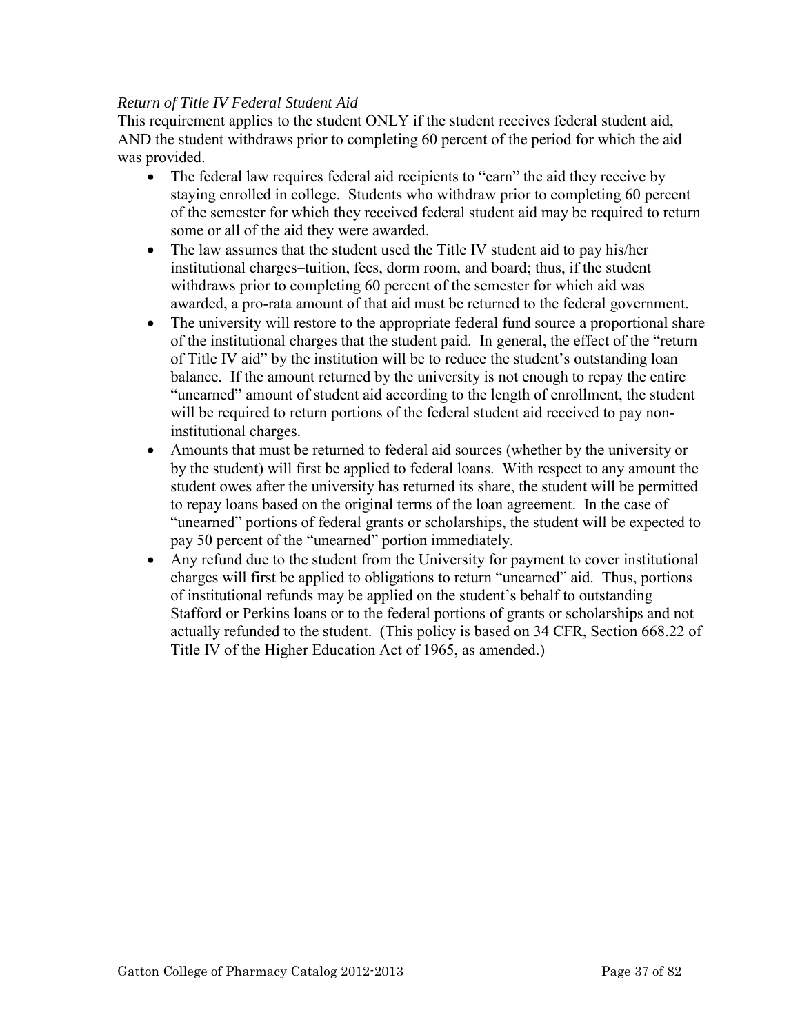*Return of Title IV Federal Student Aid*

This requirement applies to the student ONLY if the student receives federal student aid, AND the student withdraws prior to completing 60 percent of the period for which the aid was provided.

- The federal law requires federal aid recipients to "earn" the aid they receive by staying enrolled in college. Students who withdraw prior to completing 60 percent of the semester for which they received federal student aid may be required to return some or all of the aid they were awarded.
- The law assumes that the student used the Title IV student aid to pay his/her institutional charges–tuition, fees, dorm room, and board; thus, if the student withdraws prior to completing 60 percent of the semester for which aid was awarded, a pro-rata amount of that aid must be returned to the federal government.
- The university will restore to the appropriate federal fund source a proportional share of the institutional charges that the student paid. In general, the effect of the "return of Title IV aid" by the institution will be to reduce the student's outstanding loan balance. If the amount returned by the university is not enough to repay the entire "unearned" amount of student aid according to the length of enrollment, the student will be required to return portions of the federal student aid received to pay non-institutional charges.
- Amounts that must be returned to federal aid sources (whether by the university or by the student) will first be applied to federal loans. With respect to any amount the student owes after the university has returned its share, the student will be permitted to repay loans based on the original terms of the loan agreement. In the case of "unearned" portions of federal grants or scholarships, the student will be expected to pay 50 percent of the "unearned" portion immediately.
- Any refund due to the student from the University for payment to cover institutional charges will first be applied to obligations to return "unearned" aid. Thus, portions of institutional refunds may be applied on the student's behalf to outstanding Stafford or Perkins loans or to the federal portions of grants or scholarships and not actually refunded to the student. (This policy is based on 34 CFR, Section 668.22 of Title IV of the Higher Education Act of 1965, as amended.)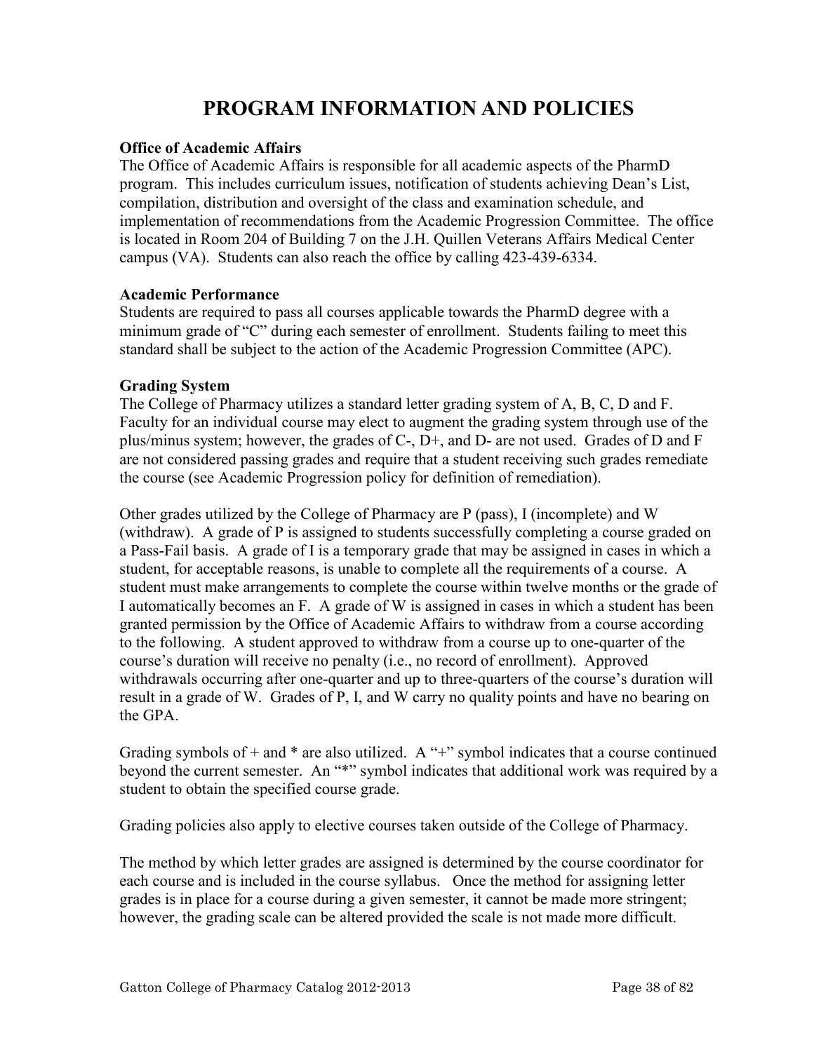# PROGRAM INFORMATION AND POLICIES

**Office of Academic Affairs**
The Office of Academic Affairs is responsible for all academic aspects of the PharmD program. This includes curriculum issues, notification of students achieving Dean's List, compilation, distribution and oversight of the class and examination schedule, and implementation of recommendations from the Academic Progression Committee. The office is located in Room 204 of Building 7 on the J.H. Quillen Veterans Affairs Medical Center campus (VA). Students can also reach the office by calling 423-439-6334.

**Academic Performance**
Students are required to pass all courses applicable towards the PharmD degree with a minimum grade of "C" during each semester of enrollment. Students failing to meet this standard shall be subject to the action of the Academic Progression Committee (APC).

**Grading System**
The College of Pharmacy utilizes a standard letter grading system of A, B, C, D and F. Faculty for an individual course may elect to augment the grading system through use of the plus/minus system; however, the grades of C-, D+, and D- are not used. Grades of D and F are not considered passing grades and require that a student receiving such grades remediate the course (see Academic Progression policy for definition of remediation).

Other grades utilized by the College of Pharmacy are P (pass), I (incomplete) and W (withdraw). A grade of P is assigned to students successfully completing a course graded on a Pass-Fail basis. A grade of I is a temporary grade that may be assigned in cases in which a student, for acceptable reasons, is unable to complete all the requirements of a course. A student must make arrangements to complete the course within twelve months or the grade of I automatically becomes an F. A grade of W is assigned in cases in which a student has been granted permission by the Office of Academic Affairs to withdraw from a course according to the following. A student approved to withdraw from a course up to one-quarter of the course's duration will receive no penalty (i.e., no record of enrollment). Approved withdrawals occurring after one-quarter and up to three-quarters of the course's duration will result in a grade of W. Grades of P, I, and W carry no quality points and have no bearing on the GPA.

Grading symbols of + and * are also utilized. A "+" symbol indicates that a course continued beyond the current semester. An "*" symbol indicates that additional work was required by a student to obtain the specified course grade.

Grading policies also apply to elective courses taken outside of the College of Pharmacy.

The method by which letter grades are assigned is determined by the course coordinator for each course and is included in the course syllabus. Once the method for assigning letter grades is in place for a course during a given semester, it cannot be made more stringent; however, the grading scale can be altered provided the scale is not made more difficult.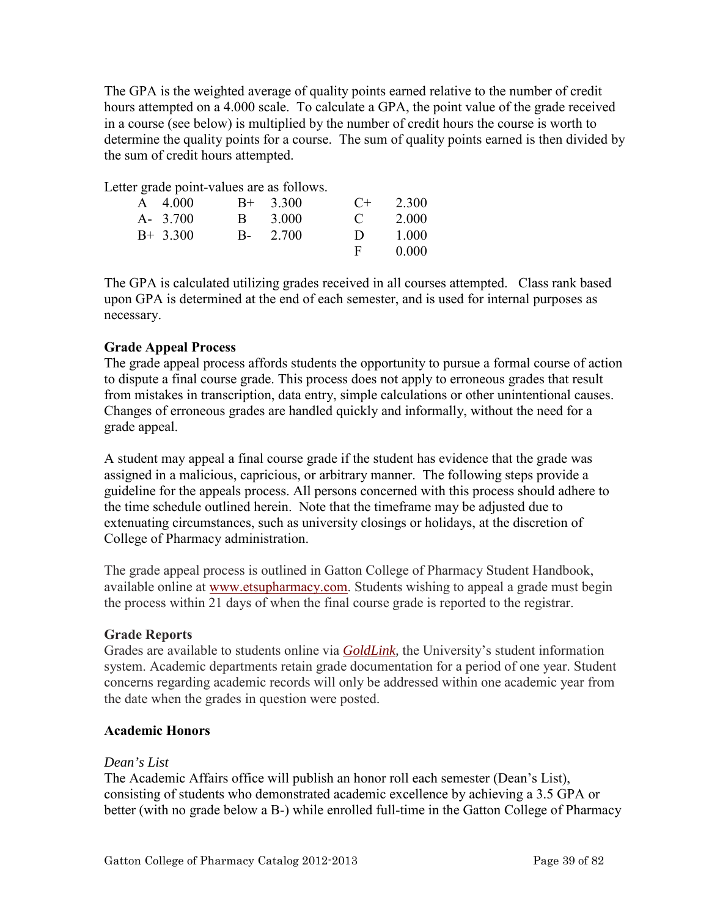The GPA is the weighted average of quality points earned relative to the number of credit hours attempted on a 4.000 scale. To calculate a GPA, the point value of the grade received in a course (see below) is multiplied by the number of credit hours the course is worth to determine the quality points for a course. The sum of quality points earned is then divided by the sum of credit hours attempted.

Letter grade point-values are as follows.

| | | | | | |
|---|---|---|---|---|---|
| A | 4.000 | B+ | 3.300 | C+ | 2.300 |
| A- | 3.700 | B | 3.000 | C | 2.000 |
| B+ | 3.300 | B- | 2.700 | D | 1.000 |
| | | | | F | 0.000 |

The GPA is calculated utilizing grades received in all courses attempted. Class rank based upon GPA is determined at the end of each semester, and is used for internal purposes as necessary.

### Grade Appeal Process

The grade appeal process affords students the opportunity to pursue a formal course of action to dispute a final course grade. This process does not apply to erroneous grades that result from mistakes in transcription, data entry, simple calculations or other unintentional causes. Changes of erroneous grades are handled quickly and informally, without the need for a grade appeal.

A student may appeal a final course grade if the student has evidence that the grade was assigned in a malicious, capricious, or arbitrary manner. The following steps provide a guideline for the appeals process. All persons concerned with this process should adhere to the time schedule outlined herein. Note that the timeframe may be adjusted due to extenuating circumstances, such as university closings or holidays, at the discretion of College of Pharmacy administration.

The grade appeal process is outlined in Gatton College of Pharmacy Student Handbook, available online at www.etsupharmacy.com. Students wishing to appeal a grade must begin the process within 21 days of when the final course grade is reported to the registrar.

### Grade Reports

Grades are available to students online via ***GoldLink***, the University's student information system. Academic departments retain grade documentation for a period of one year. Student concerns regarding academic records will only be addressed within one academic year from the date when the grades in question were posted.

### Academic Honors

*Dean's List*

The Academic Affairs office will publish an honor roll each semester (Dean's List), consisting of students who demonstrated academic excellence by achieving a 3.5 GPA or better (with no grade below a B-) while enrolled full-time in the Gatton College of Pharmacy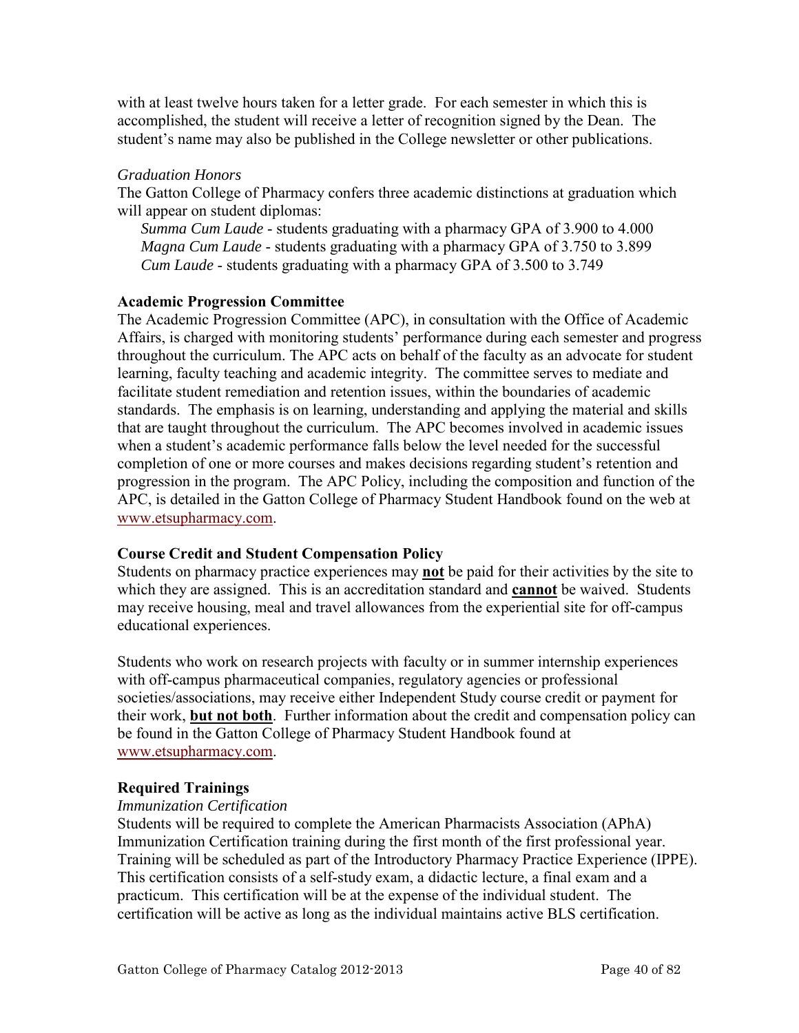with at least twelve hours taken for a letter grade. For each semester in which this is accomplished, the student will receive a letter of recognition signed by the Dean. The student's name may also be published in the College newsletter or other publications.

*Graduation Honors*

The Gatton College of Pharmacy confers three academic distinctions at graduation which will appear on student diplomas:

*Summa Cum Laude* - students graduating with a pharmacy GPA of 3.900 to 4.000
*Magna Cum Laude* - students graduating with a pharmacy GPA of 3.750 to 3.899
*Cum Laude* - students graduating with a pharmacy GPA of 3.500 to 3.749

**Academic Progression Committee**

The Academic Progression Committee (APC), in consultation with the Office of Academic Affairs, is charged with monitoring students' performance during each semester and progress throughout the curriculum. The APC acts on behalf of the faculty as an advocate for student learning, faculty teaching and academic integrity. The committee serves to mediate and facilitate student remediation and retention issues, within the boundaries of academic standards. The emphasis is on learning, understanding and applying the material and skills that are taught throughout the curriculum. The APC becomes involved in academic issues when a student's academic performance falls below the level needed for the successful completion of one or more courses and makes decisions regarding student's retention and progression in the program. The APC Policy, including the composition and function of the APC, is detailed in the Gatton College of Pharmacy Student Handbook found on the web at www.etsupharmacy.com.

**Course Credit and Student Compensation Policy**

Students on pharmacy practice experiences may **not** be paid for their activities by the site to which they are assigned. This is an accreditation standard and **cannot** be waived. Students may receive housing, meal and travel allowances from the experiential site for off-campus educational experiences.

Students who work on research projects with faculty or in summer internship experiences with off-campus pharmaceutical companies, regulatory agencies or professional societies/associations, may receive either Independent Study course credit or payment for their work, **but not both**. Further information about the credit and compensation policy can be found in the Gatton College of Pharmacy Student Handbook found at www.etsupharmacy.com.

**Required Trainings**

*Immunization Certification*

Students will be required to complete the American Pharmacists Association (APhA) Immunization Certification training during the first month of the first professional year. Training will be scheduled as part of the Introductory Pharmacy Practice Experience (IPPE). This certification consists of a self-study exam, a didactic lecture, a final exam and a practicum. This certification will be at the expense of the individual student. The certification will be active as long as the individual maintains active BLS certification.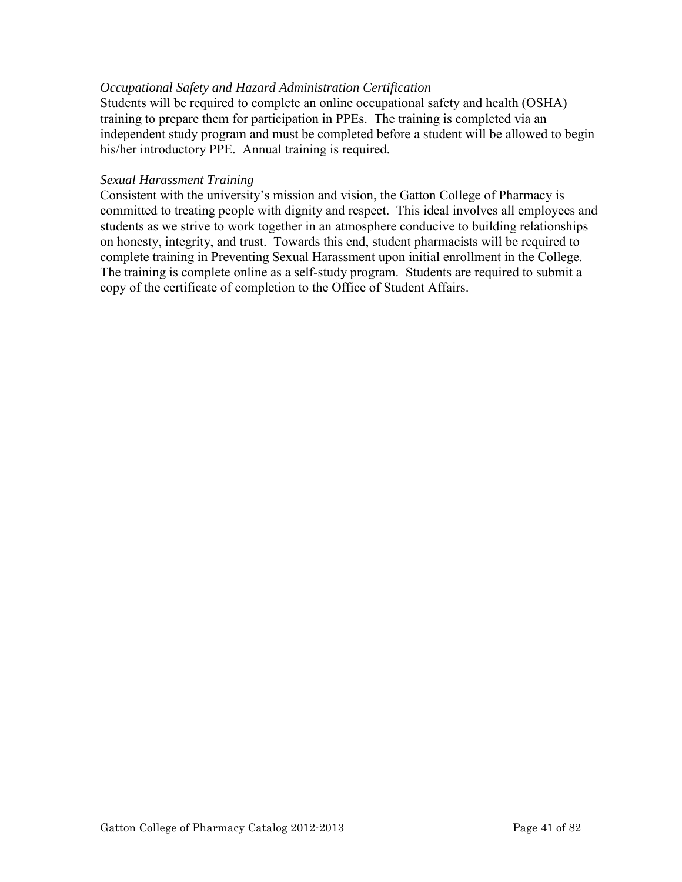*Occupational Safety and Hazard Administration Certification*

Students will be required to complete an online occupational safety and health (OSHA) training to prepare them for participation in PPEs. The training is completed via an independent study program and must be completed before a student will be allowed to begin his/her introductory PPE. Annual training is required.

*Sexual Harassment Training*

Consistent with the university's mission and vision, the Gatton College of Pharmacy is committed to treating people with dignity and respect. This ideal involves all employees and students as we strive to work together in an atmosphere conducive to building relationships on honesty, integrity, and trust. Towards this end, student pharmacists will be required to complete training in Preventing Sexual Harassment upon initial enrollment in the College. The training is complete online as a self-study program. Students are required to submit a copy of the certificate of completion to the Office of Student Affairs.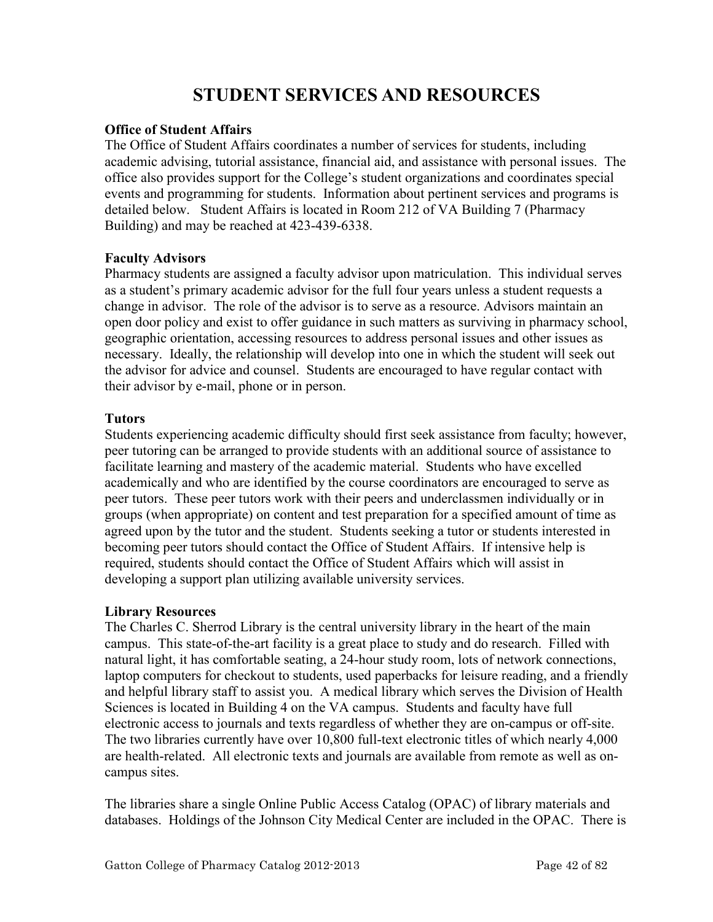# STUDENT SERVICES AND RESOURCES

**Office of Student Affairs**

The Office of Student Affairs coordinates a number of services for students, including academic advising, tutorial assistance, financial aid, and assistance with personal issues. The office also provides support for the College's student organizations and coordinates special events and programming for students. Information about pertinent services and programs is detailed below. Student Affairs is located in Room 212 of VA Building 7 (Pharmacy Building) and may be reached at 423-439-6338.

**Faculty Advisors**

Pharmacy students are assigned a faculty advisor upon matriculation. This individual serves as a student's primary academic advisor for the full four years unless a student requests a change in advisor. The role of the advisor is to serve as a resource. Advisors maintain an open door policy and exist to offer guidance in such matters as surviving in pharmacy school, geographic orientation, accessing resources to address personal issues and other issues as necessary. Ideally, the relationship will develop into one in which the student will seek out the advisor for advice and counsel. Students are encouraged to have regular contact with their advisor by e-mail, phone or in person.

**Tutors**

Students experiencing academic difficulty should first seek assistance from faculty; however, peer tutoring can be arranged to provide students with an additional source of assistance to facilitate learning and mastery of the academic material. Students who have excelled academically and who are identified by the course coordinators are encouraged to serve as peer tutors. These peer tutors work with their peers and underclassmen individually or in groups (when appropriate) on content and test preparation for a specified amount of time as agreed upon by the tutor and the student. Students seeking a tutor or students interested in becoming peer tutors should contact the Office of Student Affairs. If intensive help is required, students should contact the Office of Student Affairs which will assist in developing a support plan utilizing available university services.

**Library Resources**

The Charles C. Sherrod Library is the central university library in the heart of the main campus. This state-of-the-art facility is a great place to study and do research. Filled with natural light, it has comfortable seating, a 24-hour study room, lots of network connections, laptop computers for checkout to students, used paperbacks for leisure reading, and a friendly and helpful library staff to assist you. A medical library which serves the Division of Health Sciences is located in Building 4 on the VA campus. Students and faculty have full electronic access to journals and texts regardless of whether they are on-campus or off-site. The two libraries currently have over 10,800 full-text electronic titles of which nearly 4,000 are health-related. All electronic texts and journals are available from remote as well as on-campus sites.

The libraries share a single Online Public Access Catalog (OPAC) of library materials and databases. Holdings of the Johnson City Medical Center are included in the OPAC. There is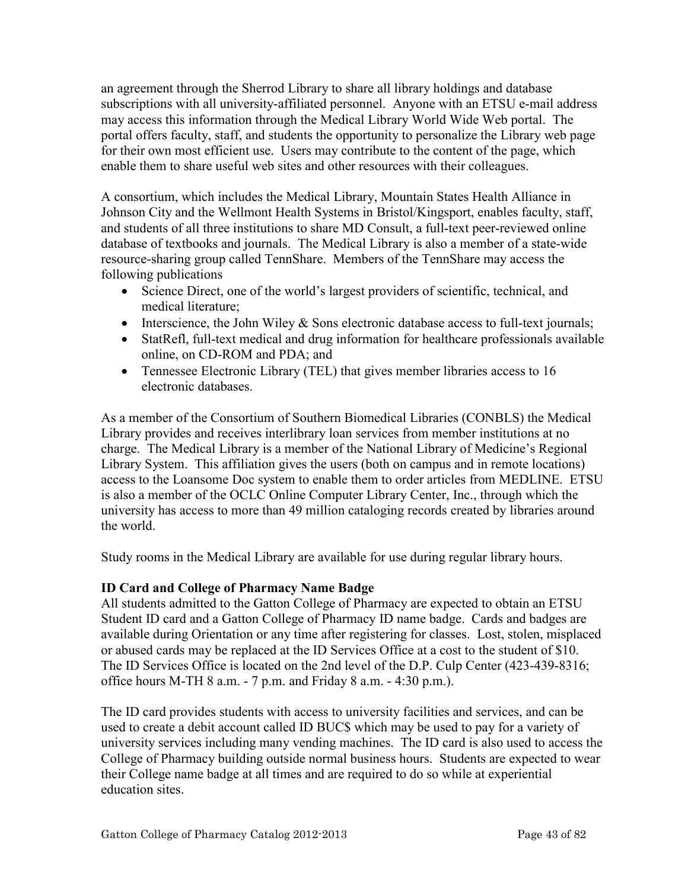an agreement through the Sherrod Library to share all library holdings and database subscriptions with all university-affiliated personnel. Anyone with an ETSU e-mail address may access this information through the Medical Library World Wide Web portal. The portal offers faculty, staff, and students the opportunity to personalize the Library web page for their own most efficient use. Users may contribute to the content of the page, which enable them to share useful web sites and other resources with their colleagues.

A consortium, which includes the Medical Library, Mountain States Health Alliance in Johnson City and the Wellmont Health Systems in Bristol/Kingsport, enables faculty, staff, and students of all three institutions to share MD Consult, a full-text peer-reviewed online database of textbooks and journals. The Medical Library is also a member of a state-wide resource-sharing group called TennShare. Members of the TennShare may access the following publications

- Science Direct, one of the world's largest providers of scientific, technical, and medical literature;
- Interscience, the John Wiley & Sons electronic database access to full-text journals;
- StatRefl, full-text medical and drug information for healthcare professionals available online, on CD-ROM and PDA; and
- Tennessee Electronic Library (TEL) that gives member libraries access to 16 electronic databases.

As a member of the Consortium of Southern Biomedical Libraries (CONBLS) the Medical Library provides and receives interlibrary loan services from member institutions at no charge. The Medical Library is a member of the National Library of Medicine's Regional Library System. This affiliation gives the users (both on campus and in remote locations) access to the Loansome Doc system to enable them to order articles from MEDLINE. ETSU is also a member of the OCLC Online Computer Library Center, Inc., through which the university has access to more than 49 million cataloging records created by libraries around the world.

Study rooms in the Medical Library are available for use during regular library hours.

**ID Card and College of Pharmacy Name Badge**

All students admitted to the Gatton College of Pharmacy are expected to obtain an ETSU Student ID card and a Gatton College of Pharmacy ID name badge. Cards and badges are available during Orientation or any time after registering for classes. Lost, stolen, misplaced or abused cards may be replaced at the ID Services Office at a cost to the student of $10. The ID Services Office is located on the 2nd level of the D.P. Culp Center (423-439-8316; office hours M-TH 8 a.m. - 7 p.m. and Friday 8 a.m. - 4:30 p.m.).

The ID card provides students with access to university facilities and services, and can be used to create a debit account called ID BUC$ which may be used to pay for a variety of university services including many vending machines. The ID card is also used to access the College of Pharmacy building outside normal business hours. Students are expected to wear their College name badge at all times and are required to do so while at experiential education sites.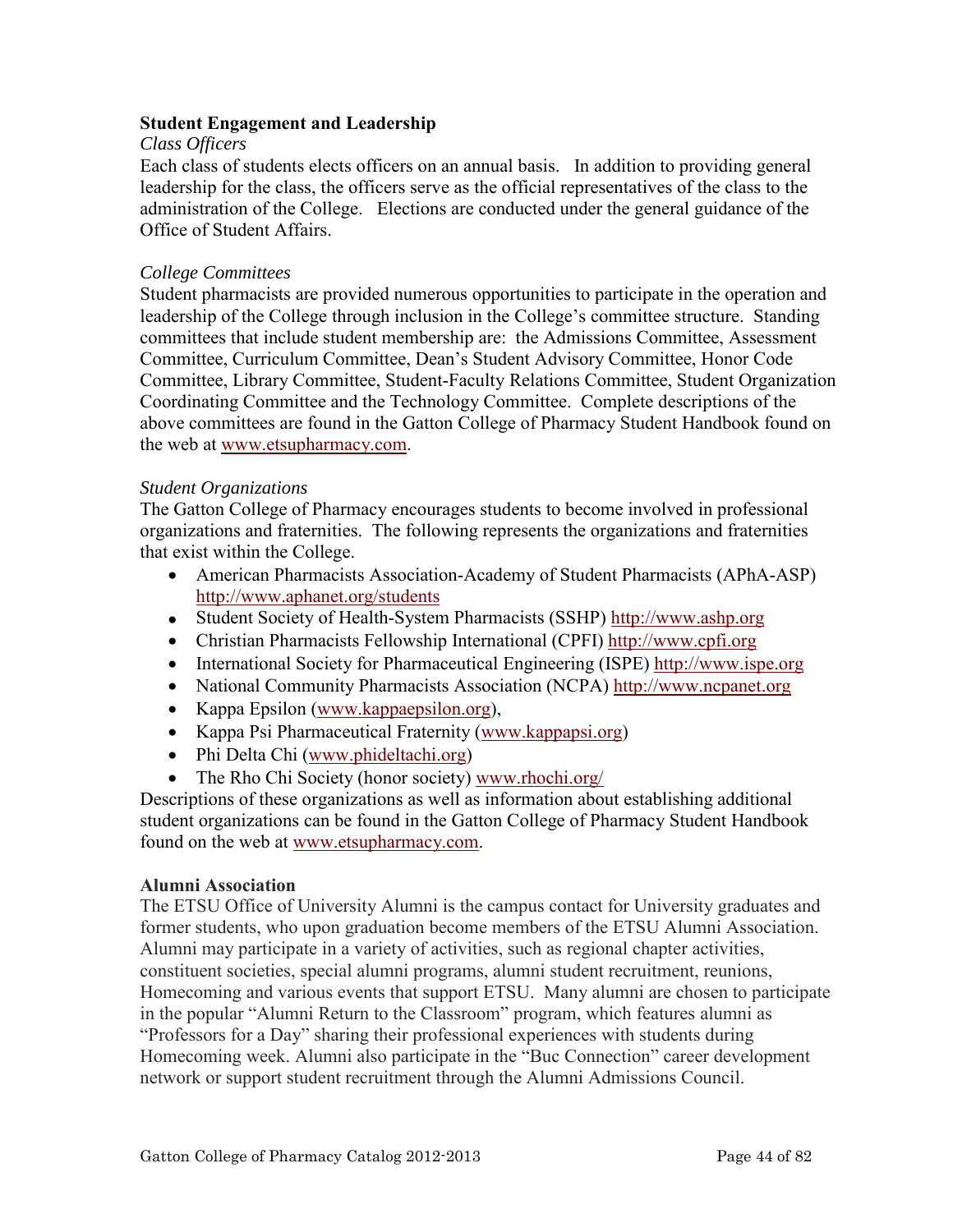## Student Engagement and Leadership

*Class Officers*

Each class of students elects officers on an annual basis. In addition to providing general leadership for the class, the officers serve as the official representatives of the class to the administration of the College. Elections are conducted under the general guidance of the Office of Student Affairs.

*College Committees*

Student pharmacists are provided numerous opportunities to participate in the operation and leadership of the College through inclusion in the College's committee structure. Standing committees that include student membership are: the Admissions Committee, Assessment Committee, Curriculum Committee, Dean's Student Advisory Committee, Honor Code Committee, Library Committee, Student-Faculty Relations Committee, Student Organization Coordinating Committee and the Technology Committee. Complete descriptions of the above committees are found in the Gatton College of Pharmacy Student Handbook found on the web at www.etsupharmacy.com.

*Student Organizations*

The Gatton College of Pharmacy encourages students to become involved in professional organizations and fraternities. The following represents the organizations and fraternities that exist within the College.

- American Pharmacists Association-Academy of Student Pharmacists (APhA-ASP) http://www.aphanet.org/students
- Student Society of Health-System Pharmacists (SSHP) http://www.ashp.org
- Christian Pharmacists Fellowship International (CPFI) http://www.cpfi.org
- International Society for Pharmaceutical Engineering (ISPE) http://www.ispe.org
- National Community Pharmacists Association (NCPA) http://www.ncpanet.org
- Kappa Epsilon (www.kappaepsilon.org),
- Kappa Psi Pharmaceutical Fraternity (www.kappapsi.org)
- Phi Delta Chi (www.phideltachi.org)
- The Rho Chi Society (honor society) www.rhochi.org/

Descriptions of these organizations as well as information about establishing additional student organizations can be found in the Gatton College of Pharmacy Student Handbook found on the web at www.etsupharmacy.com.

## Alumni Association

The ETSU Office of University Alumni is the campus contact for University graduates and former students, who upon graduation become members of the ETSU Alumni Association. Alumni may participate in a variety of activities, such as regional chapter activities, constituent societies, special alumni programs, alumni student recruitment, reunions, Homecoming and various events that support ETSU. Many alumni are chosen to participate in the popular "Alumni Return to the Classroom" program, which features alumni as "Professors for a Day" sharing their professional experiences with students during Homecoming week. Alumni also participate in the "Buc Connection" career development network or support student recruitment through the Alumni Admissions Council.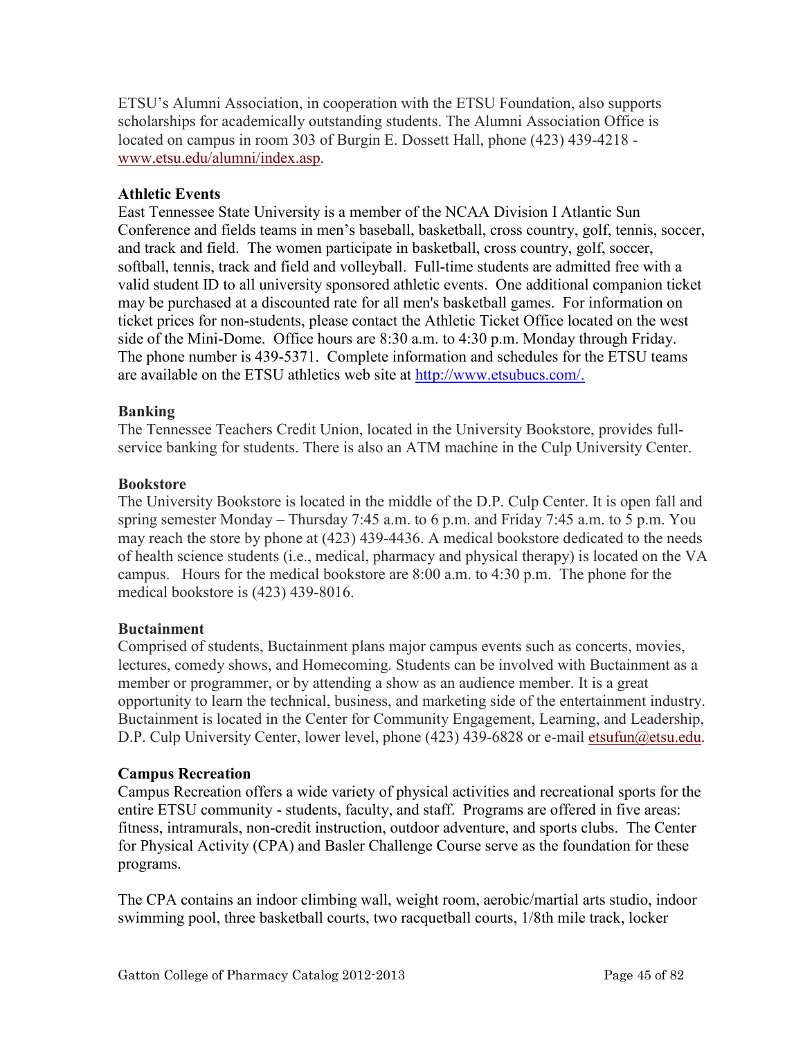ETSU's Alumni Association, in cooperation with the ETSU Foundation, also supports scholarships for academically outstanding students. The Alumni Association Office is located on campus in room 303 of Burgin E. Dossett Hall, phone (423) 439-4218 - www.etsu.edu/alumni/index.asp.

**Athletic Events**

East Tennessee State University is a member of the NCAA Division I Atlantic Sun Conference and fields teams in men's baseball, basketball, cross country, golf, tennis, soccer, and track and field. The women participate in basketball, cross country, golf, soccer, softball, tennis, track and field and volleyball. Full-time students are admitted free with a valid student ID to all university sponsored athletic events. One additional companion ticket may be purchased at a discounted rate for all men's basketball games. For information on ticket prices for non-students, please contact the Athletic Ticket Office located on the west side of the Mini-Dome. Office hours are 8:30 a.m. to 4:30 p.m. Monday through Friday. The phone number is 439-5371. Complete information and schedules for the ETSU teams are available on the ETSU athletics web site at http://www.etsubucs.com/.

**Banking**

The Tennessee Teachers Credit Union, located in the University Bookstore, provides full-service banking for students. There is also an ATM machine in the Culp University Center.

**Bookstore**

The University Bookstore is located in the middle of the D.P. Culp Center. It is open fall and spring semester Monday – Thursday 7:45 a.m. to 6 p.m. and Friday 7:45 a.m. to 5 p.m. You may reach the store by phone at (423) 439-4436. A medical bookstore dedicated to the needs of health science students (i.e., medical, pharmacy and physical therapy) is located on the VA campus. Hours for the medical bookstore are 8:00 a.m. to 4:30 p.m. The phone for the medical bookstore is (423) 439-8016.

**Buctainment**

Comprised of students, Buctainment plans major campus events such as concerts, movies, lectures, comedy shows, and Homecoming. Students can be involved with Buctainment as a member or programmer, or by attending a show as an audience member. It is a great opportunity to learn the technical, business, and marketing side of the entertainment industry. Buctainment is located in the Center for Community Engagement, Learning, and Leadership, D.P. Culp University Center, lower level, phone (423) 439-6828 or e-mail etsufun@etsu.edu.

**Campus Recreation**

Campus Recreation offers a wide variety of physical activities and recreational sports for the entire ETSU community - students, faculty, and staff. Programs are offered in five areas: fitness, intramurals, non-credit instruction, outdoor adventure, and sports clubs. The Center for Physical Activity (CPA) and Basler Challenge Course serve as the foundation for these programs.

The CPA contains an indoor climbing wall, weight room, aerobic/martial arts studio, indoor swimming pool, three basketball courts, two racquetball courts, 1/8th mile track, locker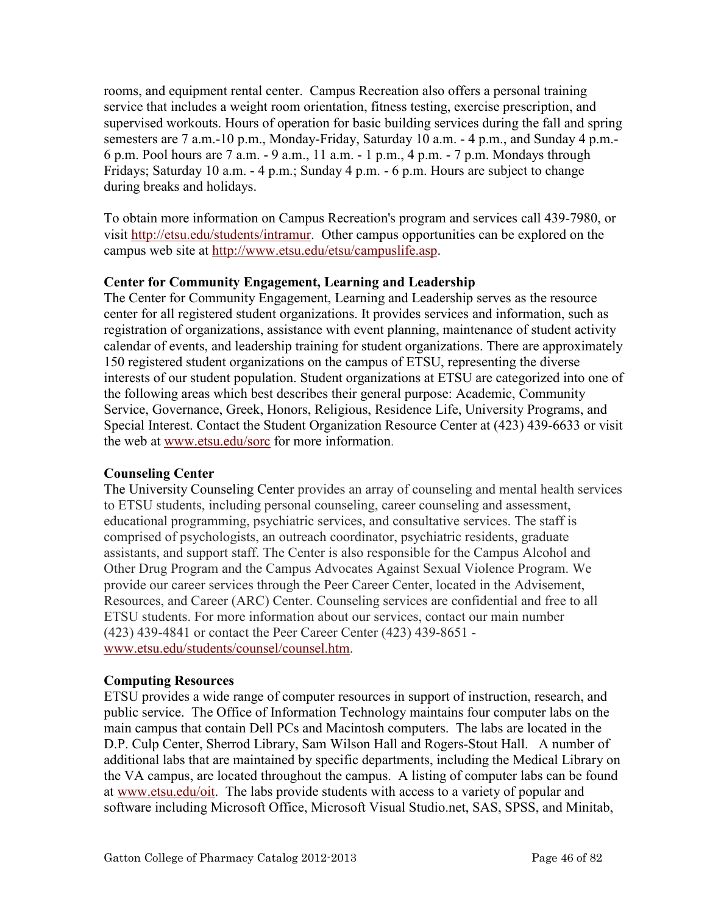rooms, and equipment rental center. Campus Recreation also offers a personal training service that includes a weight room orientation, fitness testing, exercise prescription, and supervised workouts. Hours of operation for basic building services during the fall and spring semesters are 7 a.m.-10 p.m., Monday-Friday, Saturday 10 a.m. - 4 p.m., and Sunday 4 p.m.- 6 p.m. Pool hours are 7 a.m. - 9 a.m., 11 a.m. - 1 p.m., 4 p.m. - 7 p.m. Mondays through Fridays; Saturday 10 a.m. - 4 p.m.; Sunday 4 p.m. - 6 p.m. Hours are subject to change during breaks and holidays.

To obtain more information on Campus Recreation's program and services call 439-7980, or visit http://etsu.edu/students/intramur. Other campus opportunities can be explored on the campus web site at http://www.etsu.edu/etsu/campuslife.asp.

**Center for Community Engagement, Learning and Leadership**

The Center for Community Engagement, Learning and Leadership serves as the resource center for all registered student organizations. It provides services and information, such as registration of organizations, assistance with event planning, maintenance of student activity calendar of events, and leadership training for student organizations. There are approximately 150 registered student organizations on the campus of ETSU, representing the diverse interests of our student population. Student organizations at ETSU are categorized into one of the following areas which best describes their general purpose: Academic, Community Service, Governance, Greek, Honors, Religious, Residence Life, University Programs, and Special Interest. Contact the Student Organization Resource Center at (423) 439-6633 or visit the web at www.etsu.edu/sorc for more information.

**Counseling Center**

The University Counseling Center provides an array of counseling and mental health services to ETSU students, including personal counseling, career counseling and assessment, educational programming, psychiatric services, and consultative services. The staff is comprised of psychologists, an outreach coordinator, psychiatric residents, graduate assistants, and support staff. The Center is also responsible for the Campus Alcohol and Other Drug Program and the Campus Advocates Against Sexual Violence Program. We provide our career services through the Peer Career Center, located in the Advisement, Resources, and Career (ARC) Center. Counseling services are confidential and free to all ETSU students. For more information about our services, contact our main number (423) 439-4841 or contact the Peer Career Center (423) 439-8651 - www.etsu.edu/students/counsel/counsel.htm.

**Computing Resources**

ETSU provides a wide range of computer resources in support of instruction, research, and public service. The Office of Information Technology maintains four computer labs on the main campus that contain Dell PCs and Macintosh computers. The labs are located in the D.P. Culp Center, Sherrod Library, Sam Wilson Hall and Rogers-Stout Hall. A number of additional labs that are maintained by specific departments, including the Medical Library on the VA campus, are located throughout the campus. A listing of computer labs can be found at www.etsu.edu/oit. The labs provide students with access to a variety of popular and software including Microsoft Office, Microsoft Visual Studio.net, SAS, SPSS, and Minitab,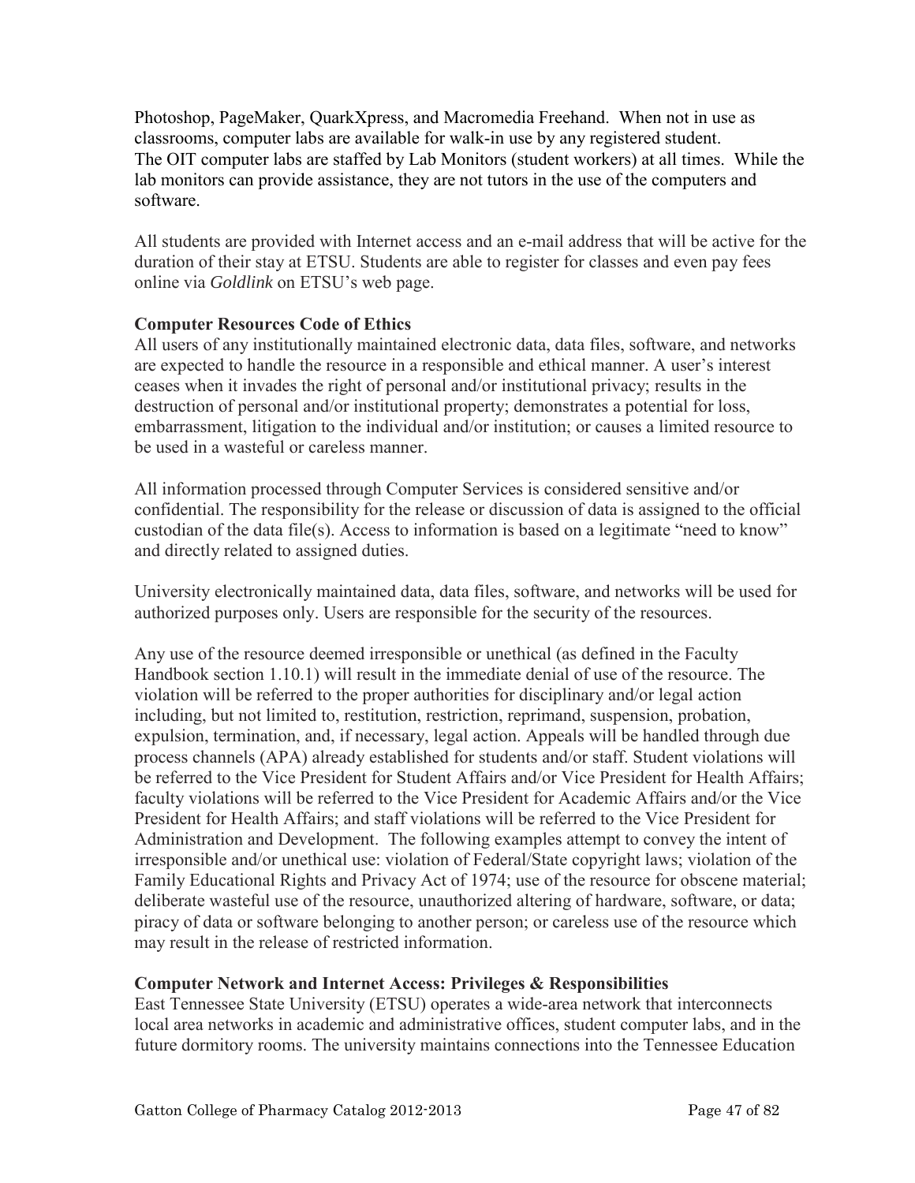Photoshop, PageMaker, QuarkXpress, and Macromedia Freehand. When not in use as classrooms, computer labs are available for walk-in use by any registered student. The OIT computer labs are staffed by Lab Monitors (student workers) at all times. While the lab monitors can provide assistance, they are not tutors in the use of the computers and software.

All students are provided with Internet access and an e-mail address that will be active for the duration of their stay at ETSU. Students are able to register for classes and even pay fees online via *Goldlink* on ETSU's web page.

**Computer Resources Code of Ethics**

All users of any institutionally maintained electronic data, data files, software, and networks are expected to handle the resource in a responsible and ethical manner. A user's interest ceases when it invades the right of personal and/or institutional privacy; results in the destruction of personal and/or institutional property; demonstrates a potential for loss, embarrassment, litigation to the individual and/or institution; or causes a limited resource to be used in a wasteful or careless manner.

All information processed through Computer Services is considered sensitive and/or confidential. The responsibility for the release or discussion of data is assigned to the official custodian of the data file(s). Access to information is based on a legitimate "need to know" and directly related to assigned duties.

University electronically maintained data, data files, software, and networks will be used for authorized purposes only. Users are responsible for the security of the resources.

Any use of the resource deemed irresponsible or unethical (as defined in the Faculty Handbook section 1.10.1) will result in the immediate denial of use of the resource. The violation will be referred to the proper authorities for disciplinary and/or legal action including, but not limited to, restitution, restriction, reprimand, suspension, probation, expulsion, termination, and, if necessary, legal action. Appeals will be handled through due process channels (APA) already established for students and/or staff. Student violations will be referred to the Vice President for Student Affairs and/or Vice President for Health Affairs; faculty violations will be referred to the Vice President for Academic Affairs and/or the Vice President for Health Affairs; and staff violations will be referred to the Vice President for Administration and Development. The following examples attempt to convey the intent of irresponsible and/or unethical use: violation of Federal/State copyright laws; violation of the Family Educational Rights and Privacy Act of 1974; use of the resource for obscene material; deliberate wasteful use of the resource, unauthorized altering of hardware, software, or data; piracy of data or software belonging to another person; or careless use of the resource which may result in the release of restricted information.

**Computer Network and Internet Access: Privileges & Responsibilities**

East Tennessee State University (ETSU) operates a wide-area network that interconnects local area networks in academic and administrative offices, student computer labs, and in the future dormitory rooms. The university maintains connections into the Tennessee Education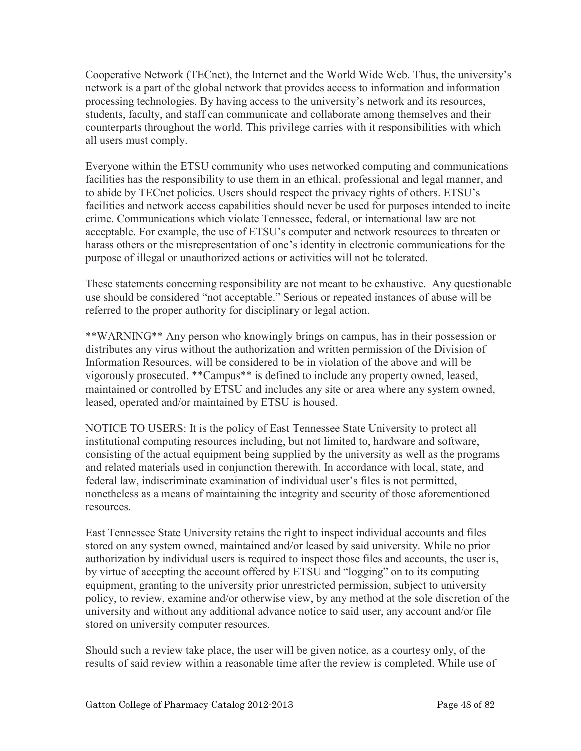Cooperative Network (TECnet), the Internet and the World Wide Web. Thus, the university's network is a part of the global network that provides access to information and information processing technologies. By having access to the university's network and its resources, students, faculty, and staff can communicate and collaborate among themselves and their counterparts throughout the world. This privilege carries with it responsibilities with which all users must comply.

Everyone within the ETSU community who uses networked computing and communications facilities has the responsibility to use them in an ethical, professional and legal manner, and to abide by TECnet policies. Users should respect the privacy rights of others. ETSU's facilities and network access capabilities should never be used for purposes intended to incite crime. Communications which violate Tennessee, federal, or international law are not acceptable. For example, the use of ETSU's computer and network resources to threaten or harass others or the misrepresentation of one's identity in electronic communications for the purpose of illegal or unauthorized actions or activities will not be tolerated.

These statements concerning responsibility are not meant to be exhaustive. Any questionable use should be considered "not acceptable." Serious or repeated instances of abuse will be referred to the proper authority for disciplinary or legal action.

**WARNING** Any person who knowingly brings on campus, has in their possession or distributes any virus without the authorization and written permission of the Division of Information Resources, will be considered to be in violation of the above and will be vigorously prosecuted. **Campus** is defined to include any property owned, leased, maintained or controlled by ETSU and includes any site or area where any system owned, leased, operated and/or maintained by ETSU is housed.

NOTICE TO USERS: It is the policy of East Tennessee State University to protect all institutional computing resources including, but not limited to, hardware and software, consisting of the actual equipment being supplied by the university as well as the programs and related materials used in conjunction therewith. In accordance with local, state, and federal law, indiscriminate examination of individual user's files is not permitted, nonetheless as a means of maintaining the integrity and security of those aforementioned resources.

East Tennessee State University retains the right to inspect individual accounts and files stored on any system owned, maintained and/or leased by said university. While no prior authorization by individual users is required to inspect those files and accounts, the user is, by virtue of accepting the account offered by ETSU and "logging" on to its computing equipment, granting to the university prior unrestricted permission, subject to university policy, to review, examine and/or otherwise view, by any method at the sole discretion of the university and without any additional advance notice to said user, any account and/or file stored on university computer resources.

Should such a review take place, the user will be given notice, as a courtesy only, of the results of said review within a reasonable time after the review is completed. While use of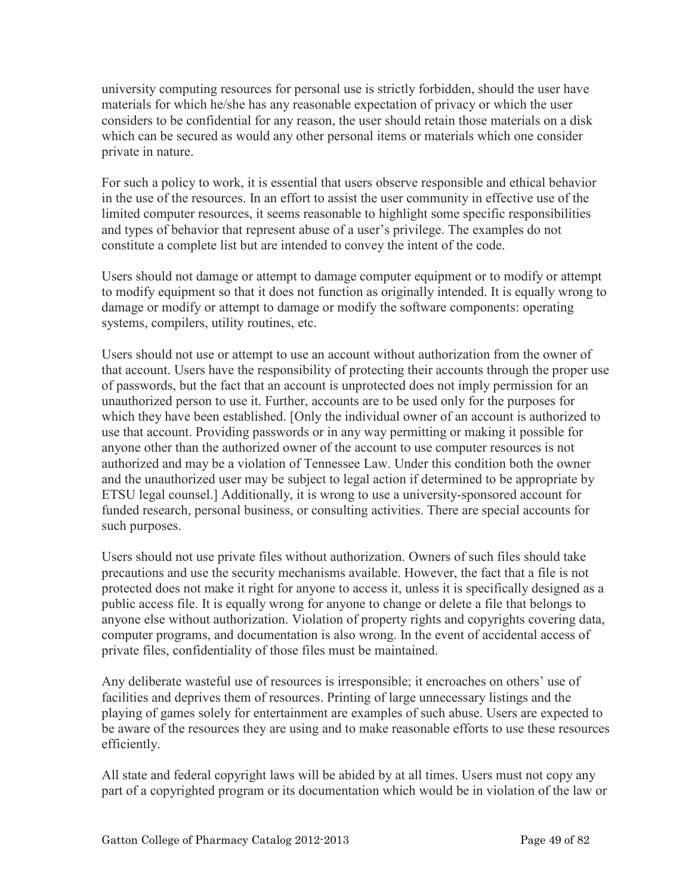university computing resources for personal use is strictly forbidden, should the user have materials for which he/she has any reasonable expectation of privacy or which the user considers to be confidential for any reason, the user should retain those materials on a disk which can be secured as would any other personal items or materials which one consider private in nature.

For such a policy to work, it is essential that users observe responsible and ethical behavior in the use of the resources. In an effort to assist the user community in effective use of the limited computer resources, it seems reasonable to highlight some specific responsibilities and types of behavior that represent abuse of a user's privilege. The examples do not constitute a complete list but are intended to convey the intent of the code.

Users should not damage or attempt to damage computer equipment or to modify or attempt to modify equipment so that it does not function as originally intended. It is equally wrong to damage or modify or attempt to damage or modify the software components: operating systems, compilers, utility routines, etc.

Users should not use or attempt to use an account without authorization from the owner of that account. Users have the responsibility of protecting their accounts through the proper use of passwords, but the fact that an account is unprotected does not imply permission for an unauthorized person to use it. Further, accounts are to be used only for the purposes for which they have been established. [Only the individual owner of an account is authorized to use that account. Providing passwords or in any way permitting or making it possible for anyone other than the authorized owner of the account to use computer resources is not authorized and may be a violation of Tennessee Law. Under this condition both the owner and the unauthorized user may be subject to legal action if determined to be appropriate by ETSU legal counsel.] Additionally, it is wrong to use a university-sponsored account for funded research, personal business, or consulting activities. There are special accounts for such purposes.

Users should not use private files without authorization. Owners of such files should take precautions and use the security mechanisms available. However, the fact that a file is not protected does not make it right for anyone to access it, unless it is specifically designed as a public access file. It is equally wrong for anyone to change or delete a file that belongs to anyone else without authorization. Violation of property rights and copyrights covering data, computer programs, and documentation is also wrong. In the event of accidental access of private files, confidentiality of those files must be maintained.

Any deliberate wasteful use of resources is irresponsible; it encroaches on others' use of facilities and deprives them of resources. Printing of large unnecessary listings and the playing of games solely for entertainment are examples of such abuse. Users are expected to be aware of the resources they are using and to make reasonable efforts to use these resources efficiently.

All state and federal copyright laws will be abided by at all times. Users must not copy any part of a copyrighted program or its documentation which would be in violation of the law or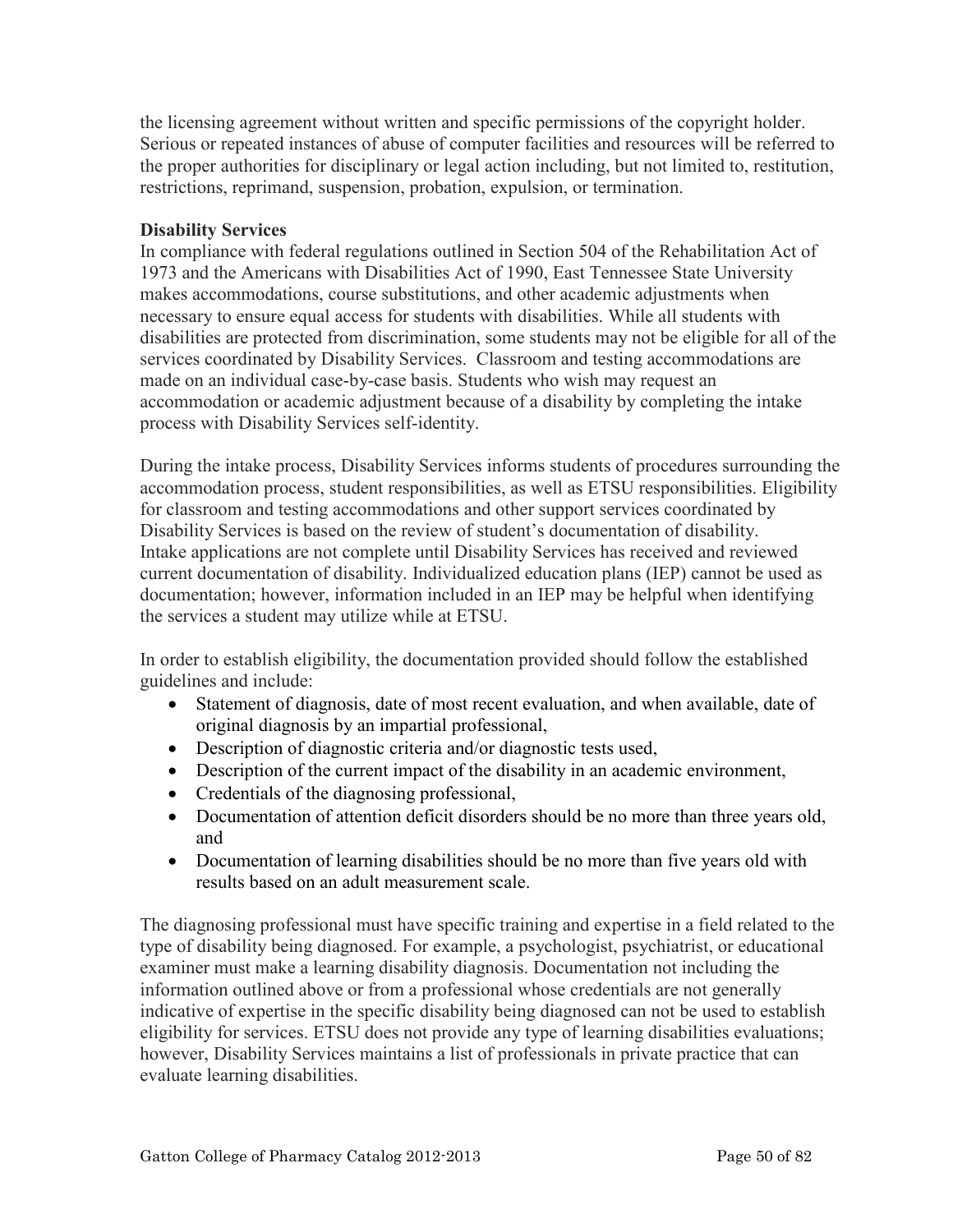the licensing agreement without written and specific permissions of the copyright holder. Serious or repeated instances of abuse of computer facilities and resources will be referred to the proper authorities for disciplinary or legal action including, but not limited to, restitution, restrictions, reprimand, suspension, probation, expulsion, or termination.

**Disability Services**

In compliance with federal regulations outlined in Section 504 of the Rehabilitation Act of 1973 and the Americans with Disabilities Act of 1990, East Tennessee State University makes accommodations, course substitutions, and other academic adjustments when necessary to ensure equal access for students with disabilities. While all students with disabilities are protected from discrimination, some students may not be eligible for all of the services coordinated by Disability Services. Classroom and testing accommodations are made on an individual case-by-case basis. Students who wish may request an accommodation or academic adjustment because of a disability by completing the intake process with Disability Services self-identity.

During the intake process, Disability Services informs students of procedures surrounding the accommodation process, student responsibilities, as well as ETSU responsibilities. Eligibility for classroom and testing accommodations and other support services coordinated by Disability Services is based on the review of student's documentation of disability. Intake applications are not complete until Disability Services has received and reviewed current documentation of disability. Individualized education plans (IEP) cannot be used as documentation; however, information included in an IEP may be helpful when identifying the services a student may utilize while at ETSU.

In order to establish eligibility, the documentation provided should follow the established guidelines and include:

- Statement of diagnosis, date of most recent evaluation, and when available, date of original diagnosis by an impartial professional,
- Description of diagnostic criteria and/or diagnostic tests used,
- Description of the current impact of the disability in an academic environment,
- Credentials of the diagnosing professional,
- Documentation of attention deficit disorders should be no more than three years old, and
- Documentation of learning disabilities should be no more than five years old with results based on an adult measurement scale.

The diagnosing professional must have specific training and expertise in a field related to the type of disability being diagnosed. For example, a psychologist, psychiatrist, or educational examiner must make a learning disability diagnosis. Documentation not including the information outlined above or from a professional whose credentials are not generally indicative of expertise in the specific disability being diagnosed can not be used to establish eligibility for services. ETSU does not provide any type of learning disabilities evaluations; however, Disability Services maintains a list of professionals in private practice that can evaluate learning disabilities.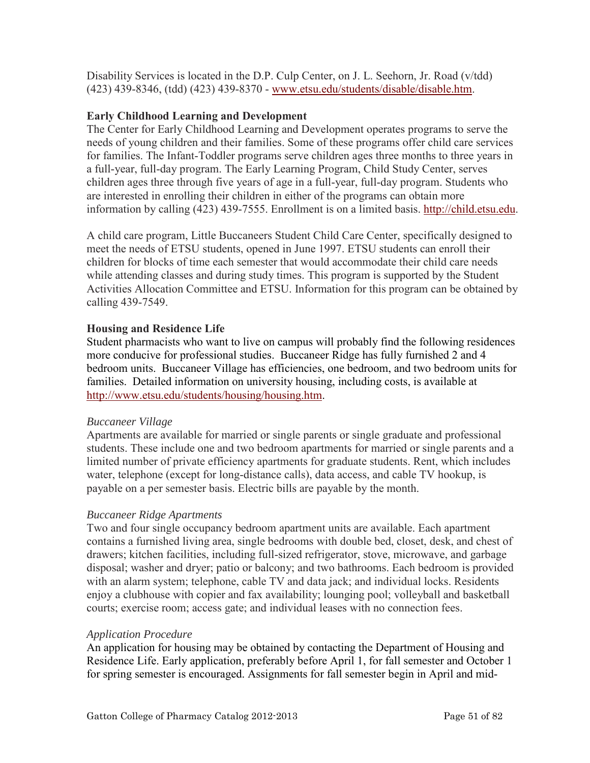Disability Services is located in the D.P. Culp Center, on J. L. Seehorn, Jr. Road (v/tdd) (423) 439-8346, (tdd) (423) 439-8370 - www.etsu.edu/students/disable/disable.htm.

**Early Childhood Learning and Development**

The Center for Early Childhood Learning and Development operates programs to serve the needs of young children and their families. Some of these programs offer child care services for families. The Infant-Toddler programs serve children ages three months to three years in a full-year, full-day program. The Early Learning Program, Child Study Center, serves children ages three through five years of age in a full-year, full-day program. Students who are interested in enrolling their children in either of the programs can obtain more information by calling (423) 439-7555. Enrollment is on a limited basis. http://child.etsu.edu.

A child care program, Little Buccaneers Student Child Care Center, specifically designed to meet the needs of ETSU students, opened in June 1997. ETSU students can enroll their children for blocks of time each semester that would accommodate their child care needs while attending classes and during study times. This program is supported by the Student Activities Allocation Committee and ETSU. Information for this program can be obtained by calling 439-7549.

**Housing and Residence Life**

Student pharmacists who want to live on campus will probably find the following residences more conducive for professional studies. Buccaneer Ridge has fully furnished 2 and 4 bedroom units. Buccaneer Village has efficiencies, one bedroom, and two bedroom units for families. Detailed information on university housing, including costs, is available at http://www.etsu.edu/students/housing/housing.htm.

*Buccaneer Village*

Apartments are available for married or single parents or single graduate and professional students. These include one and two bedroom apartments for married or single parents and a limited number of private efficiency apartments for graduate students. Rent, which includes water, telephone (except for long-distance calls), data access, and cable TV hookup, is payable on a per semester basis. Electric bills are payable by the month.

*Buccaneer Ridge Apartments*

Two and four single occupancy bedroom apartment units are available. Each apartment contains a furnished living area, single bedrooms with double bed, closet, desk, and chest of drawers; kitchen facilities, including full-sized refrigerator, stove, microwave, and garbage disposal; washer and dryer; patio or balcony; and two bathrooms. Each bedroom is provided with an alarm system; telephone, cable TV and data jack; and individual locks. Residents enjoy a clubhouse with copier and fax availability; lounging pool; volleyball and basketball courts; exercise room; access gate; and individual leases with no connection fees.

*Application Procedure*

An application for housing may be obtained by contacting the Department of Housing and Residence Life. Early application, preferably before April 1, for fall semester and October 1 for spring semester is encouraged. Assignments for fall semester begin in April and mid-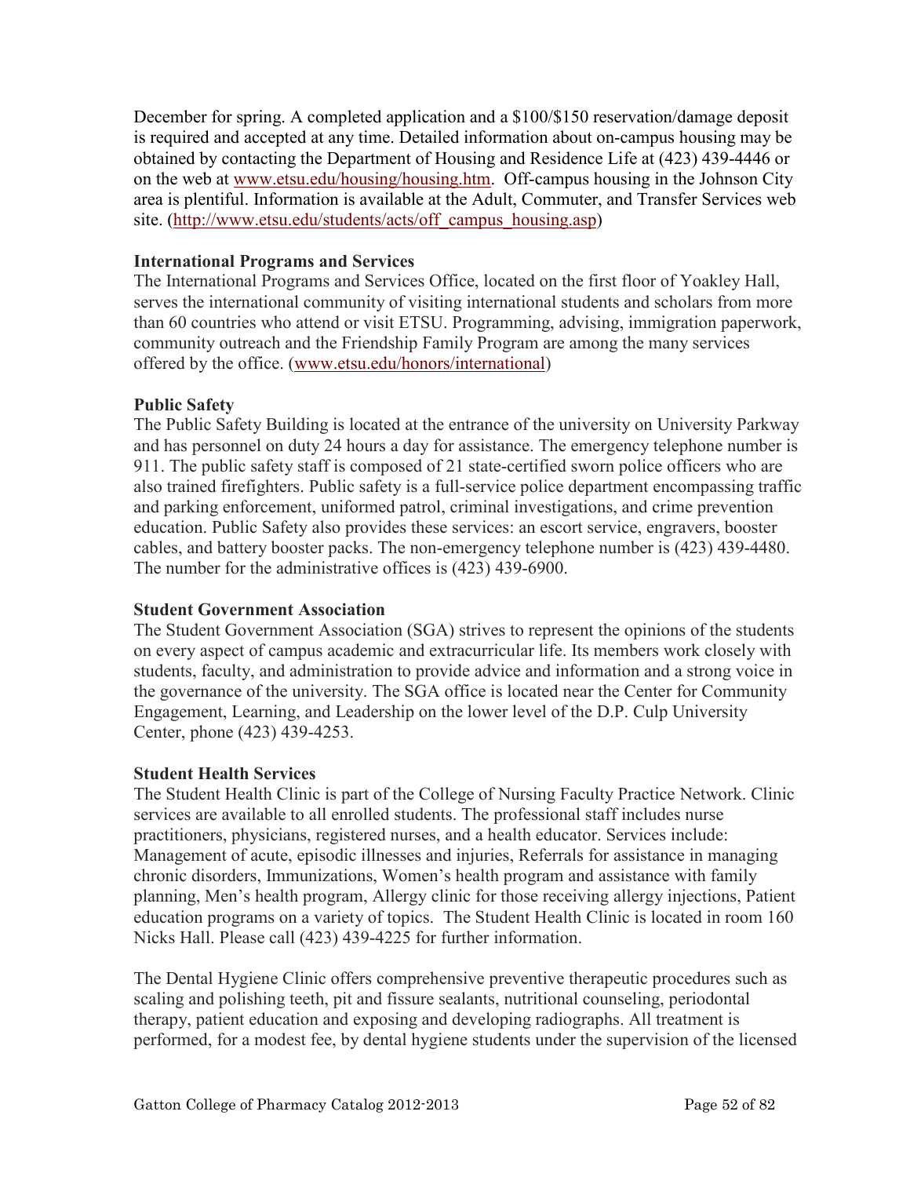December for spring. A completed application and a $100/$150 reservation/damage deposit is required and accepted at any time. Detailed information about on-campus housing may be obtained by contacting the Department of Housing and Residence Life at (423) 439-4446 or on the web at [www.etsu.edu/housing/housing.htm](www.etsu.edu/housing/housing.htm). Off-campus housing in the Johnson City area is plentiful. Information is available at the Adult, Commuter, and Transfer Services web site. ([http://www.etsu.edu/students/acts/off_campus_housing.asp](http://www.etsu.edu/students/acts/off_campus_housing.asp))

**International Programs and Services**

The International Programs and Services Office, located on the first floor of Yoakley Hall, serves the international community of visiting international students and scholars from more than 60 countries who attend or visit ETSU. Programming, advising, immigration paperwork, community outreach and the Friendship Family Program are among the many services offered by the office. ([www.etsu.edu/honors/international](www.etsu.edu/honors/international))

**Public Safety**

The Public Safety Building is located at the entrance of the university on University Parkway and has personnel on duty 24 hours a day for assistance. The emergency telephone number is 911. The public safety staff is composed of 21 state-certified sworn police officers who are also trained firefighters. Public safety is a full-service police department encompassing traffic and parking enforcement, uniformed patrol, criminal investigations, and crime prevention education. Public Safety also provides these services: an escort service, engravers, booster cables, and battery booster packs. The non-emergency telephone number is (423) 439-4480. The number for the administrative offices is (423) 439-6900.

**Student Government Association**

The Student Government Association (SGA) strives to represent the opinions of the students on every aspect of campus academic and extracurricular life. Its members work closely with students, faculty, and administration to provide advice and information and a strong voice in the governance of the university. The SGA office is located near the Center for Community Engagement, Learning, and Leadership on the lower level of the D.P. Culp University Center, phone (423) 439-4253.

**Student Health Services**

The Student Health Clinic is part of the College of Nursing Faculty Practice Network. Clinic services are available to all enrolled students. The professional staff includes nurse practitioners, physicians, registered nurses, and a health educator. Services include: Management of acute, episodic illnesses and injuries, Referrals for assistance in managing chronic disorders, Immunizations, Women's health program and assistance with family planning, Men's health program, Allergy clinic for those receiving allergy injections, Patient education programs on a variety of topics. The Student Health Clinic is located in room 160 Nicks Hall. Please call (423) 439-4225 for further information.

The Dental Hygiene Clinic offers comprehensive preventive therapeutic procedures such as scaling and polishing teeth, pit and fissure sealants, nutritional counseling, periodontal therapy, patient education and exposing and developing radiographs. All treatment is performed, for a modest fee, by dental hygiene students under the supervision of the licensed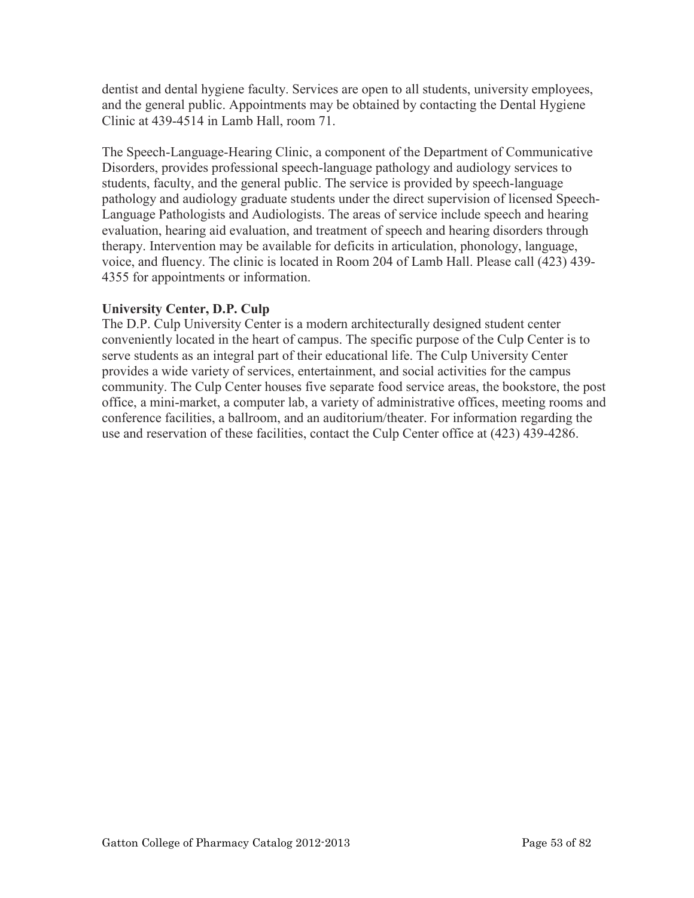dentist and dental hygiene faculty. Services are open to all students, university employees, and the general public. Appointments may be obtained by contacting the Dental Hygiene Clinic at 439-4514 in Lamb Hall, room 71.

The Speech-Language-Hearing Clinic, a component of the Department of Communicative Disorders, provides professional speech-language pathology and audiology services to students, faculty, and the general public. The service is provided by speech-language pathology and audiology graduate students under the direct supervision of licensed Speech-Language Pathologists and Audiologists. The areas of service include speech and hearing evaluation, hearing aid evaluation, and treatment of speech and hearing disorders through therapy. Intervention may be available for deficits in articulation, phonology, language, voice, and fluency. The clinic is located in Room 204 of Lamb Hall. Please call (423) 439-4355 for appointments or information.

**University Center, D.P. Culp**

The D.P. Culp University Center is a modern architecturally designed student center conveniently located in the heart of campus. The specific purpose of the Culp Center is to serve students as an integral part of their educational life. The Culp University Center provides a wide variety of services, entertainment, and social activities for the campus community. The Culp Center houses five separate food service areas, the bookstore, the post office, a mini-market, a computer lab, a variety of administrative offices, meeting rooms and conference facilities, a ballroom, and an auditorium/theater. For information regarding the use and reservation of these facilities, contact the Culp Center office at (423) 439-4286.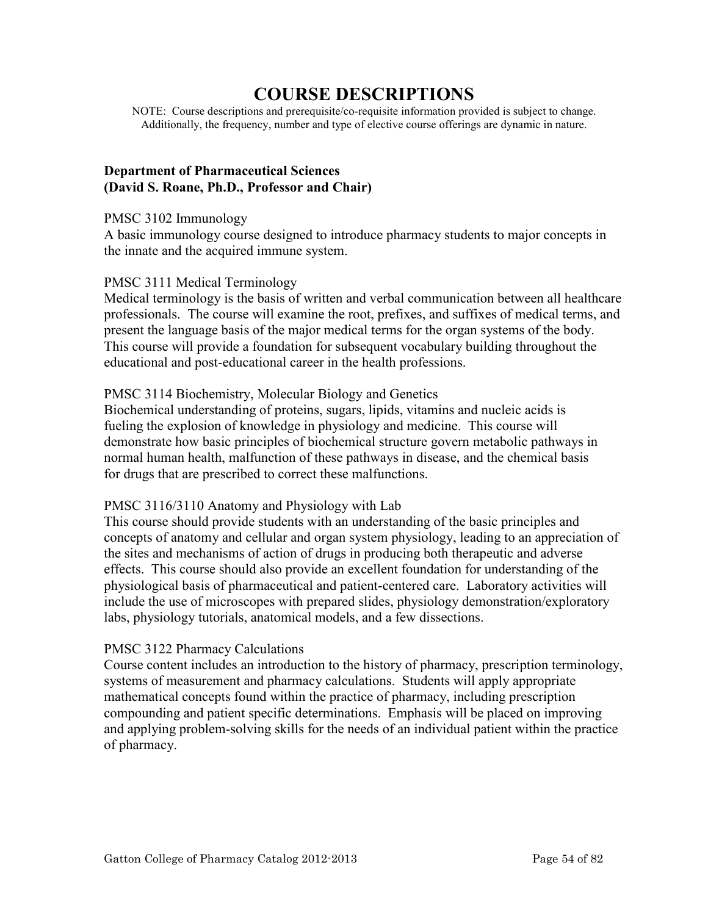# COURSE DESCRIPTIONS

NOTE: Course descriptions and prerequisite/co-requisite information provided is subject to change. Additionally, the frequency, number and type of elective course offerings are dynamic in nature.

## Department of Pharmaceutical Sciences
**(David S. Roane, Ph.D., Professor and Chair)**

PMSC 3102 Immunology
A basic immunology course designed to introduce pharmacy students to major concepts in the innate and the acquired immune system.

PMSC 3111 Medical Terminology
Medical terminology is the basis of written and verbal communication between all healthcare professionals. The course will examine the root, prefixes, and suffixes of medical terms, and present the language basis of the major medical terms for the organ systems of the body. This course will provide a foundation for subsequent vocabulary building throughout the educational and post-educational career in the health professions.

PMSC 3114 Biochemistry, Molecular Biology and Genetics
Biochemical understanding of proteins, sugars, lipids, vitamins and nucleic acids is fueling the explosion of knowledge in physiology and medicine. This course will demonstrate how basic principles of biochemical structure govern metabolic pathways in normal human health, malfunction of these pathways in disease, and the chemical basis for drugs that are prescribed to correct these malfunctions.

PMSC 3116/3110 Anatomy and Physiology with Lab
This course should provide students with an understanding of the basic principles and concepts of anatomy and cellular and organ system physiology, leading to an appreciation of the sites and mechanisms of action of drugs in producing both therapeutic and adverse effects. This course should also provide an excellent foundation for understanding of the physiological basis of pharmaceutical and patient-centered care. Laboratory activities will include the use of microscopes with prepared slides, physiology demonstration/exploratory labs, physiology tutorials, anatomical models, and a few dissections.

PMSC 3122 Pharmacy Calculations
Course content includes an introduction to the history of pharmacy, prescription terminology, systems of measurement and pharmacy calculations. Students will apply appropriate mathematical concepts found within the practice of pharmacy, including prescription compounding and patient specific determinations. Emphasis will be placed on improving and applying problem-solving skills for the needs of an individual patient within the practice of pharmacy.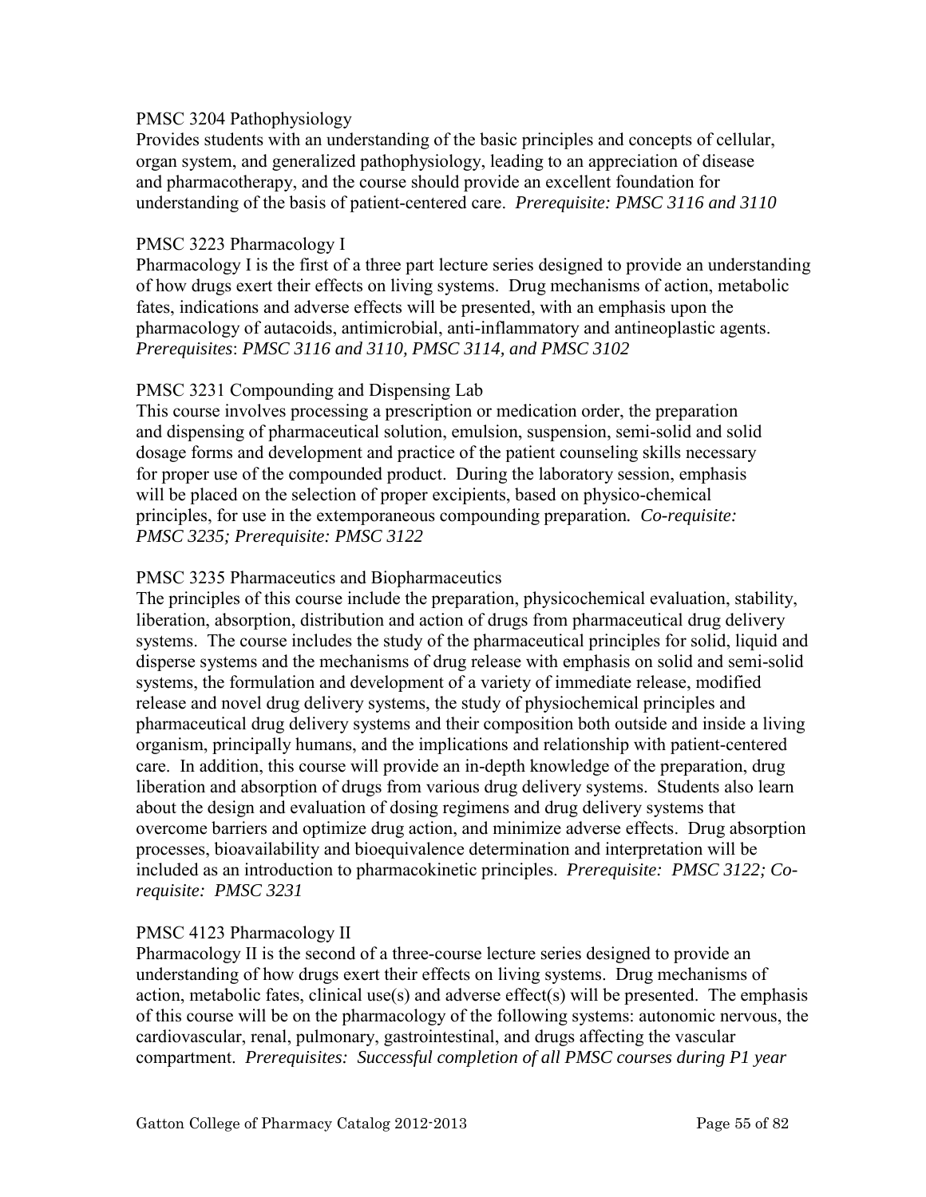PMSC 3204 Pathophysiology

Provides students with an understanding of the basic principles and concepts of cellular, organ system, and generalized pathophysiology, leading to an appreciation of disease and pharmacotherapy, and the course should provide an excellent foundation for understanding of the basis of patient-centered care. *Prerequisite: PMSC 3116 and 3110*

PMSC 3223 Pharmacology I

Pharmacology I is the first of a three part lecture series designed to provide an understanding of how drugs exert their effects on living systems. Drug mechanisms of action, metabolic fates, indications and adverse effects will be presented, with an emphasis upon the pharmacology of autacoids, antimicrobial, anti-inflammatory and antineoplastic agents. *Prerequisites*: *PMSC 3116 and 3110, PMSC 3114, and PMSC 3102*

PMSC 3231 Compounding and Dispensing Lab

This course involves processing a prescription or medication order, the preparation and dispensing of pharmaceutical solution, emulsion, suspension, semi-solid and solid dosage forms and development and practice of the patient counseling skills necessary for proper use of the compounded product. During the laboratory session, emphasis will be placed on the selection of proper excipients, based on physico-chemical principles, for use in the extemporaneous compounding preparation. *Co-requisite: PMSC 3235; Prerequisite: PMSC 3122*

PMSC 3235 Pharmaceutics and Biopharmaceutics

The principles of this course include the preparation, physicochemical evaluation, stability, liberation, absorption, distribution and action of drugs from pharmaceutical drug delivery systems. The course includes the study of the pharmaceutical principles for solid, liquid and disperse systems and the mechanisms of drug release with emphasis on solid and semi-solid systems, the formulation and development of a variety of immediate release, modified release and novel drug delivery systems, the study of physiochemical principles and pharmaceutical drug delivery systems and their composition both outside and inside a living organism, principally humans, and the implications and relationship with patient-centered care. In addition, this course will provide an in-depth knowledge of the preparation, drug liberation and absorption of drugs from various drug delivery systems. Students also learn about the design and evaluation of dosing regimens and drug delivery systems that overcome barriers and optimize drug action, and minimize adverse effects. Drug absorption processes, bioavailability and bioequivalence determination and interpretation will be included as an introduction to pharmacokinetic principles. *Prerequisite: PMSC 3122; Co-requisite: PMSC 3231*

PMSC 4123 Pharmacology II

Pharmacology II is the second of a three-course lecture series designed to provide an understanding of how drugs exert their effects on living systems. Drug mechanisms of action, metabolic fates, clinical use(s) and adverse effect(s) will be presented. The emphasis of this course will be on the pharmacology of the following systems: autonomic nervous, the cardiovascular, renal, pulmonary, gastrointestinal, and drugs affecting the vascular compartment. *Prerequisites: Successful completion of all PMSC courses during P1 year*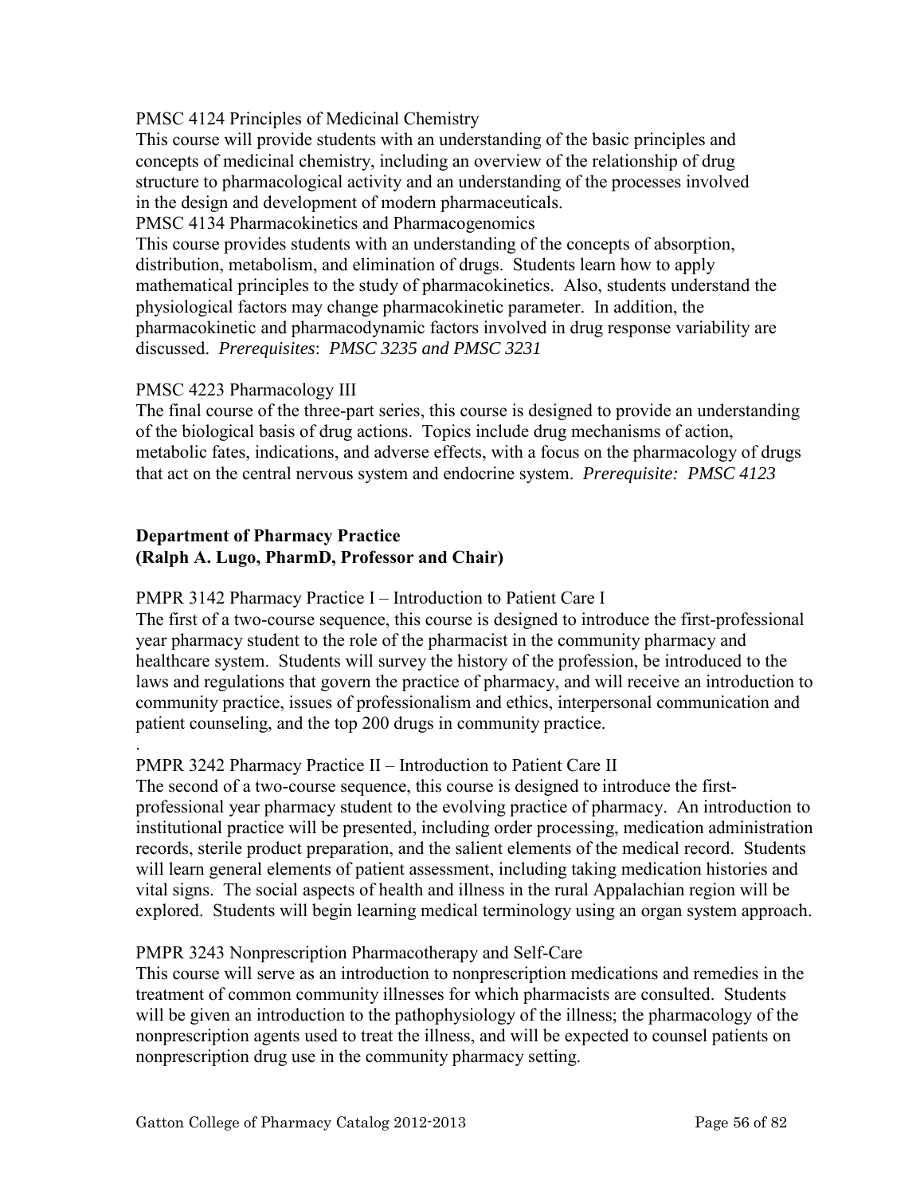PMSC 4124 Principles of Medicinal Chemistry
This course will provide students with an understanding of the basic principles and concepts of medicinal chemistry, including an overview of the relationship of drug structure to pharmacological activity and an understanding of the processes involved in the design and development of modern pharmaceuticals.

PMSC 4134 Pharmacokinetics and Pharmacogenomics
This course provides students with an understanding of the concepts of absorption, distribution, metabolism, and elimination of drugs. Students learn how to apply mathematical principles to the study of pharmacokinetics. Also, students understand the physiological factors may change pharmacokinetic parameter. In addition, the pharmacokinetic and pharmacodynamic factors involved in drug response variability are discussed. *Prerequisites*: *PMSC 3235 and PMSC 3231*

PMSC 4223 Pharmacology III
The final course of the three-part series, this course is designed to provide an understanding of the biological basis of drug actions. Topics include drug mechanisms of action, metabolic fates, indications, and adverse effects, with a focus on the pharmacology of drugs that act on the central nervous system and endocrine system. *Prerequisite: PMSC 4123*

**Department of Pharmacy Practice**
**(Ralph A. Lugo, PharmD, Professor and Chair)**

PMPR 3142 Pharmacy Practice I – Introduction to Patient Care I
The first of a two-course sequence, this course is designed to introduce the first-professional year pharmacy student to the role of the pharmacist in the community pharmacy and healthcare system. Students will survey the history of the profession, be introduced to the laws and regulations that govern the practice of pharmacy, and will receive an introduction to community practice, issues of professionalism and ethics, interpersonal communication and patient counseling, and the top 200 drugs in community practice.

.

PMPR 3242 Pharmacy Practice II – Introduction to Patient Care II
The second of a two-course sequence, this course is designed to introduce the first-professional year pharmacy student to the evolving practice of pharmacy. An introduction to institutional practice will be presented, including order processing, medication administration records, sterile product preparation, and the salient elements of the medical record. Students will learn general elements of patient assessment, including taking medication histories and vital signs. The social aspects of health and illness in the rural Appalachian region will be explored. Students will begin learning medical terminology using an organ system approach.

PMPR 3243 Nonprescription Pharmacotherapy and Self-Care
This course will serve as an introduction to nonprescription medications and remedies in the treatment of common community illnesses for which pharmacists are consulted. Students will be given an introduction to the pathophysiology of the illness; the pharmacology of the nonprescription agents used to treat the illness, and will be expected to counsel patients on nonprescription drug use in the community pharmacy setting.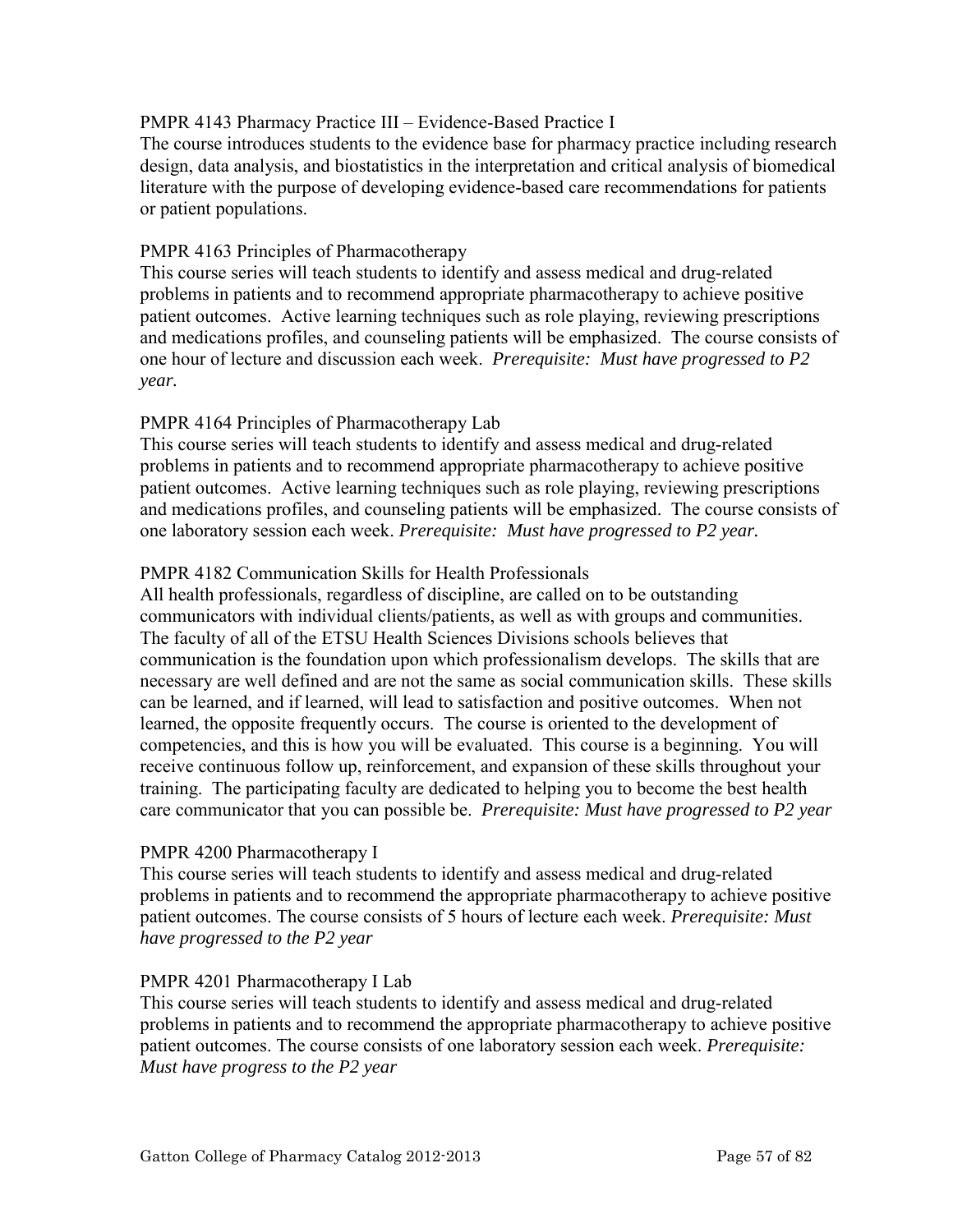PMPR 4143 Pharmacy Practice III – Evidence-Based Practice I
The course introduces students to the evidence base for pharmacy practice including research design, data analysis, and biostatistics in the interpretation and critical analysis of biomedical literature with the purpose of developing evidence-based care recommendations for patients or patient populations.

PMPR 4163 Principles of Pharmacotherapy
This course series will teach students to identify and assess medical and drug-related problems in patients and to recommend appropriate pharmacotherapy to achieve positive patient outcomes. Active learning techniques such as role playing, reviewing prescriptions and medications profiles, and counseling patients will be emphasized. The course consists of one hour of lecture and discussion each week. *Prerequisite: Must have progressed to P2 year.*

PMPR 4164 Principles of Pharmacotherapy Lab
This course series will teach students to identify and assess medical and drug-related problems in patients and to recommend appropriate pharmacotherapy to achieve positive patient outcomes. Active learning techniques such as role playing, reviewing prescriptions and medications profiles, and counseling patients will be emphasized. The course consists of one laboratory session each week. *Prerequisite: Must have progressed to P2 year.*

PMPR 4182 Communication Skills for Health Professionals
All health professionals, regardless of discipline, are called on to be outstanding communicators with individual clients/patients, as well as with groups and communities. The faculty of all of the ETSU Health Sciences Divisions schools believes that communication is the foundation upon which professionalism develops. The skills that are necessary are well defined and are not the same as social communication skills. These skills can be learned, and if learned, will lead to satisfaction and positive outcomes. When not learned, the opposite frequently occurs. The course is oriented to the development of competencies, and this is how you will be evaluated. This course is a beginning. You will receive continuous follow up, reinforcement, and expansion of these skills throughout your training. The participating faculty are dedicated to helping you to become the best health care communicator that you can possible be. *Prerequisite: Must have progressed to P2 year*

PMPR 4200 Pharmacotherapy I
This course series will teach students to identify and assess medical and drug-related problems in patients and to recommend the appropriate pharmacotherapy to achieve positive patient outcomes. The course consists of 5 hours of lecture each week. *Prerequisite: Must have progressed to the P2 year*

PMPR 4201 Pharmacotherapy I Lab
This course series will teach students to identify and assess medical and drug-related problems in patients and to recommend the appropriate pharmacotherapy to achieve positive patient outcomes. The course consists of one laboratory session each week. *Prerequisite: Must have progress to the P2 year*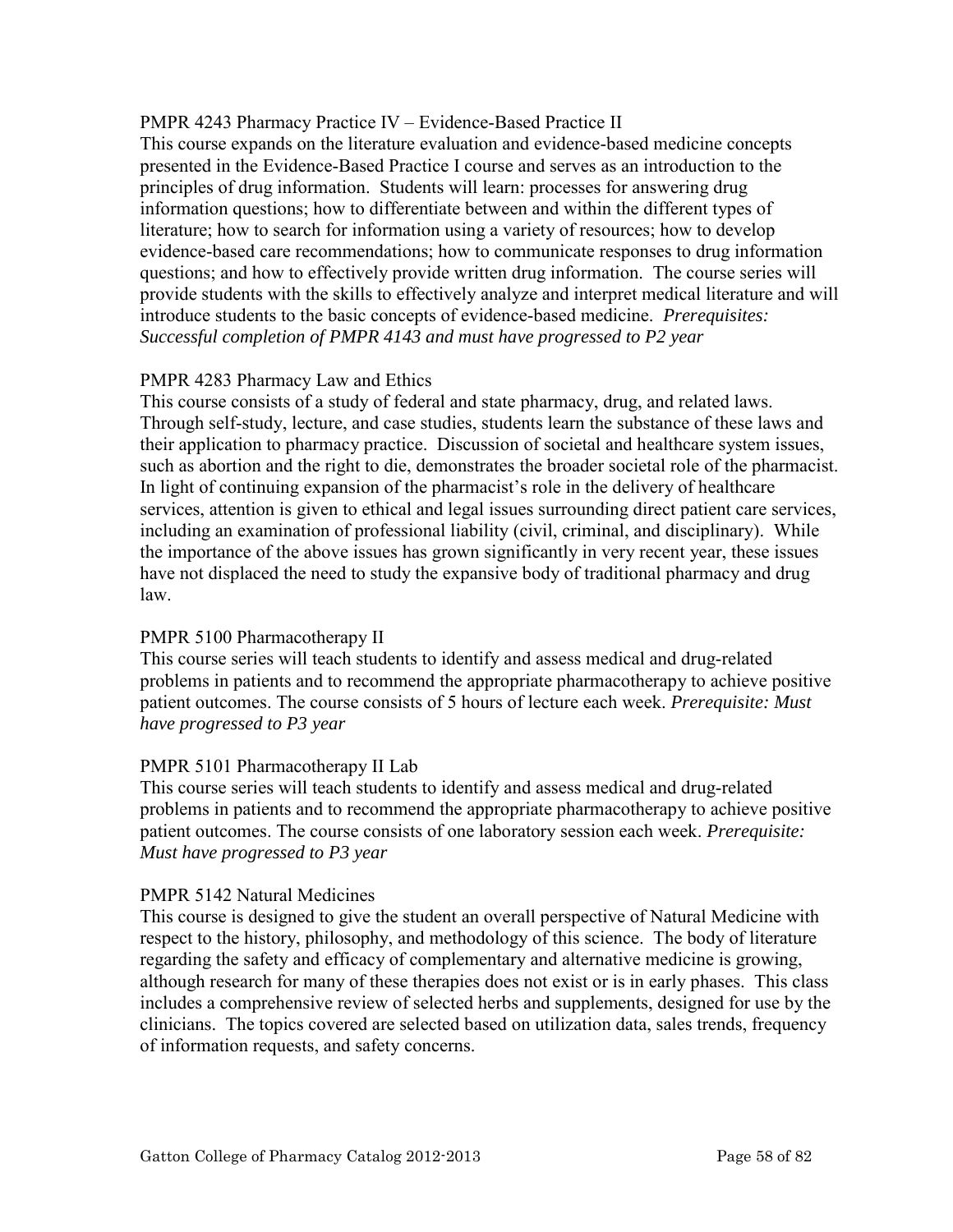PMPR 4243 Pharmacy Practice IV – Evidence-Based Practice II

This course expands on the literature evaluation and evidence-based medicine concepts presented in the Evidence-Based Practice I course and serves as an introduction to the principles of drug information. Students will learn: processes for answering drug information questions; how to differentiate between and within the different types of literature; how to search for information using a variety of resources; how to develop evidence-based care recommendations; how to communicate responses to drug information questions; and how to effectively provide written drug information. The course series will provide students with the skills to effectively analyze and interpret medical literature and will introduce students to the basic concepts of evidence-based medicine. *Prerequisites: Successful completion of PMPR 4143 and must have progressed to P2 year*

PMPR 4283 Pharmacy Law and Ethics

This course consists of a study of federal and state pharmacy, drug, and related laws. Through self-study, lecture, and case studies, students learn the substance of these laws and their application to pharmacy practice. Discussion of societal and healthcare system issues, such as abortion and the right to die, demonstrates the broader societal role of the pharmacist. In light of continuing expansion of the pharmacist's role in the delivery of healthcare services, attention is given to ethical and legal issues surrounding direct patient care services, including an examination of professional liability (civil, criminal, and disciplinary). While the importance of the above issues has grown significantly in very recent year, these issues have not displaced the need to study the expansive body of traditional pharmacy and drug law.

PMPR 5100 Pharmacotherapy II

This course series will teach students to identify and assess medical and drug-related problems in patients and to recommend the appropriate pharmacotherapy to achieve positive patient outcomes. The course consists of 5 hours of lecture each week. *Prerequisite: Must have progressed to P3 year*

PMPR 5101 Pharmacotherapy II Lab

This course series will teach students to identify and assess medical and drug-related problems in patients and to recommend the appropriate pharmacotherapy to achieve positive patient outcomes. The course consists of one laboratory session each week. *Prerequisite: Must have progressed to P3 year*

PMPR 5142 Natural Medicines

This course is designed to give the student an overall perspective of Natural Medicine with respect to the history, philosophy, and methodology of this science. The body of literature regarding the safety and efficacy of complementary and alternative medicine is growing, although research for many of these therapies does not exist or is in early phases. This class includes a comprehensive review of selected herbs and supplements, designed for use by the clinicians. The topics covered are selected based on utilization data, sales trends, frequency of information requests, and safety concerns.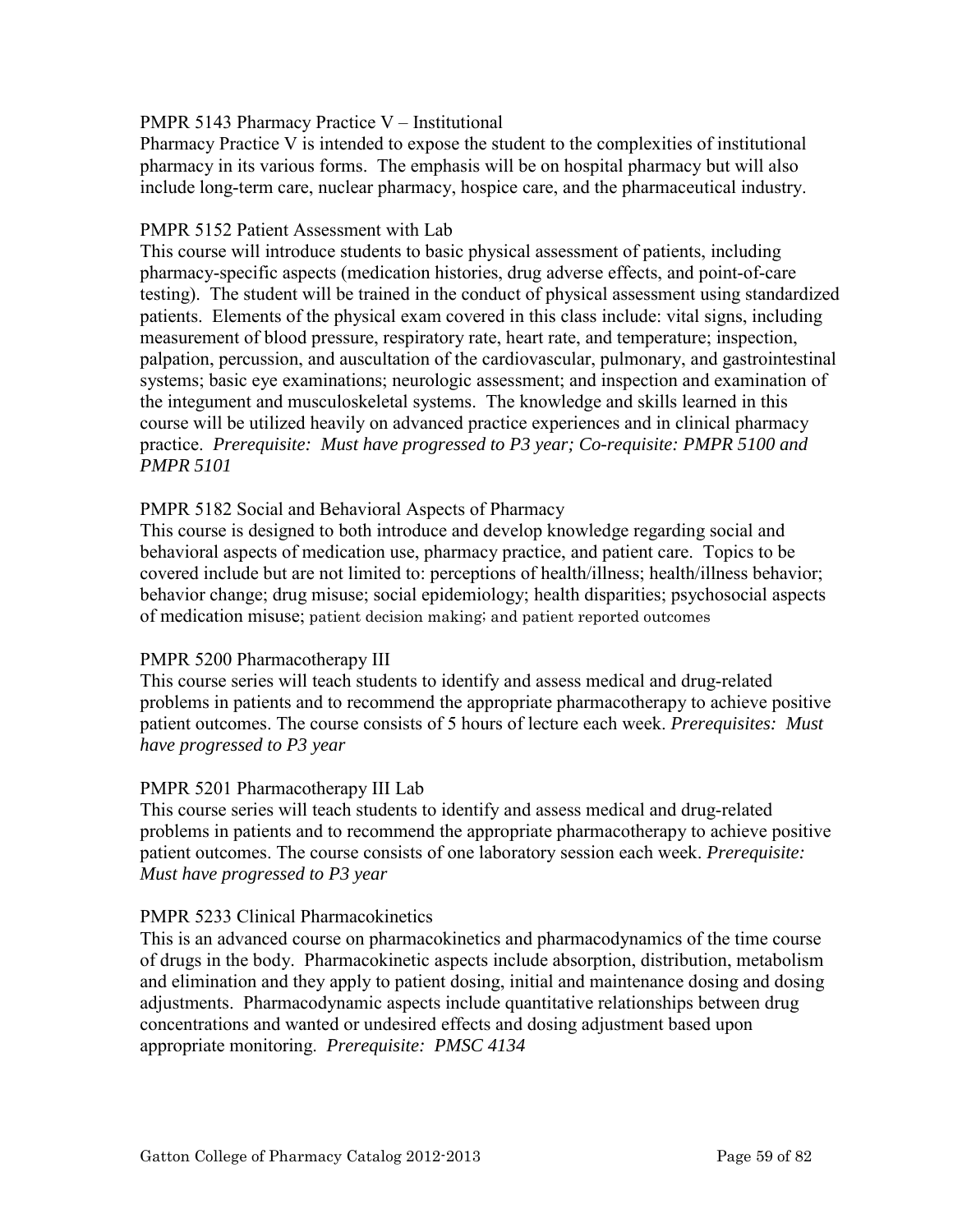PMPR 5143 Pharmacy Practice V – Institutional

Pharmacy Practice V is intended to expose the student to the complexities of institutional pharmacy in its various forms. The emphasis will be on hospital pharmacy but will also include long-term care, nuclear pharmacy, hospice care, and the pharmaceutical industry.

PMPR 5152 Patient Assessment with Lab

This course will introduce students to basic physical assessment of patients, including pharmacy-specific aspects (medication histories, drug adverse effects, and point-of-care testing). The student will be trained in the conduct of physical assessment using standardized patients. Elements of the physical exam covered in this class include: vital signs, including measurement of blood pressure, respiratory rate, heart rate, and temperature; inspection, palpation, percussion, and auscultation of the cardiovascular, pulmonary, and gastrointestinal systems; basic eye examinations; neurologic assessment; and inspection and examination of the integument and musculoskeletal systems. The knowledge and skills learned in this course will be utilized heavily on advanced practice experiences and in clinical pharmacy practice. *Prerequisite: Must have progressed to P3 year; Co-requisite: PMPR 5100 and PMPR 5101*

PMPR 5182 Social and Behavioral Aspects of Pharmacy

This course is designed to both introduce and develop knowledge regarding social and behavioral aspects of medication use, pharmacy practice, and patient care. Topics to be covered include but are not limited to: perceptions of health/illness; health/illness behavior; behavior change; drug misuse; social epidemiology; health disparities; psychosocial aspects of medication misuse; patient decision making; and patient reported outcomes

PMPR 5200 Pharmacotherapy III

This course series will teach students to identify and assess medical and drug-related problems in patients and to recommend the appropriate pharmacotherapy to achieve positive patient outcomes. The course consists of 5 hours of lecture each week. *Prerequisites: Must have progressed to P3 year*

PMPR 5201 Pharmacotherapy III Lab

This course series will teach students to identify and assess medical and drug-related problems in patients and to recommend the appropriate pharmacotherapy to achieve positive patient outcomes. The course consists of one laboratory session each week. *Prerequisite: Must have progressed to P3 year*

PMPR 5233 Clinical Pharmacokinetics

This is an advanced course on pharmacokinetics and pharmacodynamics of the time course of drugs in the body. Pharmacokinetic aspects include absorption, distribution, metabolism and elimination and they apply to patient dosing, initial and maintenance dosing and dosing adjustments. Pharmacodynamic aspects include quantitative relationships between drug concentrations and wanted or undesired effects and dosing adjustment based upon appropriate monitoring. *Prerequisite: PMSC 4134*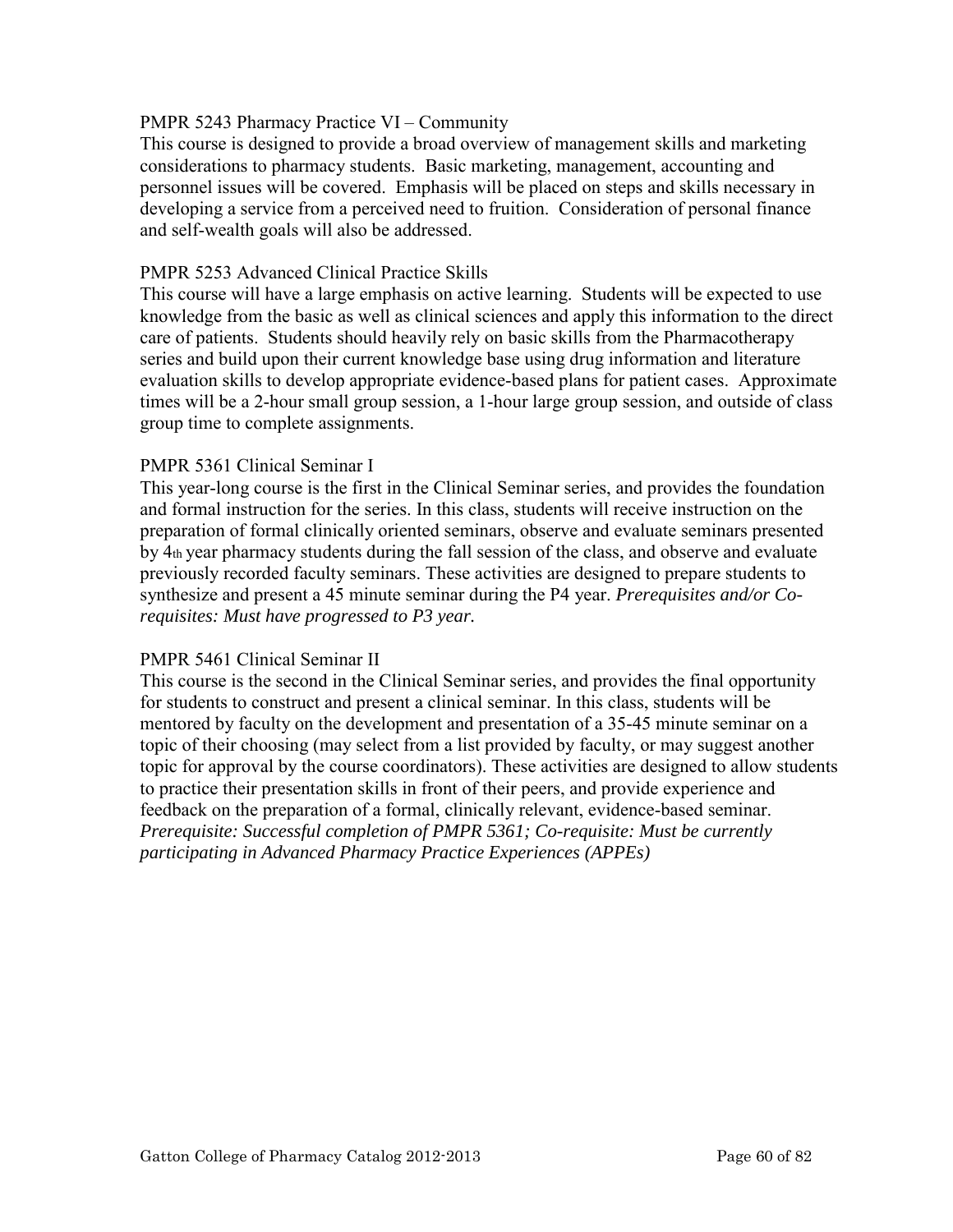PMPR 5243 Pharmacy Practice VI – Community

This course is designed to provide a broad overview of management skills and marketing considerations to pharmacy students. Basic marketing, management, accounting and personnel issues will be covered. Emphasis will be placed on steps and skills necessary in developing a service from a perceived need to fruition. Consideration of personal finance and self-wealth goals will also be addressed.

PMPR 5253 Advanced Clinical Practice Skills

This course will have a large emphasis on active learning. Students will be expected to use knowledge from the basic as well as clinical sciences and apply this information to the direct care of patients. Students should heavily rely on basic skills from the Pharmacotherapy series and build upon their current knowledge base using drug information and literature evaluation skills to develop appropriate evidence-based plans for patient cases. Approximate times will be a 2-hour small group session, a 1-hour large group session, and outside of class group time to complete assignments.

PMPR 5361 Clinical Seminar I

This year-long course is the first in the Clinical Seminar series, and provides the foundation and formal instruction for the series. In this class, students will receive instruction on the preparation of formal clinically oriented seminars, observe and evaluate seminars presented by 4th year pharmacy students during the fall session of the class, and observe and evaluate previously recorded faculty seminars. These activities are designed to prepare students to synthesize and present a 45 minute seminar during the P4 year. *Prerequisites and/or Co-requisites: Must have progressed to P3 year.*

PMPR 5461 Clinical Seminar II

This course is the second in the Clinical Seminar series, and provides the final opportunity for students to construct and present a clinical seminar. In this class, students will be mentored by faculty on the development and presentation of a 35-45 minute seminar on a topic of their choosing (may select from a list provided by faculty, or may suggest another topic for approval by the course coordinators). These activities are designed to allow students to practice their presentation skills in front of their peers, and provide experience and feedback on the preparation of a formal, clinically relevant, evidence-based seminar. *Prerequisite: Successful completion of PMPR 5361; Co-requisite: Must be currently participating in Advanced Pharmacy Practice Experiences (APPEs)*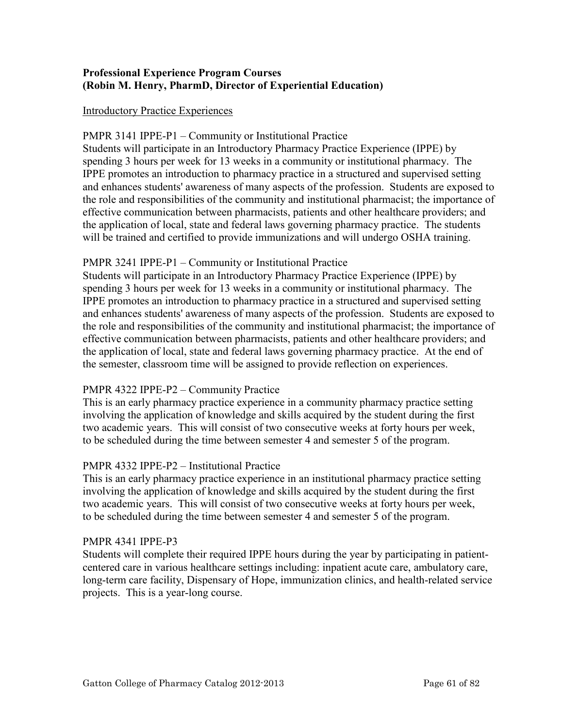**Professional Experience Program Courses**
**(Robin M. Henry, PharmD, Director of Experiential Education)**

Introductory Practice Experiences

PMPR 3141 IPPE-P1 – Community or Institutional Practice
Students will participate in an Introductory Pharmacy Practice Experience (IPPE) by spending 3 hours per week for 13 weeks in a community or institutional pharmacy. The IPPE promotes an introduction to pharmacy practice in a structured and supervised setting and enhances students' awareness of many aspects of the profession. Students are exposed to the role and responsibilities of the community and institutional pharmacist; the importance of effective communication between pharmacists, patients and other healthcare providers; and the application of local, state and federal laws governing pharmacy practice. The students will be trained and certified to provide immunizations and will undergo OSHA training.

PMPR 3241 IPPE-P1 – Community or Institutional Practice
Students will participate in an Introductory Pharmacy Practice Experience (IPPE) by spending 3 hours per week for 13 weeks in a community or institutional pharmacy. The IPPE promotes an introduction to pharmacy practice in a structured and supervised setting and enhances students' awareness of many aspects of the profession. Students are exposed to the role and responsibilities of the community and institutional pharmacist; the importance of effective communication between pharmacists, patients and other healthcare providers; and the application of local, state and federal laws governing pharmacy practice. At the end of the semester, classroom time will be assigned to provide reflection on experiences.

PMPR 4322 IPPE-P2 – Community Practice
This is an early pharmacy practice experience in a community pharmacy practice setting involving the application of knowledge and skills acquired by the student during the first two academic years. This will consist of two consecutive weeks at forty hours per week, to be scheduled during the time between semester 4 and semester 5 of the program.

PMPR 4332 IPPE-P2 – Institutional Practice
This is an early pharmacy practice experience in an institutional pharmacy practice setting involving the application of knowledge and skills acquired by the student during the first two academic years. This will consist of two consecutive weeks at forty hours per week, to be scheduled during the time between semester 4 and semester 5 of the program.

PMPR 4341 IPPE-P3
Students will complete their required IPPE hours during the year by participating in patient-centered care in various healthcare settings including: inpatient acute care, ambulatory care, long-term care facility, Dispensary of Hope, immunization clinics, and health-related service projects. This is a year-long course.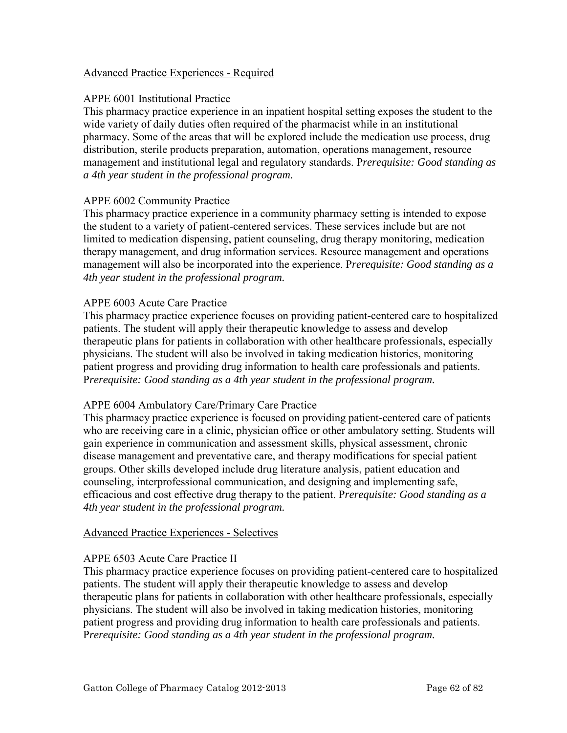## Advanced Practice Experiences - Required

### APPE 6001 Institutional Practice

This pharmacy practice experience in an inpatient hospital setting exposes the student to the wide variety of daily duties often required of the pharmacist while in an institutional pharmacy. Some of the areas that will be explored include the medication use process, drug distribution, sterile products preparation, automation, operations management, resource management and institutional legal and regulatory standards. P*rerequisite: Good standing as a 4th year student in the professional program.*

### APPE 6002 Community Practice

This pharmacy practice experience in a community pharmacy setting is intended to expose the student to a variety of patient-centered services. These services include but are not limited to medication dispensing, patient counseling, drug therapy monitoring, medication therapy management, and drug information services. Resource management and operations management will also be incorporated into the experience. P*rerequisite: Good standing as a 4th year student in the professional program.*

### APPE 6003 Acute Care Practice

This pharmacy practice experience focuses on providing patient-centered care to hospitalized patients. The student will apply their therapeutic knowledge to assess and develop therapeutic plans for patients in collaboration with other healthcare professionals, especially physicians. The student will also be involved in taking medication histories, monitoring patient progress and providing drug information to health care professionals and patients. P*rerequisite: Good standing as a 4th year student in the professional program.*

### APPE 6004 Ambulatory Care/Primary Care Practice

This pharmacy practice experience is focused on providing patient-centered care of patients who are receiving care in a clinic, physician office or other ambulatory setting. Students will gain experience in communication and assessment skills, physical assessment, chronic disease management and preventative care, and therapy modifications for special patient groups. Other skills developed include drug literature analysis, patient education and counseling, interprofessional communication, and designing and implementing safe, efficacious and cost effective drug therapy to the patient. P*rerequisite: Good standing as a 4th year student in the professional program.*

## Advanced Practice Experiences - Selectives

### APPE 6503 Acute Care Practice II

This pharmacy practice experience focuses on providing patient-centered care to hospitalized patients. The student will apply their therapeutic knowledge to assess and develop therapeutic plans for patients in collaboration with other healthcare professionals, especially physicians. The student will also be involved in taking medication histories, monitoring patient progress and providing drug information to health care professionals and patients. P*rerequisite: Good standing as a 4th year student in the professional program.*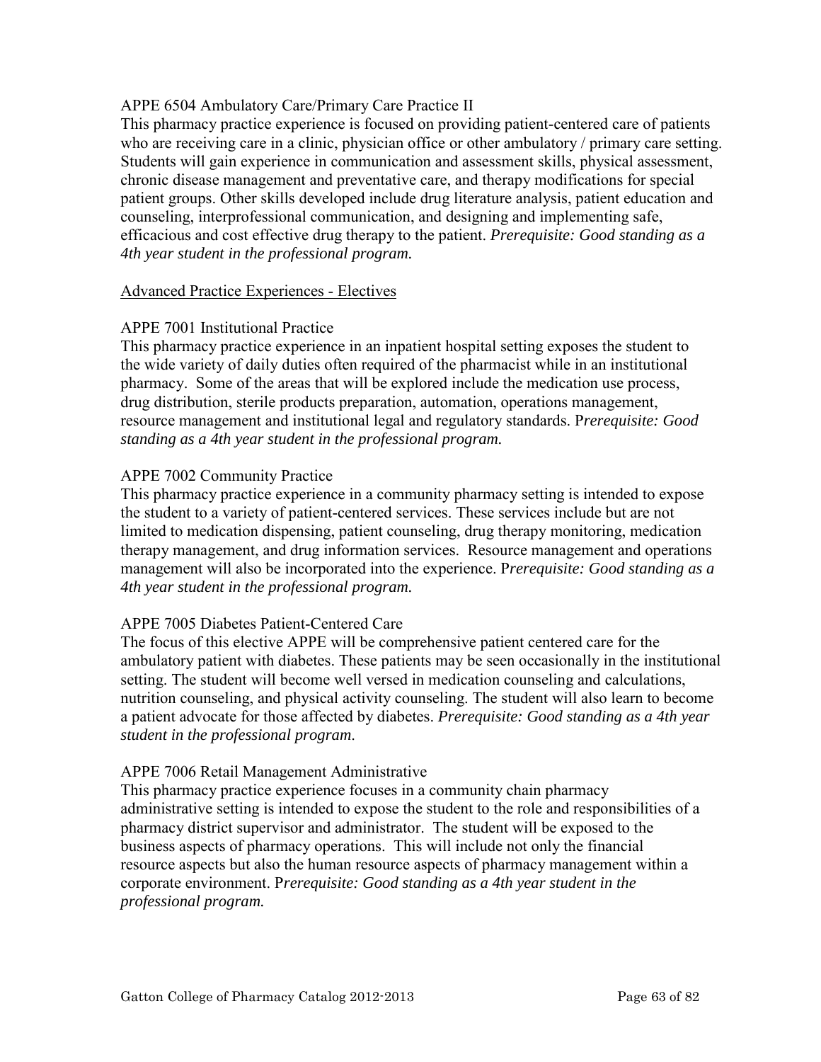APPE 6504 Ambulatory Care/Primary Care Practice II

This pharmacy practice experience is focused on providing patient-centered care of patients who are receiving care in a clinic, physician office or other ambulatory / primary care setting. Students will gain experience in communication and assessment skills, physical assessment, chronic disease management and preventative care, and therapy modifications for special patient groups. Other skills developed include drug literature analysis, patient education and counseling, interprofessional communication, and designing and implementing safe, efficacious and cost effective drug therapy to the patient. *Prerequisite: Good standing as a 4th year student in the professional program.*

<u>Advanced Practice Experiences - Electives</u>

APPE 7001 Institutional Practice

This pharmacy practice experience in an inpatient hospital setting exposes the student to the wide variety of daily duties often required of the pharmacist while in an institutional pharmacy. Some of the areas that will be explored include the medication use process, drug distribution, sterile products preparation, automation, operations management, resource management and institutional legal and regulatory standards. P*rerequisite: Good standing as a 4th year student in the professional program.*

APPE 7002 Community Practice

This pharmacy practice experience in a community pharmacy setting is intended to expose the student to a variety of patient-centered services. These services include but are not limited to medication dispensing, patient counseling, drug therapy monitoring, medication therapy management, and drug information services. Resource management and operations management will also be incorporated into the experience. P*rerequisite: Good standing as a 4th year student in the professional program.*

APPE 7005 Diabetes Patient-Centered Care

The focus of this elective APPE will be comprehensive patient centered care for the ambulatory patient with diabetes. These patients may be seen occasionally in the institutional setting. The student will become well versed in medication counseling and calculations, nutrition counseling, and physical activity counseling. The student will also learn to become a patient advocate for those affected by diabetes. *Prerequisite: Good standing as a 4th year student in the professional program*.

APPE 7006 Retail Management Administrative

This pharmacy practice experience focuses in a community chain pharmacy administrative setting is intended to expose the student to the role and responsibilities of a pharmacy district supervisor and administrator. The student will be exposed to the business aspects of pharmacy operations. This will include not only the financial resource aspects but also the human resource aspects of pharmacy management within a corporate environment. P*rerequisite: Good standing as a 4th year student in the professional program.*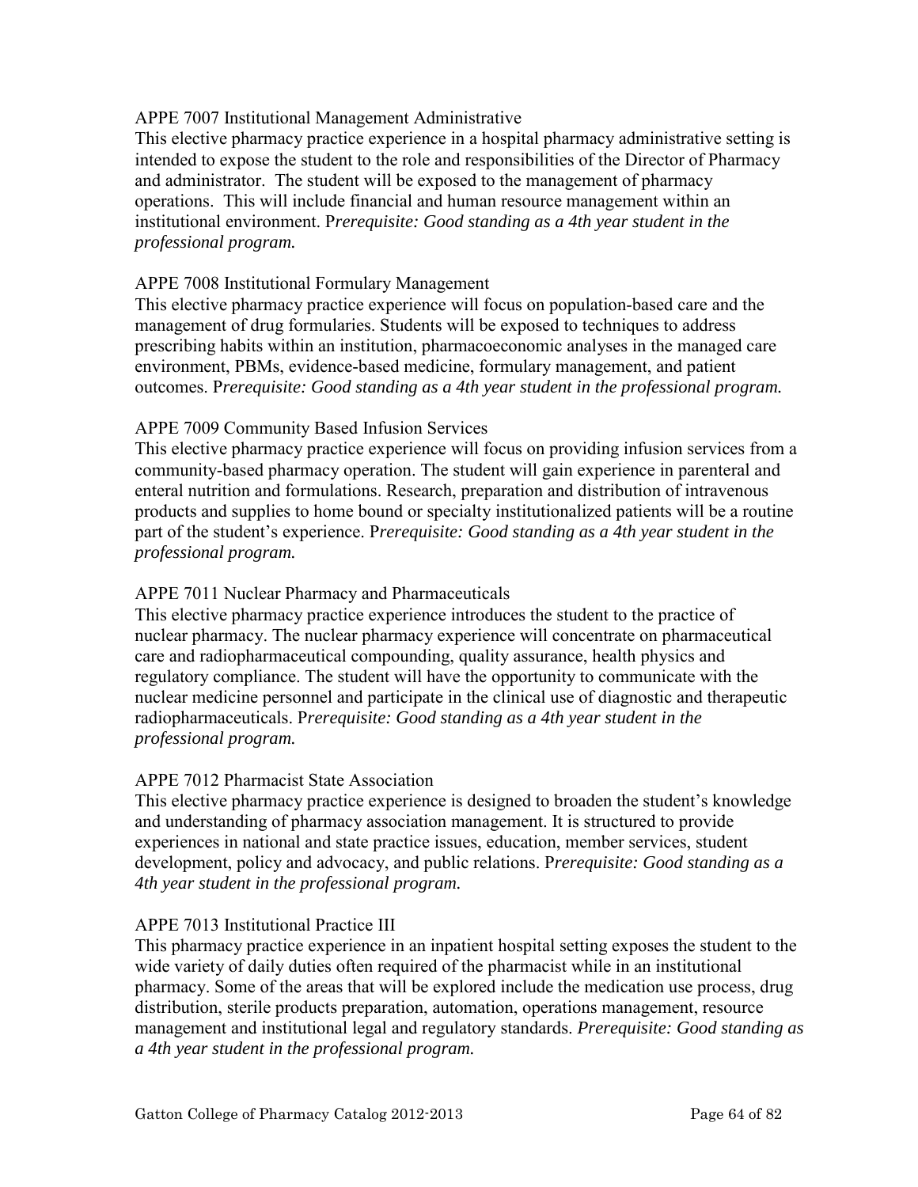APPE 7007 Institutional Management Administrative

This elective pharmacy practice experience in a hospital pharmacy administrative setting is intended to expose the student to the role and responsibilities of the Director of Pharmacy and administrator. The student will be exposed to the management of pharmacy operations. This will include financial and human resource management within an institutional environment. P*rerequisite: Good standing as a 4th year student in the professional program.*

APPE 7008 Institutional Formulary Management

This elective pharmacy practice experience will focus on population-based care and the management of drug formularies. Students will be exposed to techniques to address prescribing habits within an institution, pharmacoeconomic analyses in the managed care environment, PBMs, evidence-based medicine, formulary management, and patient outcomes. P*rerequisite: Good standing as a 4th year student in the professional program.*

APPE 7009 Community Based Infusion Services

This elective pharmacy practice experience will focus on providing infusion services from a community-based pharmacy operation. The student will gain experience in parenteral and enteral nutrition and formulations. Research, preparation and distribution of intravenous products and supplies to home bound or specialty institutionalized patients will be a routine part of the student's experience. P*rerequisite: Good standing as a 4th year student in the professional program.*

APPE 7011 Nuclear Pharmacy and Pharmaceuticals

This elective pharmacy practice experience introduces the student to the practice of nuclear pharmacy. The nuclear pharmacy experience will concentrate on pharmaceutical care and radiopharmaceutical compounding, quality assurance, health physics and regulatory compliance. The student will have the opportunity to communicate with the nuclear medicine personnel and participate in the clinical use of diagnostic and therapeutic radiopharmaceuticals. P*rerequisite: Good standing as a 4th year student in the professional program.*

APPE 7012 Pharmacist State Association

This elective pharmacy practice experience is designed to broaden the student's knowledge and understanding of pharmacy association management. It is structured to provide experiences in national and state practice issues, education, member services, student development, policy and advocacy, and public relations. P*rerequisite: Good standing as a 4th year student in the professional program.*

APPE 7013 Institutional Practice III

This pharmacy practice experience in an inpatient hospital setting exposes the student to the wide variety of daily duties often required of the pharmacist while in an institutional pharmacy. Some of the areas that will be explored include the medication use process, drug distribution, sterile products preparation, automation, operations management, resource management and institutional legal and regulatory standards. *Prerequisite: Good standing as a 4th year student in the professional program.*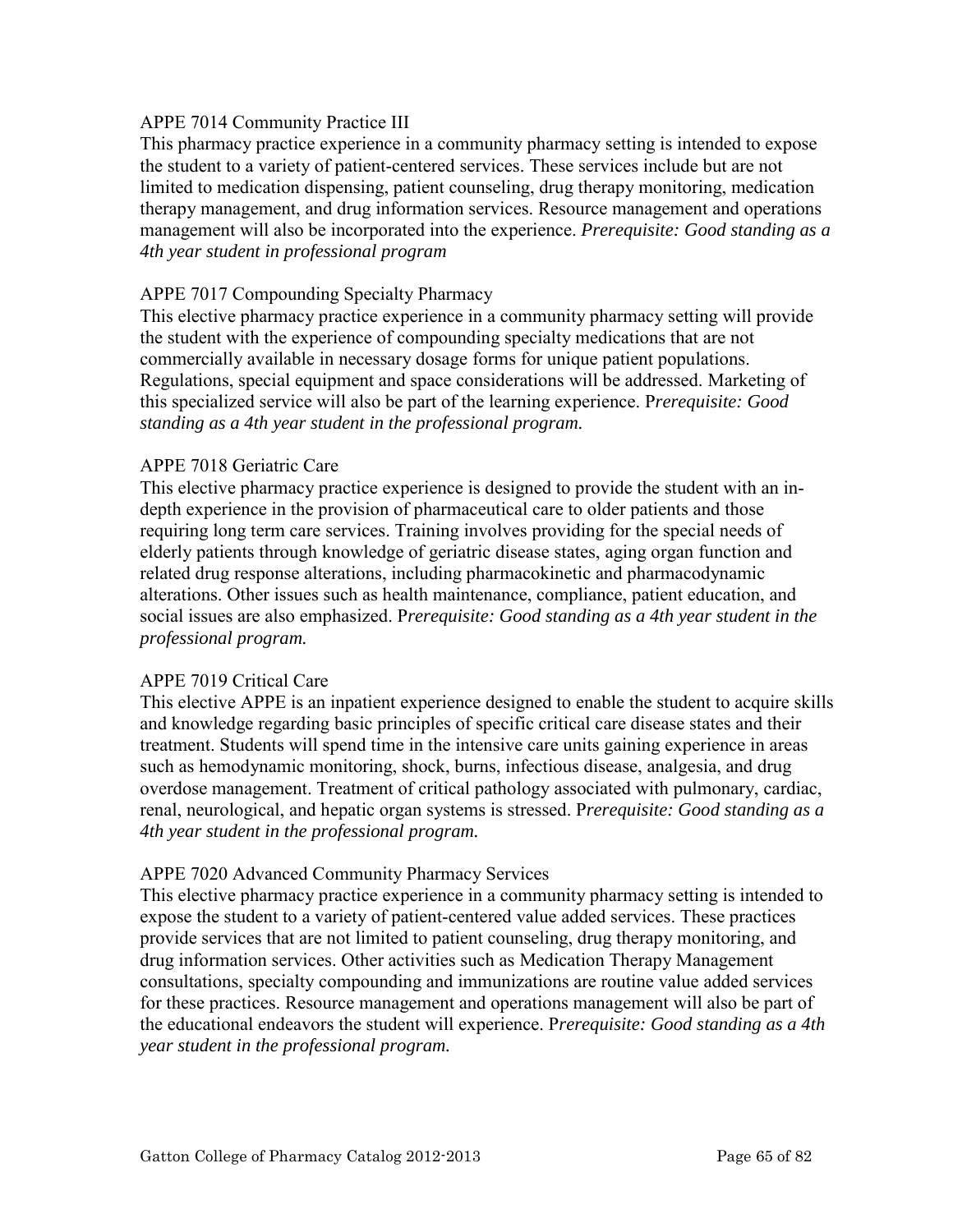APPE 7014 Community Practice III

This pharmacy practice experience in a community pharmacy setting is intended to expose the student to a variety of patient-centered services. These services include but are not limited to medication dispensing, patient counseling, drug therapy monitoring, medication therapy management, and drug information services. Resource management and operations management will also be incorporated into the experience. *Prerequisite: Good standing as a 4th year student in professional program*

APPE 7017 Compounding Specialty Pharmacy

This elective pharmacy practice experience in a community pharmacy setting will provide the student with the experience of compounding specialty medications that are not commercially available in necessary dosage forms for unique patient populations. Regulations, special equipment and space considerations will be addressed. Marketing of this specialized service will also be part of the learning experience. P*rerequisite: Good standing as a 4th year student in the professional program.*

APPE 7018 Geriatric Care

This elective pharmacy practice experience is designed to provide the student with an in-depth experience in the provision of pharmaceutical care to older patients and those requiring long term care services. Training involves providing for the special needs of elderly patients through knowledge of geriatric disease states, aging organ function and related drug response alterations, including pharmacokinetic and pharmacodynamic alterations. Other issues such as health maintenance, compliance, patient education, and social issues are also emphasized. P*rerequisite: Good standing as a 4th year student in the professional program.*

APPE 7019 Critical Care

This elective APPE is an inpatient experience designed to enable the student to acquire skills and knowledge regarding basic principles of specific critical care disease states and their treatment. Students will spend time in the intensive care units gaining experience in areas such as hemodynamic monitoring, shock, burns, infectious disease, analgesia, and drug overdose management. Treatment of critical pathology associated with pulmonary, cardiac, renal, neurological, and hepatic organ systems is stressed. P*rerequisite: Good standing as a 4th year student in the professional program.*

APPE 7020 Advanced Community Pharmacy Services

This elective pharmacy practice experience in a community pharmacy setting is intended to expose the student to a variety of patient-centered value added services. These practices provide services that are not limited to patient counseling, drug therapy monitoring, and drug information services. Other activities such as Medication Therapy Management consultations, specialty compounding and immunizations are routine value added services for these practices. Resource management and operations management will also be part of the educational endeavors the student will experience. P*rerequisite: Good standing as a 4th year student in the professional program.*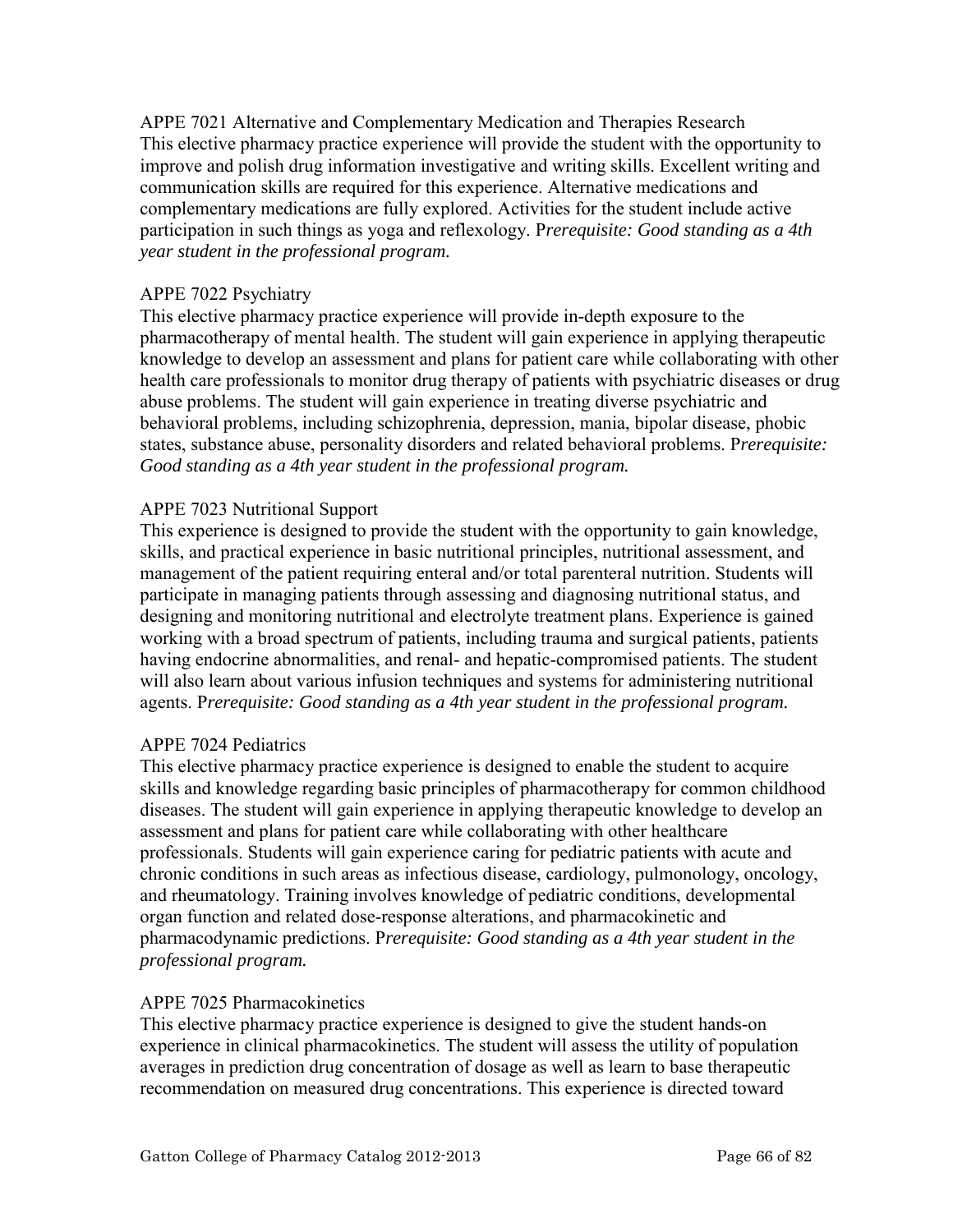APPE 7021 Alternative and Complementary Medication and Therapies Research
This elective pharmacy practice experience will provide the student with the opportunity to improve and polish drug information investigative and writing skills. Excellent writing and communication skills are required for this experience. Alternative medications and complementary medications are fully explored. Activities for the student include active participation in such things as yoga and reflexology. P*rerequisite: Good standing as a 4th year student in the professional program.*

APPE 7022 Psychiatry
This elective pharmacy practice experience will provide in-depth exposure to the pharmacotherapy of mental health. The student will gain experience in applying therapeutic knowledge to develop an assessment and plans for patient care while collaborating with other health care professionals to monitor drug therapy of patients with psychiatric diseases or drug abuse problems. The student will gain experience in treating diverse psychiatric and behavioral problems, including schizophrenia, depression, mania, bipolar disease, phobic states, substance abuse, personality disorders and related behavioral problems. P*rerequisite: Good standing as a 4th year student in the professional program.*

APPE 7023 Nutritional Support
This experience is designed to provide the student with the opportunity to gain knowledge, skills, and practical experience in basic nutritional principles, nutritional assessment, and management of the patient requiring enteral and/or total parenteral nutrition. Students will participate in managing patients through assessing and diagnosing nutritional status, and designing and monitoring nutritional and electrolyte treatment plans. Experience is gained working with a broad spectrum of patients, including trauma and surgical patients, patients having endocrine abnormalities, and renal- and hepatic-compromised patients. The student will also learn about various infusion techniques and systems for administering nutritional agents. P*rerequisite: Good standing as a 4th year student in the professional program.*

APPE 7024 Pediatrics
This elective pharmacy practice experience is designed to enable the student to acquire skills and knowledge regarding basic principles of pharmacotherapy for common childhood diseases. The student will gain experience in applying therapeutic knowledge to develop an assessment and plans for patient care while collaborating with other healthcare professionals. Students will gain experience caring for pediatric patients with acute and chronic conditions in such areas as infectious disease, cardiology, pulmonology, oncology, and rheumatology. Training involves knowledge of pediatric conditions, developmental organ function and related dose-response alterations, and pharmacokinetic and pharmacodynamic predictions. P*rerequisite: Good standing as a 4th year student in the professional program.*

APPE 7025 Pharmacokinetics
This elective pharmacy practice experience is designed to give the student hands-on experience in clinical pharmacokinetics. The student will assess the utility of population averages in prediction drug concentration of dosage as well as learn to base therapeutic recommendation on measured drug concentrations. This experience is directed toward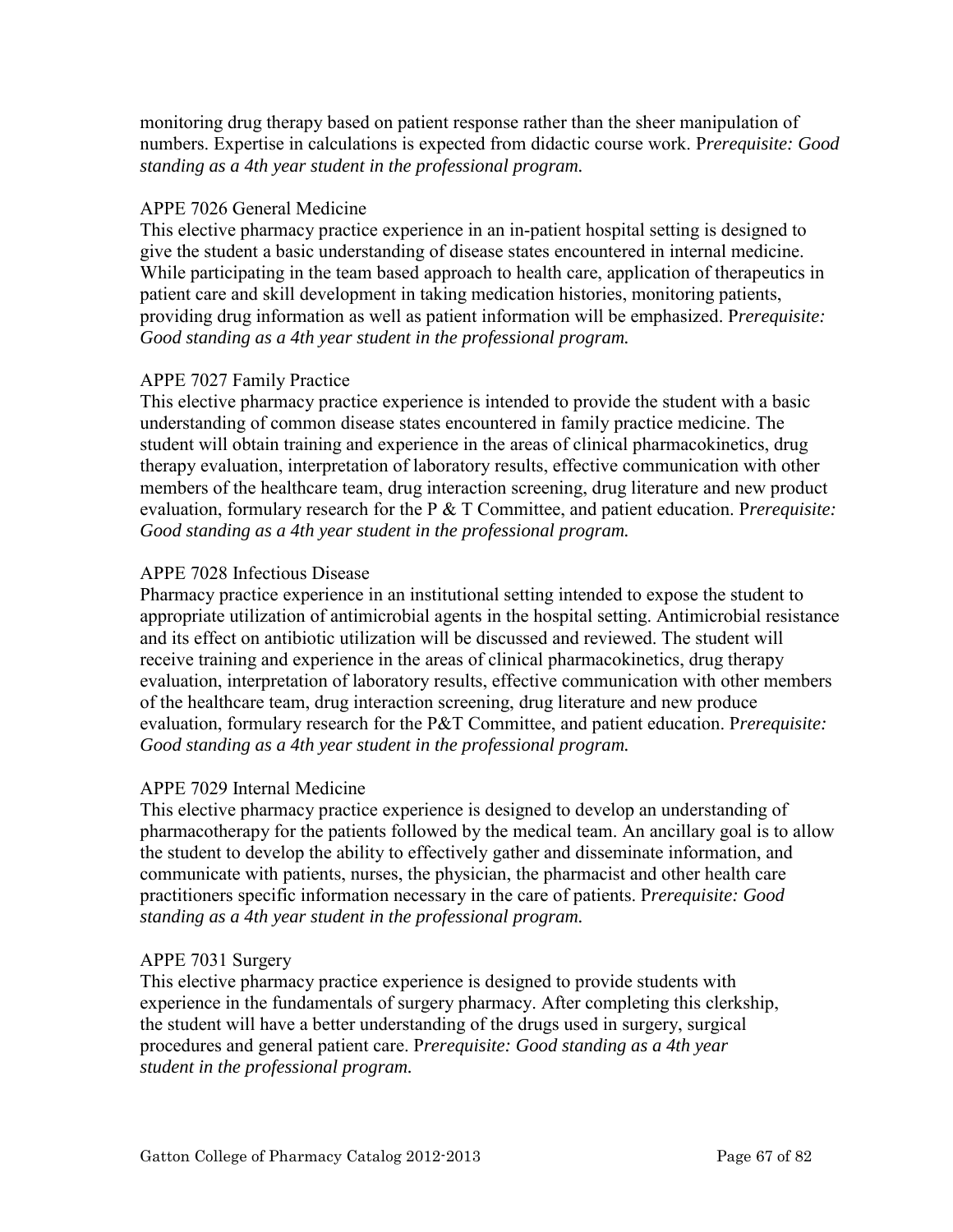monitoring drug therapy based on patient response rather than the sheer manipulation of numbers. Expertise in calculations is expected from didactic course work. P*rerequisite: Good standing as a 4th year student in the professional program.*

APPE 7026 General Medicine

This elective pharmacy practice experience in an in-patient hospital setting is designed to give the student a basic understanding of disease states encountered in internal medicine. While participating in the team based approach to health care, application of therapeutics in patient care and skill development in taking medication histories, monitoring patients, providing drug information as well as patient information will be emphasized. P*rerequisite: Good standing as a 4th year student in the professional program.*

APPE 7027 Family Practice

This elective pharmacy practice experience is intended to provide the student with a basic understanding of common disease states encountered in family practice medicine. The student will obtain training and experience in the areas of clinical pharmacokinetics, drug therapy evaluation, interpretation of laboratory results, effective communication with other members of the healthcare team, drug interaction screening, drug literature and new product evaluation, formulary research for the P & T Committee, and patient education. P*rerequisite: Good standing as a 4th year student in the professional program.*

APPE 7028 Infectious Disease

Pharmacy practice experience in an institutional setting intended to expose the student to appropriate utilization of antimicrobial agents in the hospital setting. Antimicrobial resistance and its effect on antibiotic utilization will be discussed and reviewed. The student will receive training and experience in the areas of clinical pharmacokinetics, drug therapy evaluation, interpretation of laboratory results, effective communication with other members of the healthcare team, drug interaction screening, drug literature and new produce evaluation, formulary research for the P&T Committee, and patient education. P*rerequisite: Good standing as a 4th year student in the professional program.*

APPE 7029 Internal Medicine

This elective pharmacy practice experience is designed to develop an understanding of pharmacotherapy for the patients followed by the medical team. An ancillary goal is to allow the student to develop the ability to effectively gather and disseminate information, and communicate with patients, nurses, the physician, the pharmacist and other health care practitioners specific information necessary in the care of patients. P*rerequisite: Good standing as a 4th year student in the professional program.*

APPE 7031 Surgery

This elective pharmacy practice experience is designed to provide students with experience in the fundamentals of surgery pharmacy. After completing this clerkship, the student will have a better understanding of the drugs used in surgery, surgical procedures and general patient care. P*rerequisite: Good standing as a 4th year student in the professional program.*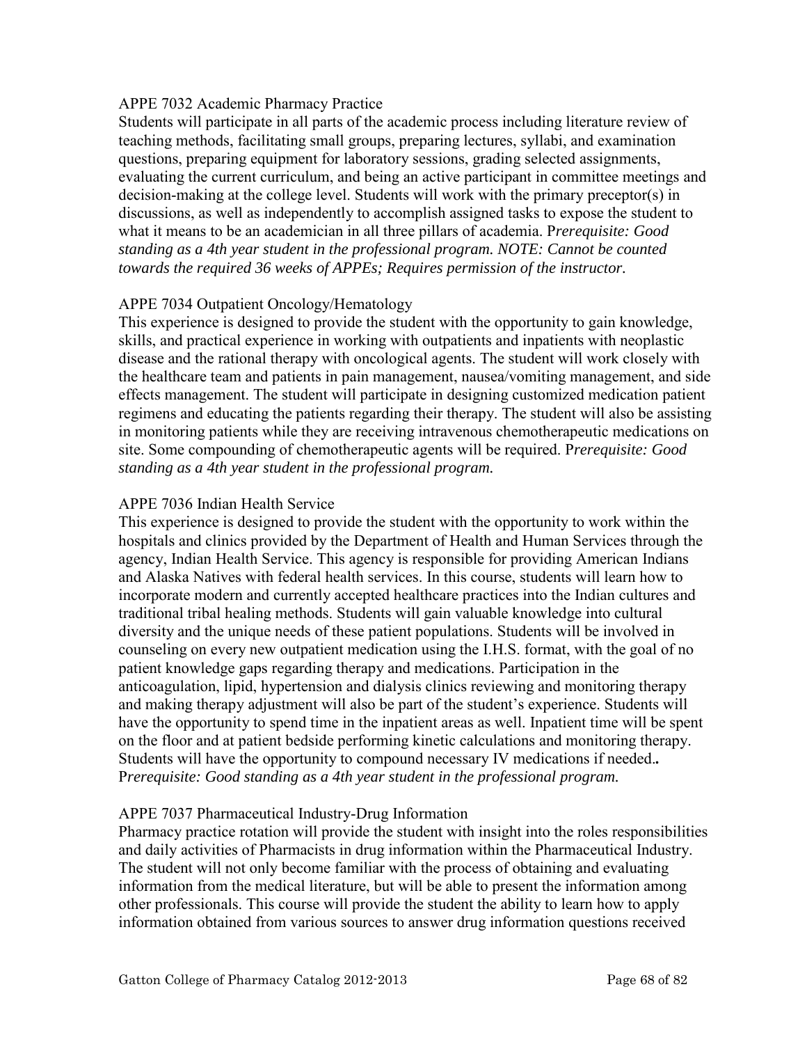APPE 7032 Academic Pharmacy Practice

Students will participate in all parts of the academic process including literature review of teaching methods, facilitating small groups, preparing lectures, syllabi, and examination questions, preparing equipment for laboratory sessions, grading selected assignments, evaluating the current curriculum, and being an active participant in committee meetings and decision-making at the college level. Students will work with the primary preceptor(s) in discussions, as well as independently to accomplish assigned tasks to expose the student to what it means to be an academician in all three pillars of academia. P*rerequisite: Good standing as a 4th year student in the professional program. NOTE: Cannot be counted towards the required 36 weeks of APPEs; Requires permission of the instructor.*

APPE 7034 Outpatient Oncology/Hematology

This experience is designed to provide the student with the opportunity to gain knowledge, skills, and practical experience in working with outpatients and inpatients with neoplastic disease and the rational therapy with oncological agents. The student will work closely with the healthcare team and patients in pain management, nausea/vomiting management, and side effects management. The student will participate in designing customized medication patient regimens and educating the patients regarding their therapy. The student will also be assisting in monitoring patients while they are receiving intravenous chemotherapeutic medications on site. Some compounding of chemotherapeutic agents will be required. P*rerequisite: Good standing as a 4th year student in the professional program.*

APPE 7036 Indian Health Service

This experience is designed to provide the student with the opportunity to work within the hospitals and clinics provided by the Department of Health and Human Services through the agency, Indian Health Service. This agency is responsible for providing American Indians and Alaska Natives with federal health services. In this course, students will learn how to incorporate modern and currently accepted healthcare practices into the Indian cultures and traditional tribal healing methods. Students will gain valuable knowledge into cultural diversity and the unique needs of these patient populations. Students will be involved in counseling on every new outpatient medication using the I.H.S. format, with the goal of no patient knowledge gaps regarding therapy and medications. Participation in the anticoagulation, lipid, hypertension and dialysis clinics reviewing and monitoring therapy and making therapy adjustment will also be part of the student's experience. Students will have the opportunity to spend time in the inpatient areas as well. Inpatient time will be spent on the floor and at patient bedside performing kinetic calculations and monitoring therapy. Students will have the opportunity to compound necessary IV medications if needed**.** P*rerequisite: Good standing as a 4th year student in the professional program.*

APPE 7037 Pharmaceutical Industry-Drug Information

Pharmacy practice rotation will provide the student with insight into the roles responsibilities and daily activities of Pharmacists in drug information within the Pharmaceutical Industry. The student will not only become familiar with the process of obtaining and evaluating information from the medical literature, but will be able to present the information among other professionals. This course will provide the student the ability to learn how to apply information obtained from various sources to answer drug information questions received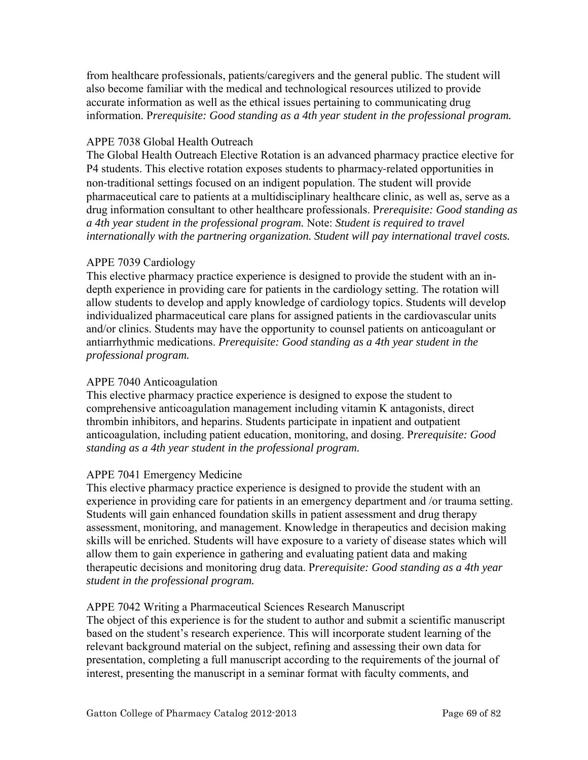from healthcare professionals, patients/caregivers and the general public. The student will also become familiar with the medical and technological resources utilized to provide accurate information as well as the ethical issues pertaining to communicating drug information. P*rerequisite: Good standing as a 4th year student in the professional program.*

APPE 7038 Global Health Outreach

The Global Health Outreach Elective Rotation is an advanced pharmacy practice elective for P4 students. This elective rotation exposes students to pharmacy-related opportunities in non-traditional settings focused on an indigent population. The student will provide pharmaceutical care to patients at a multidisciplinary healthcare clinic, as well as, serve as a drug information consultant to other healthcare professionals. P*rerequisite: Good standing as a 4th year student in the professional program.* Note: *Student is required to travel internationally with the partnering organization. Student will pay international travel costs.*

APPE 7039 Cardiology

This elective pharmacy practice experience is designed to provide the student with an in-depth experience in providing care for patients in the cardiology setting. The rotation will allow students to develop and apply knowledge of cardiology topics. Students will develop individualized pharmaceutical care plans for assigned patients in the cardiovascular units and/or clinics. Students may have the opportunity to counsel patients on anticoagulant or antiarrhythmic medications. *Prerequisite: Good standing as a 4th year student in the professional program.*

APPE 7040 Anticoagulation

This elective pharmacy practice experience is designed to expose the student to comprehensive anticoagulation management including vitamin K antagonists, direct thrombin inhibitors, and heparins. Students participate in inpatient and outpatient anticoagulation, including patient education, monitoring, and dosing. P*rerequisite: Good standing as a 4th year student in the professional program.*

APPE 7041 Emergency Medicine

This elective pharmacy practice experience is designed to provide the student with an experience in providing care for patients in an emergency department and /or trauma setting. Students will gain enhanced foundation skills in patient assessment and drug therapy assessment, monitoring, and management. Knowledge in therapeutics and decision making skills will be enriched. Students will have exposure to a variety of disease states which will allow them to gain experience in gathering and evaluating patient data and making therapeutic decisions and monitoring drug data. P*rerequisite: Good standing as a 4th year student in the professional program.*

APPE 7042 Writing a Pharmaceutical Sciences Research Manuscript

The object of this experience is for the student to author and submit a scientific manuscript based on the student's research experience. This will incorporate student learning of the relevant background material on the subject, refining and assessing their own data for presentation, completing a full manuscript according to the requirements of the journal of interest, presenting the manuscript in a seminar format with faculty comments, and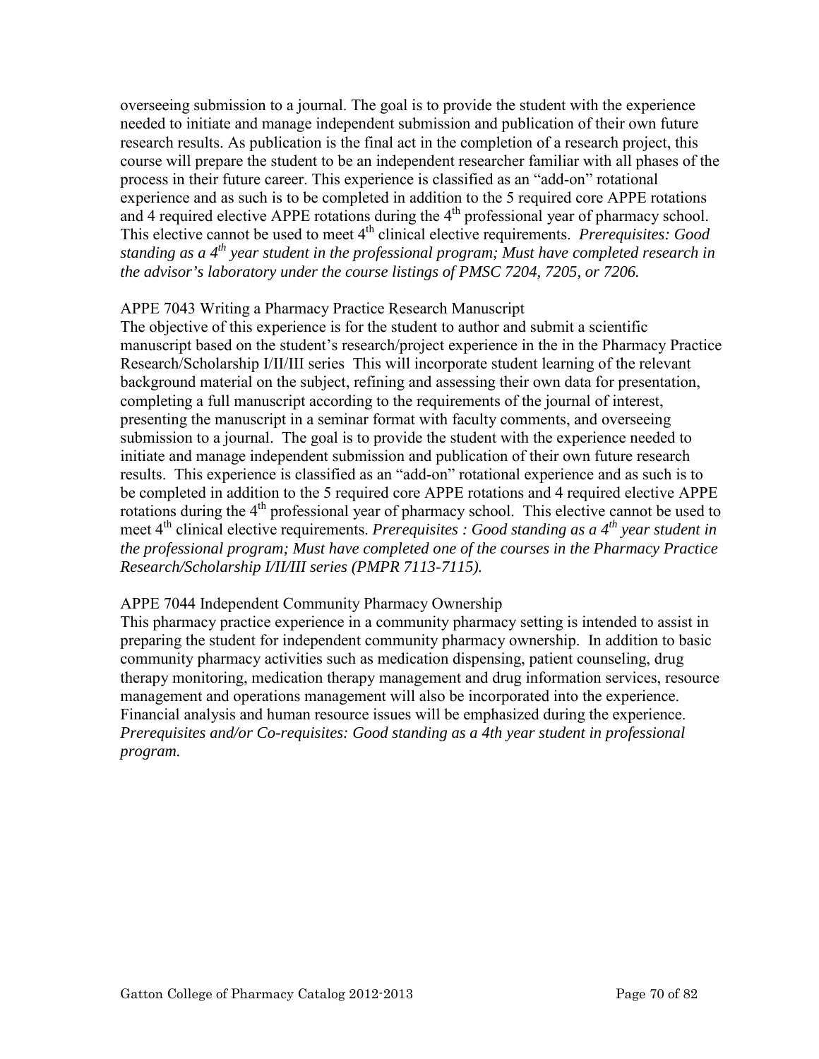overseeing submission to a journal. The goal is to provide the student with the experience needed to initiate and manage independent submission and publication of their own future research results. As publication is the final act in the completion of a research project, this course will prepare the student to be an independent researcher familiar with all phases of the process in their future career. This experience is classified as an "add-on" rotational experience and as such is to be completed in addition to the 5 required core APPE rotations and 4 required elective APPE rotations during the 4th professional year of pharmacy school. This elective cannot be used to meet 4th clinical elective requirements. *Prerequisites: Good standing as a 4th year student in the professional program; Must have completed research in the advisor's laboratory under the course listings of PMSC 7204, 7205, or 7206.*

APPE 7043 Writing a Pharmacy Practice Research Manuscript

The objective of this experience is for the student to author and submit a scientific manuscript based on the student's research/project experience in the in the Pharmacy Practice Research/Scholarship I/II/III series This will incorporate student learning of the relevant background material on the subject, refining and assessing their own data for presentation, completing a full manuscript according to the requirements of the journal of interest, presenting the manuscript in a seminar format with faculty comments, and overseeing submission to a journal. The goal is to provide the student with the experience needed to initiate and manage independent submission and publication of their own future research results. This experience is classified as an "add-on" rotational experience and as such is to be completed in addition to the 5 required core APPE rotations and 4 required elective APPE rotations during the 4th professional year of pharmacy school. This elective cannot be used to meet 4th clinical elective requirements. *Prerequisites : Good standing as a 4th year student in the professional program; Must have completed one of the courses in the Pharmacy Practice Research/Scholarship I/II/III series (PMPR 7113-7115).*

APPE 7044 Independent Community Pharmacy Ownership

This pharmacy practice experience in a community pharmacy setting is intended to assist in preparing the student for independent community pharmacy ownership. In addition to basic community pharmacy activities such as medication dispensing, patient counseling, drug therapy monitoring, medication therapy management and drug information services, resource management and operations management will also be incorporated into the experience. Financial analysis and human resource issues will be emphasized during the experience. *Prerequisites and/or Co-requisites: Good standing as a 4th year student in professional program.*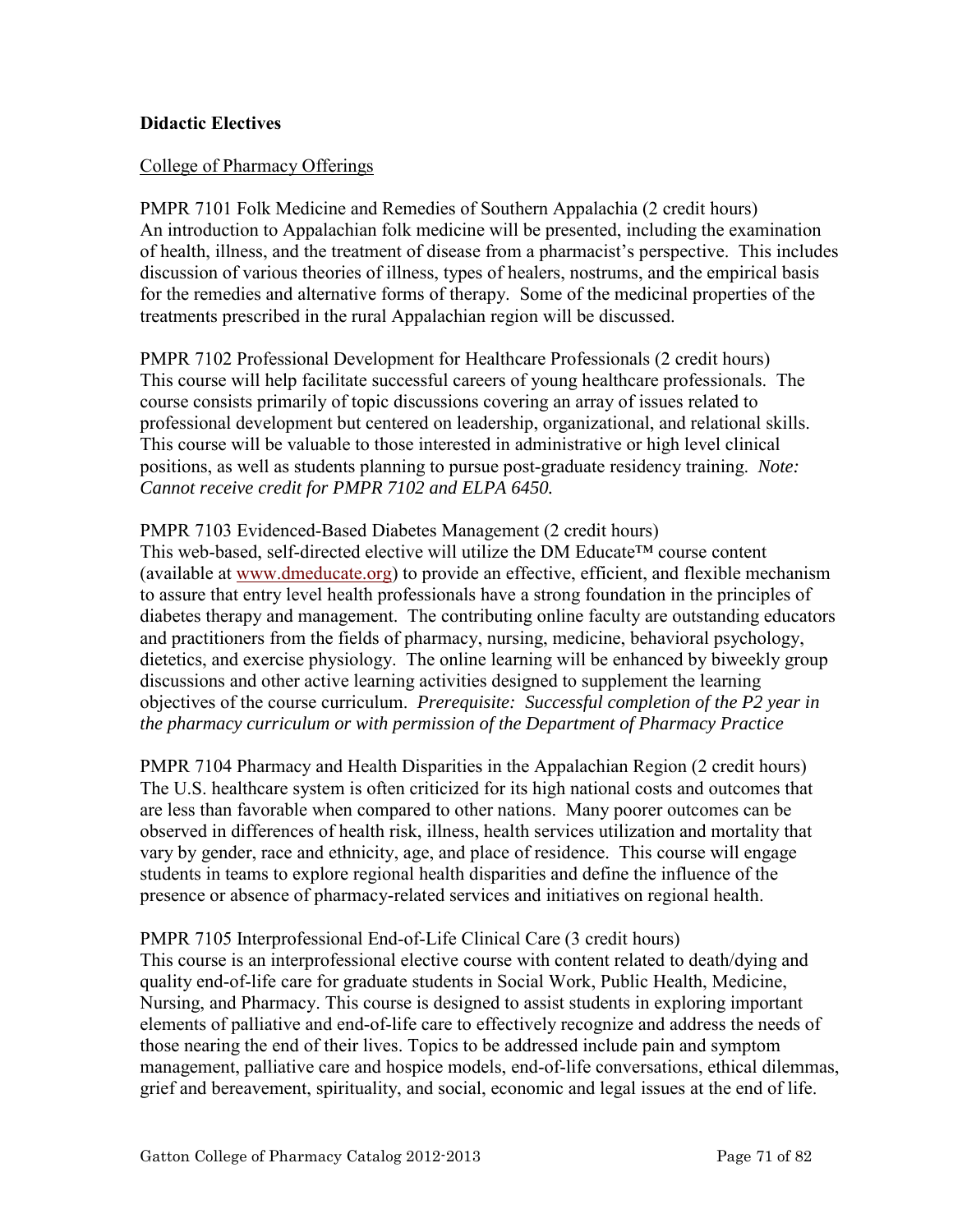**Didactic Electives**

College of Pharmacy Offerings

PMPR 7101 Folk Medicine and Remedies of Southern Appalachia (2 credit hours)
An introduction to Appalachian folk medicine will be presented, including the examination of health, illness, and the treatment of disease from a pharmacist's perspective. This includes discussion of various theories of illness, types of healers, nostrums, and the empirical basis for the remedies and alternative forms of therapy. Some of the medicinal properties of the treatments prescribed in the rural Appalachian region will be discussed.

PMPR 7102 Professional Development for Healthcare Professionals (2 credit hours)
This course will help facilitate successful careers of young healthcare professionals. The course consists primarily of topic discussions covering an array of issues related to professional development but centered on leadership, organizational, and relational skills. This course will be valuable to those interested in administrative or high level clinical positions, as well as students planning to pursue post-graduate residency training. *Note: Cannot receive credit for PMPR 7102 and ELPA 6450.*

PMPR 7103 Evidenced-Based Diabetes Management (2 credit hours)
This web-based, self-directed elective will utilize the DM Educate™ course content (available at www.dmeducate.org) to provide an effective, efficient, and flexible mechanism to assure that entry level health professionals have a strong foundation in the principles of diabetes therapy and management. The contributing online faculty are outstanding educators and practitioners from the fields of pharmacy, nursing, medicine, behavioral psychology, dietetics, and exercise physiology. The online learning will be enhanced by biweekly group discussions and other active learning activities designed to supplement the learning objectives of the course curriculum. *Prerequisite: Successful completion of the P2 year in the pharmacy curriculum or with permission of the Department of Pharmacy Practice*

PMPR 7104 Pharmacy and Health Disparities in the Appalachian Region (2 credit hours)
The U.S. healthcare system is often criticized for its high national costs and outcomes that are less than favorable when compared to other nations. Many poorer outcomes can be observed in differences of health risk, illness, health services utilization and mortality that vary by gender, race and ethnicity, age, and place of residence. This course will engage students in teams to explore regional health disparities and define the influence of the presence or absence of pharmacy-related services and initiatives on regional health.

PMPR 7105 Interprofessional End-of-Life Clinical Care (3 credit hours)
This course is an interprofessional elective course with content related to death/dying and quality end-of-life care for graduate students in Social Work, Public Health, Medicine, Nursing, and Pharmacy. This course is designed to assist students in exploring important elements of palliative and end-of-life care to effectively recognize and address the needs of those nearing the end of their lives. Topics to be addressed include pain and symptom management, palliative care and hospice models, end-of-life conversations, ethical dilemmas, grief and bereavement, spirituality, and social, economic and legal issues at the end of life.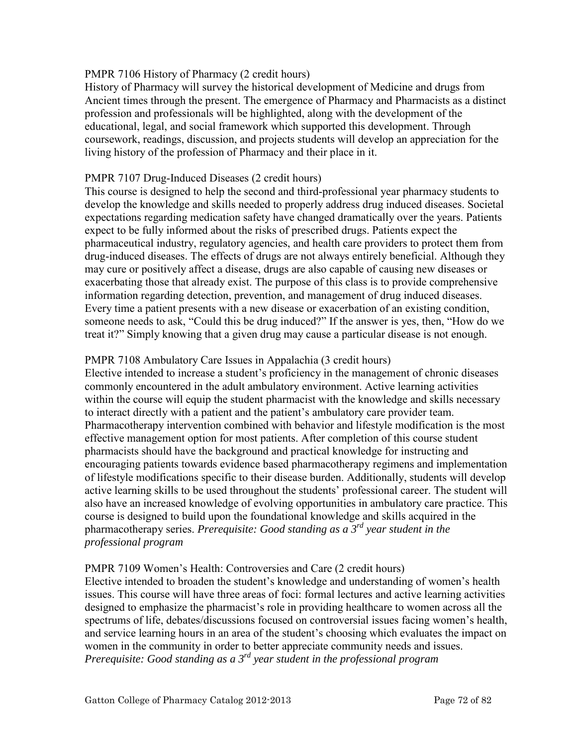PMPR 7106 History of Pharmacy (2 credit hours)

History of Pharmacy will survey the historical development of Medicine and drugs from Ancient times through the present. The emergence of Pharmacy and Pharmacists as a distinct profession and professionals will be highlighted, along with the development of the educational, legal, and social framework which supported this development. Through coursework, readings, discussion, and projects students will develop an appreciation for the living history of the profession of Pharmacy and their place in it.

PMPR 7107 Drug-Induced Diseases (2 credit hours)

This course is designed to help the second and third-professional year pharmacy students to develop the knowledge and skills needed to properly address drug induced diseases. Societal expectations regarding medication safety have changed dramatically over the years. Patients expect to be fully informed about the risks of prescribed drugs. Patients expect the pharmaceutical industry, regulatory agencies, and health care providers to protect them from drug-induced diseases. The effects of drugs are not always entirely beneficial. Although they may cure or positively affect a disease, drugs are also capable of causing new diseases or exacerbating those that already exist. The purpose of this class is to provide comprehensive information regarding detection, prevention, and management of drug induced diseases. Every time a patient presents with a new disease or exacerbation of an existing condition, someone needs to ask, "Could this be drug induced?" If the answer is yes, then, "How do we treat it?" Simply knowing that a given drug may cause a particular disease is not enough.

PMPR 7108 Ambulatory Care Issues in Appalachia (3 credit hours)

Elective intended to increase a student's proficiency in the management of chronic diseases commonly encountered in the adult ambulatory environment. Active learning activities within the course will equip the student pharmacist with the knowledge and skills necessary to interact directly with a patient and the patient's ambulatory care provider team. Pharmacotherapy intervention combined with behavior and lifestyle modification is the most effective management option for most patients. After completion of this course student pharmacists should have the background and practical knowledge for instructing and encouraging patients towards evidence based pharmacotherapy regimens and implementation of lifestyle modifications specific to their disease burden. Additionally, students will develop active learning skills to be used throughout the students' professional career. The student will also have an increased knowledge of evolving opportunities in ambulatory care practice. This course is designed to build upon the foundational knowledge and skills acquired in the pharmacotherapy series. *Prerequisite: Good standing as a 3rd year student in the professional program*

PMPR 7109 Women's Health: Controversies and Care (2 credit hours)

Elective intended to broaden the student's knowledge and understanding of women's health issues. This course will have three areas of foci: formal lectures and active learning activities designed to emphasize the pharmacist's role in providing healthcare to women across all the spectrums of life, debates/discussions focused on controversial issues facing women's health, and service learning hours in an area of the student's choosing which evaluates the impact on women in the community in order to better appreciate community needs and issues. *Prerequisite: Good standing as a 3rd year student in the professional program*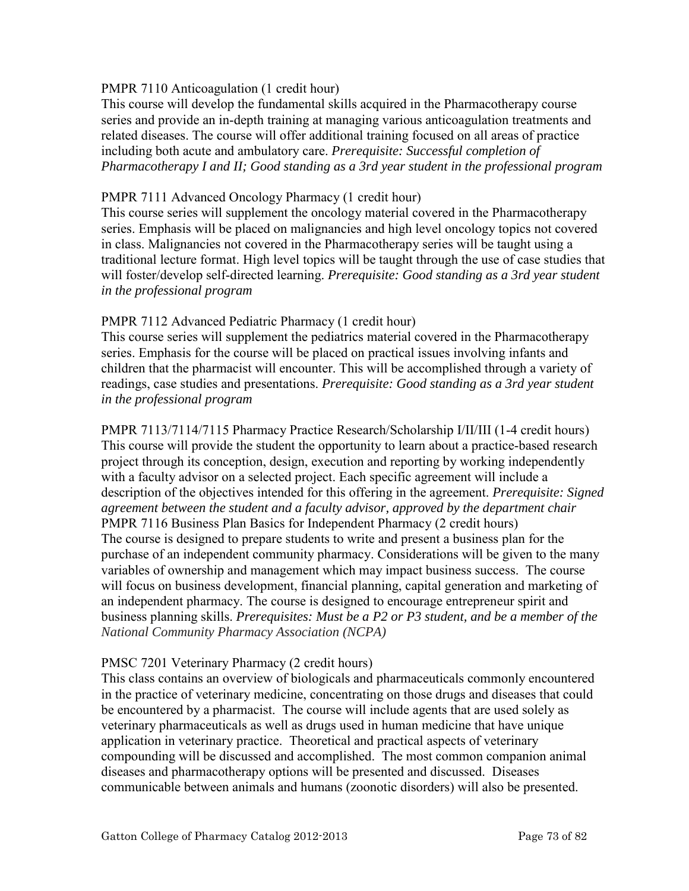PMPR 7110 Anticoagulation (1 credit hour)

This course will develop the fundamental skills acquired in the Pharmacotherapy course series and provide an in-depth training at managing various anticoagulation treatments and related diseases. The course will offer additional training focused on all areas of practice including both acute and ambulatory care. *Prerequisite: Successful completion of Pharmacotherapy I and II; Good standing as a 3rd year student in the professional program*

PMPR 7111 Advanced Oncology Pharmacy (1 credit hour)

This course series will supplement the oncology material covered in the Pharmacotherapy series. Emphasis will be placed on malignancies and high level oncology topics not covered in class. Malignancies not covered in the Pharmacotherapy series will be taught using a traditional lecture format. High level topics will be taught through the use of case studies that will foster/develop self-directed learning. *Prerequisite: Good standing as a 3rd year student in the professional program*

PMPR 7112 Advanced Pediatric Pharmacy (1 credit hour)

This course series will supplement the pediatrics material covered in the Pharmacotherapy series. Emphasis for the course will be placed on practical issues involving infants and children that the pharmacist will encounter. This will be accomplished through a variety of readings, case studies and presentations. *Prerequisite: Good standing as a 3rd year student in the professional program*

PMPR 7113/7114/7115 Pharmacy Practice Research/Scholarship I/II/III (1-4 credit hours)

This course will provide the student the opportunity to learn about a practice-based research project through its conception, design, execution and reporting by working independently with a faculty advisor on a selected project. Each specific agreement will include a description of the objectives intended for this offering in the agreement. *Prerequisite: Signed agreement between the student and a faculty advisor, approved by the department chair*

PMPR 7116 Business Plan Basics for Independent Pharmacy (2 credit hours)

The course is designed to prepare students to write and present a business plan for the purchase of an independent community pharmacy. Considerations will be given to the many variables of ownership and management which may impact business success. The course will focus on business development, financial planning, capital generation and marketing of an independent pharmacy. The course is designed to encourage entrepreneur spirit and business planning skills. *Prerequisites: Must be a P2 or P3 student, and be a member of the National Community Pharmacy Association (NCPA)*

PMSC 7201 Veterinary Pharmacy (2 credit hours)

This class contains an overview of biologicals and pharmaceuticals commonly encountered in the practice of veterinary medicine, concentrating on those drugs and diseases that could be encountered by a pharmacist. The course will include agents that are used solely as veterinary pharmaceuticals as well as drugs used in human medicine that have unique application in veterinary practice. Theoretical and practical aspects of veterinary compounding will be discussed and accomplished. The most common companion animal diseases and pharmacotherapy options will be presented and discussed. Diseases communicable between animals and humans (zoonotic disorders) will also be presented.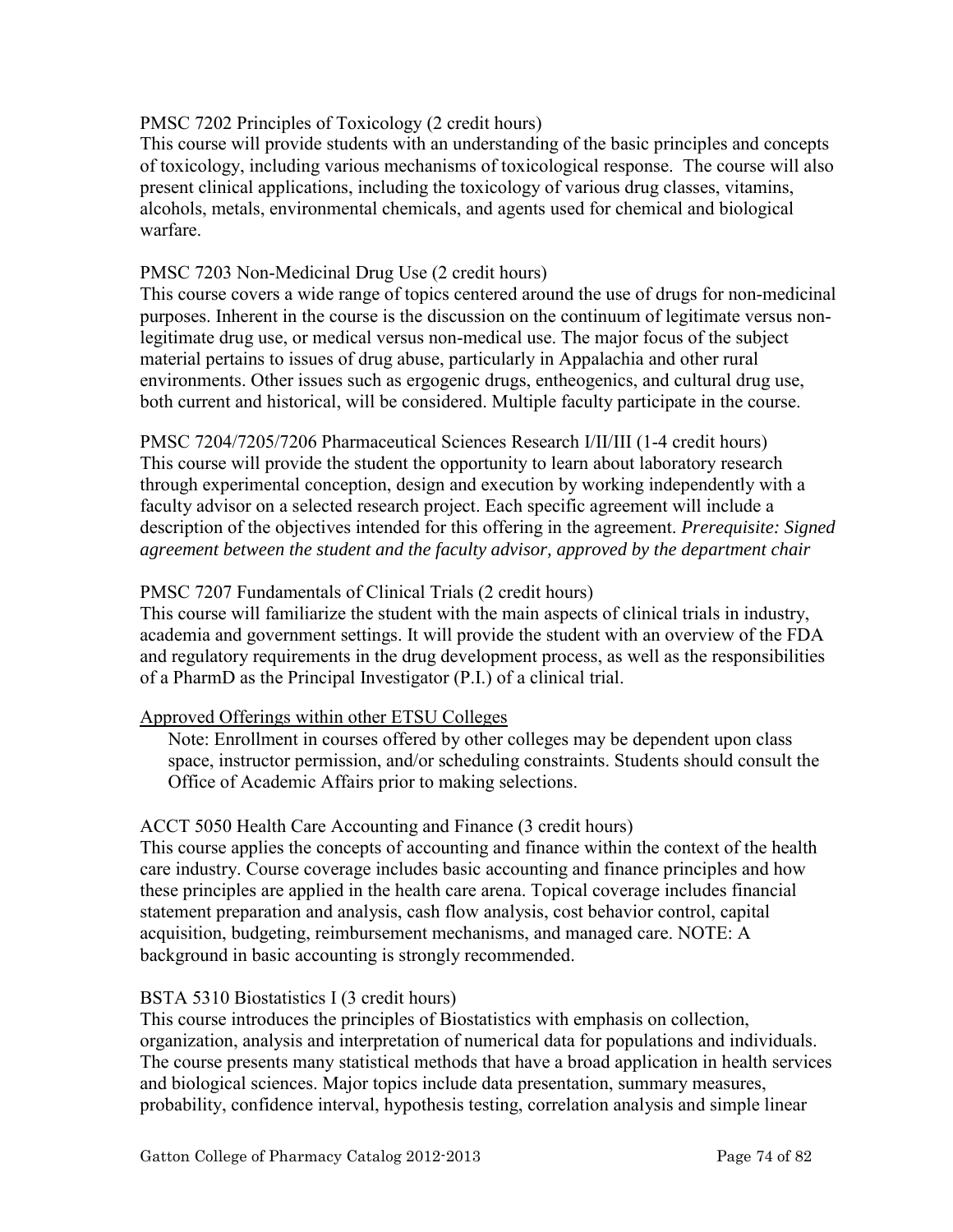PMSC 7202 Principles of Toxicology (2 credit hours)
This course will provide students with an understanding of the basic principles and concepts of toxicology, including various mechanisms of toxicological response. The course will also present clinical applications, including the toxicology of various drug classes, vitamins, alcohols, metals, environmental chemicals, and agents used for chemical and biological warfare.

PMSC 7203 Non-Medicinal Drug Use (2 credit hours)
This course covers a wide range of topics centered around the use of drugs for non-medicinal purposes. Inherent in the course is the discussion on the continuum of legitimate versus non-legitimate drug use, or medical versus non-medical use. The major focus of the subject material pertains to issues of drug abuse, particularly in Appalachia and other rural environments. Other issues such as ergogenic drugs, entheogenics, and cultural drug use, both current and historical, will be considered. Multiple faculty participate in the course.

PMSC 7204/7205/7206 Pharmaceutical Sciences Research I/II/III (1-4 credit hours)
This course will provide the student the opportunity to learn about laboratory research through experimental conception, design and execution by working independently with a faculty advisor on a selected research project. Each specific agreement will include a description of the objectives intended for this offering in the agreement. *Prerequisite: Signed agreement between the student and the faculty advisor, approved by the department chair*

PMSC 7207 Fundamentals of Clinical Trials (2 credit hours)
This course will familiarize the student with the main aspects of clinical trials in industry, academia and government settings. It will provide the student with an overview of the FDA and regulatory requirements in the drug development process, as well as the responsibilities of a PharmD as the Principal Investigator (P.I.) of a clinical trial.

Approved Offerings within other ETSU Colleges

Note: Enrollment in courses offered by other colleges may be dependent upon class space, instructor permission, and/or scheduling constraints. Students should consult the Office of Academic Affairs prior to making selections.

ACCT 5050 Health Care Accounting and Finance (3 credit hours)
This course applies the concepts of accounting and finance within the context of the health care industry. Course coverage includes basic accounting and finance principles and how these principles are applied in the health care arena. Topical coverage includes financial statement preparation and analysis, cash flow analysis, cost behavior control, capital acquisition, budgeting, reimbursement mechanisms, and managed care. NOTE: A background in basic accounting is strongly recommended.

BSTA 5310 Biostatistics I (3 credit hours)
This course introduces the principles of Biostatistics with emphasis on collection, organization, analysis and interpretation of numerical data for populations and individuals. The course presents many statistical methods that have a broad application in health services and biological sciences. Major topics include data presentation, summary measures, probability, confidence interval, hypothesis testing, correlation analysis and simple linear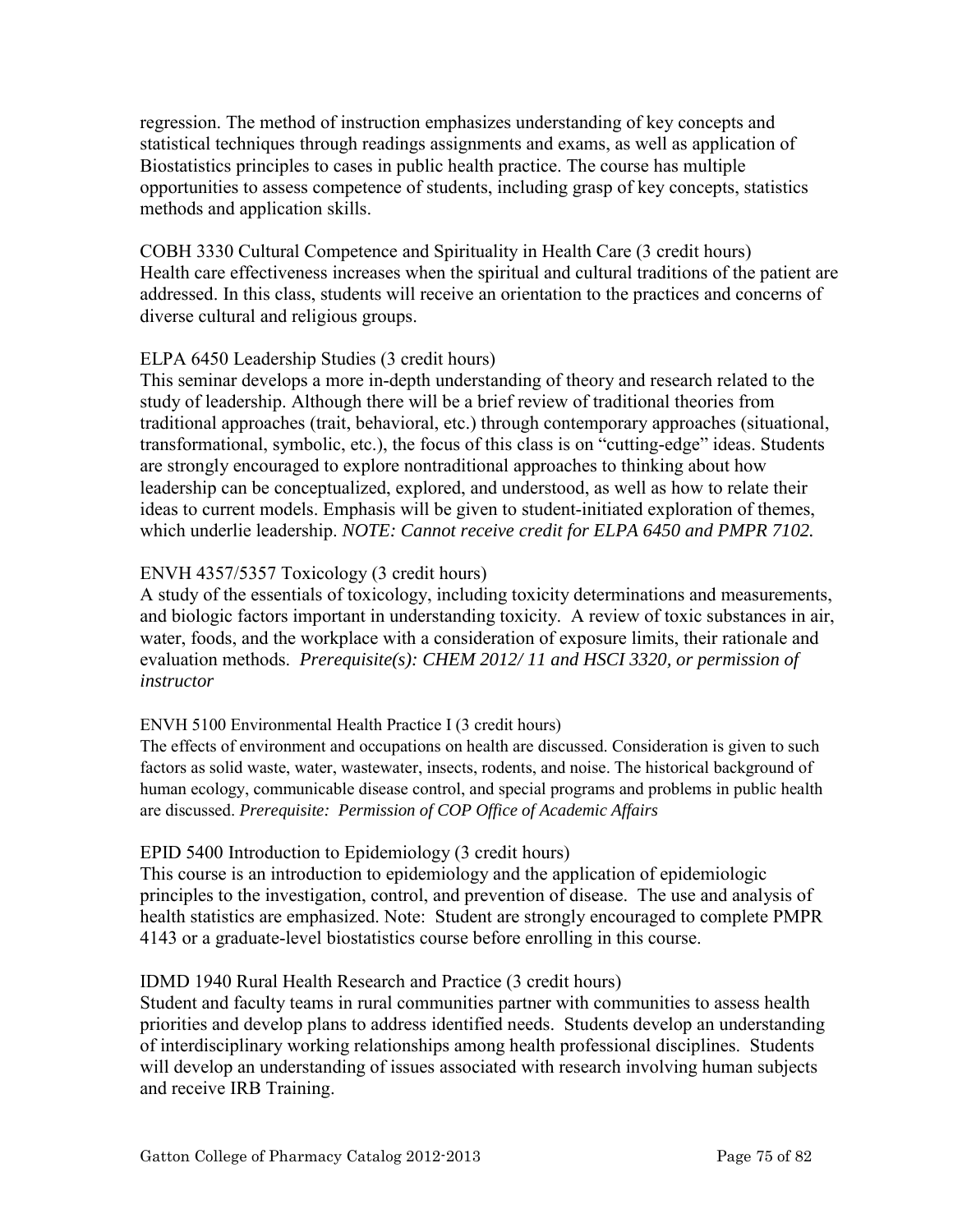regression. The method of instruction emphasizes understanding of key concepts and statistical techniques through readings assignments and exams, as well as application of Biostatistics principles to cases in public health practice. The course has multiple opportunities to assess competence of students, including grasp of key concepts, statistics methods and application skills.

COBH 3330 Cultural Competence and Spirituality in Health Care (3 credit hours)
Health care effectiveness increases when the spiritual and cultural traditions of the patient are addressed. In this class, students will receive an orientation to the practices and concerns of diverse cultural and religious groups.

ELPA 6450 Leadership Studies (3 credit hours)
This seminar develops a more in-depth understanding of theory and research related to the study of leadership. Although there will be a brief review of traditional theories from traditional approaches (trait, behavioral, etc.) through contemporary approaches (situational, transformational, symbolic, etc.), the focus of this class is on "cutting-edge" ideas. Students are strongly encouraged to explore nontraditional approaches to thinking about how leadership can be conceptualized, explored, and understood, as well as how to relate their ideas to current models. Emphasis will be given to student-initiated exploration of themes, which underlie leadership. *NOTE: Cannot receive credit for ELPA 6450 and PMPR 7102.*

ENVH 4357/5357 Toxicology (3 credit hours)
A study of the essentials of toxicology, including toxicity determinations and measurements, and biologic factors important in understanding toxicity. A review of toxic substances in air, water, foods, and the workplace with a consideration of exposure limits, their rationale and evaluation methods. *Prerequisite(s): CHEM 2012/ 11 and HSCI 3320, or permission of instructor*

ENVH 5100 Environmental Health Practice I (3 credit hours)
The effects of environment and occupations on health are discussed. Consideration is given to such factors as solid waste, water, wastewater, insects, rodents, and noise. The historical background of human ecology, communicable disease control, and special programs and problems in public health are discussed. *Prerequisite: Permission of COP Office of Academic Affairs*

EPID 5400 Introduction to Epidemiology (3 credit hours)
This course is an introduction to epidemiology and the application of epidemiologic principles to the investigation, control, and prevention of disease. The use and analysis of health statistics are emphasized. Note: Student are strongly encouraged to complete PMPR 4143 or a graduate-level biostatistics course before enrolling in this course.

IDMD 1940 Rural Health Research and Practice (3 credit hours)
Student and faculty teams in rural communities partner with communities to assess health priorities and develop plans to address identified needs. Students develop an understanding of interdisciplinary working relationships among health professional disciplines. Students will develop an understanding of issues associated with research involving human subjects and receive IRB Training.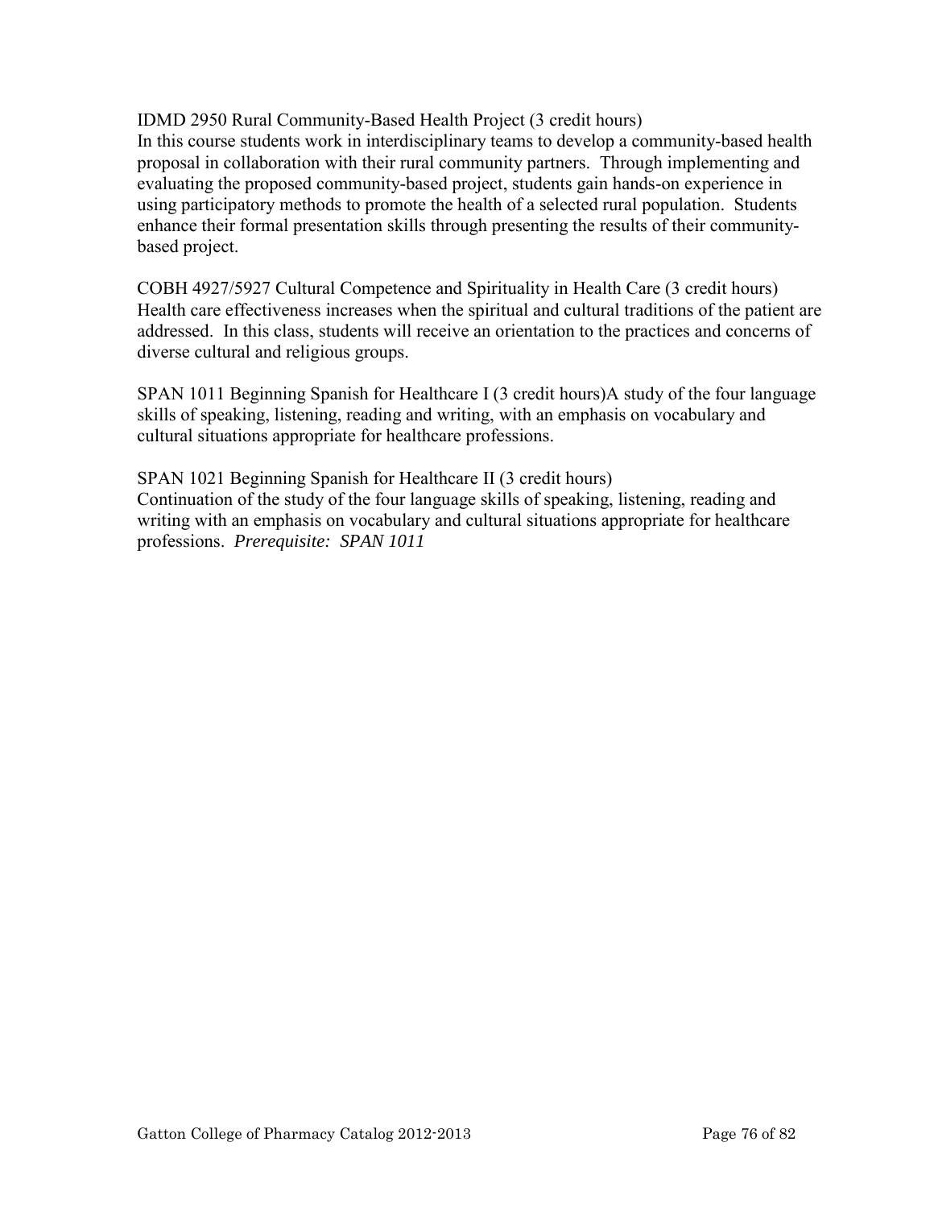IDMD 2950 Rural Community-Based Health Project (3 credit hours)
In this course students work in interdisciplinary teams to develop a community-based health proposal in collaboration with their rural community partners. Through implementing and evaluating the proposed community-based project, students gain hands-on experience in using participatory methods to promote the health of a selected rural population. Students enhance their formal presentation skills through presenting the results of their community-based project.

COBH 4927/5927 Cultural Competence and Spirituality in Health Care (3 credit hours)
Health care effectiveness increases when the spiritual and cultural traditions of the patient are addressed. In this class, students will receive an orientation to the practices and concerns of diverse cultural and religious groups.

SPAN 1011 Beginning Spanish for Healthcare I (3 credit hours)A study of the four language skills of speaking, listening, reading and writing, with an emphasis on vocabulary and cultural situations appropriate for healthcare professions.

SPAN 1021 Beginning Spanish for Healthcare II (3 credit hours)
Continuation of the study of the four language skills of speaking, listening, reading and writing with an emphasis on vocabulary and cultural situations appropriate for healthcare professions. *Prerequisite: SPAN 1011*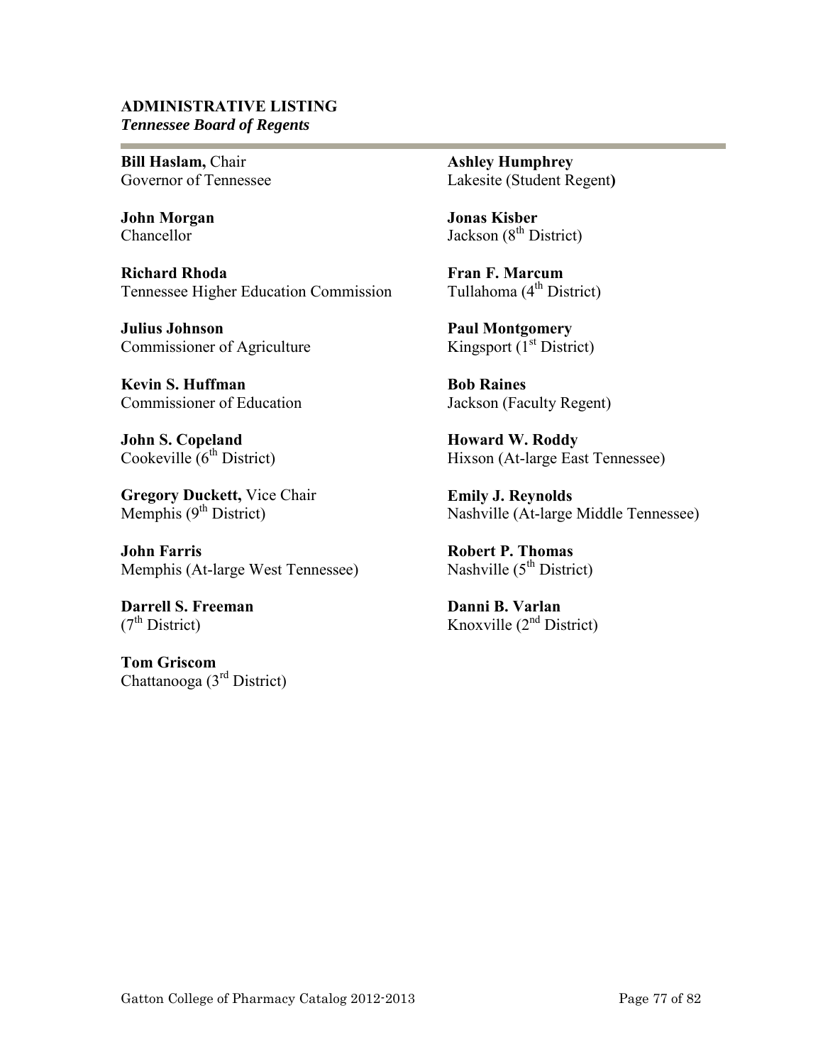**ADMINISTRATIVE LISTING**

***Tennessee Board of Regents***

**Bill Haslam,** Chair
Governor of Tennessee

**John Morgan**
Chancellor

**Richard Rhoda**
Tennessee Higher Education Commission

**Julius Johnson**
Commissioner of Agriculture

**Kevin S. Huffman**
Commissioner of Education

**John S. Copeland**
Cookeville (6th District)

**Gregory Duckett,** Vice Chair
Memphis (9th District)

**John Farris**
Memphis (At-large West Tennessee)

**Darrell S. Freeman**
(7th District)

**Tom Griscom**
Chattanooga (3rd District)

**Ashley Humphrey**
Lakesite (Student Regent)

**Jonas Kisber**
Jackson (8th District)

**Fran F. Marcum**
Tullahoma (4th District)

**Paul Montgomery**
Kingsport (1st District)

**Bob Raines**
Jackson (Faculty Regent)

**Howard W. Roddy**
Hixson (At-large East Tennessee)

**Emily J. Reynolds**
Nashville (At-large Middle Tennessee)

**Robert P. Thomas**
Nashville (5th District)

**Danni B. Varlan**
Knoxville (2nd District)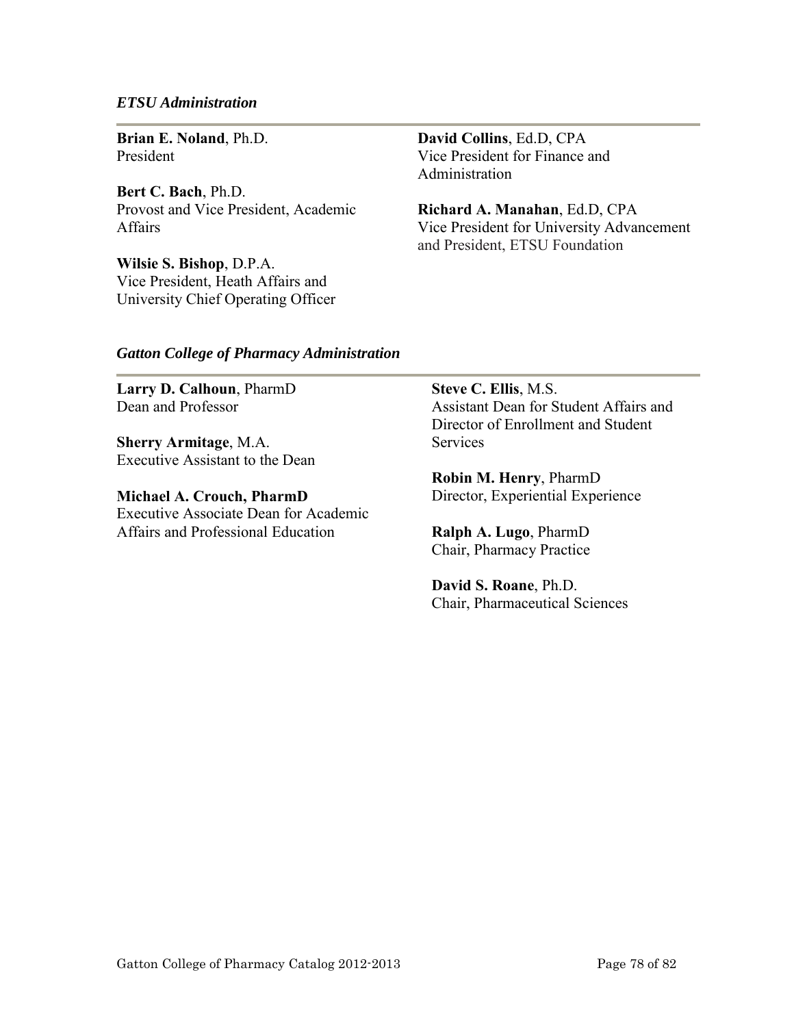### *ETSU Administration*

**Brian E. Noland**, Ph.D.
President

**Bert C. Bach**, Ph.D.
Provost and Vice President, Academic Affairs

**Wilsie S. Bishop**, D.P.A.
Vice President, Heath Affairs and University Chief Operating Officer

**David Collins**, Ed.D, CPA
Vice President for Finance and Administration

**Richard A. Manahan**, Ed.D, CPA
Vice President for University Advancement and President, ETSU Foundation

### *Gatton College of Pharmacy Administration*

**Larry D. Calhoun**, PharmD
Dean and Professor

**Sherry Armitage**, M.A.
Executive Assistant to the Dean

**Michael A. Crouch, PharmD**
Executive Associate Dean for Academic Affairs and Professional Education

**Steve C. Ellis**, M.S.
Assistant Dean for Student Affairs and Director of Enrollment and Student Services

**Robin M. Henry**, PharmD
Director, Experiential Experience

**Ralph A. Lugo**, PharmD
Chair, Pharmacy Practice

**David S. Roane**, Ph.D.
Chair, Pharmaceutical Sciences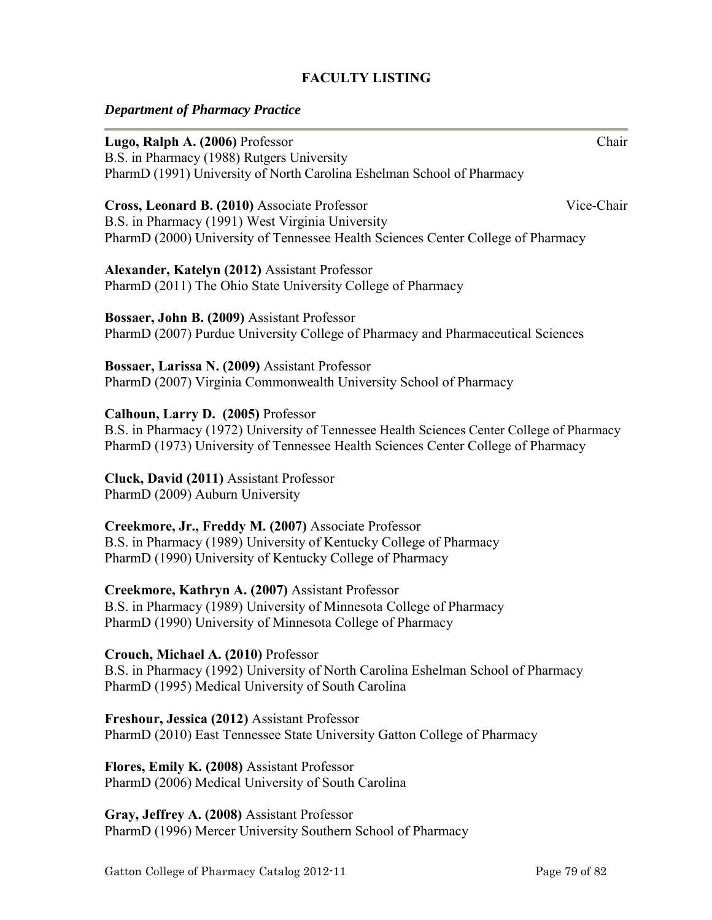## FACULTY LISTING

### *Department of Pharmacy Practice*

---

**Lugo, Ralph A. (2006)** Professor — Chair
B.S. in Pharmacy (1988) Rutgers University
PharmD (1991) University of North Carolina Eshelman School of Pharmacy

**Cross, Leonard B. (2010)** Associate Professor — Vice-Chair
B.S. in Pharmacy (1991) West Virginia University
PharmD (2000) University of Tennessee Health Sciences Center College of Pharmacy

**Alexander, Katelyn (2012)** Assistant Professor
PharmD (2011) The Ohio State University College of Pharmacy

**Bossaer, John B. (2009)** Assistant Professor
PharmD (2007) Purdue University College of Pharmacy and Pharmaceutical Sciences

**Bossaer, Larissa N. (2009)** Assistant Professor
PharmD (2007) Virginia Commonwealth University School of Pharmacy

**Calhoun, Larry D. (2005)** Professor
B.S. in Pharmacy (1972) University of Tennessee Health Sciences Center College of Pharmacy
PharmD (1973) University of Tennessee Health Sciences Center College of Pharmacy

**Cluck, David (2011)** Assistant Professor
PharmD (2009) Auburn University

**Creekmore, Jr., Freddy M. (2007)** Associate Professor
B.S. in Pharmacy (1989) University of Kentucky College of Pharmacy
PharmD (1990) University of Kentucky College of Pharmacy

**Creekmore, Kathryn A. (2007)** Assistant Professor
B.S. in Pharmacy (1989) University of Minnesota College of Pharmacy
PharmD (1990) University of Minnesota College of Pharmacy

**Crouch, Michael A. (2010)** Professor
B.S. in Pharmacy (1992) University of North Carolina Eshelman School of Pharmacy
PharmD (1995) Medical University of South Carolina

**Freshour, Jessica (2012)** Assistant Professor
PharmD (2010) East Tennessee State University Gatton College of Pharmacy

**Flores, Emily K. (2008)** Assistant Professor
PharmD (2006) Medical University of South Carolina

**Gray, Jeffrey A. (2008)** Assistant Professor
PharmD (1996) Mercer University Southern School of Pharmacy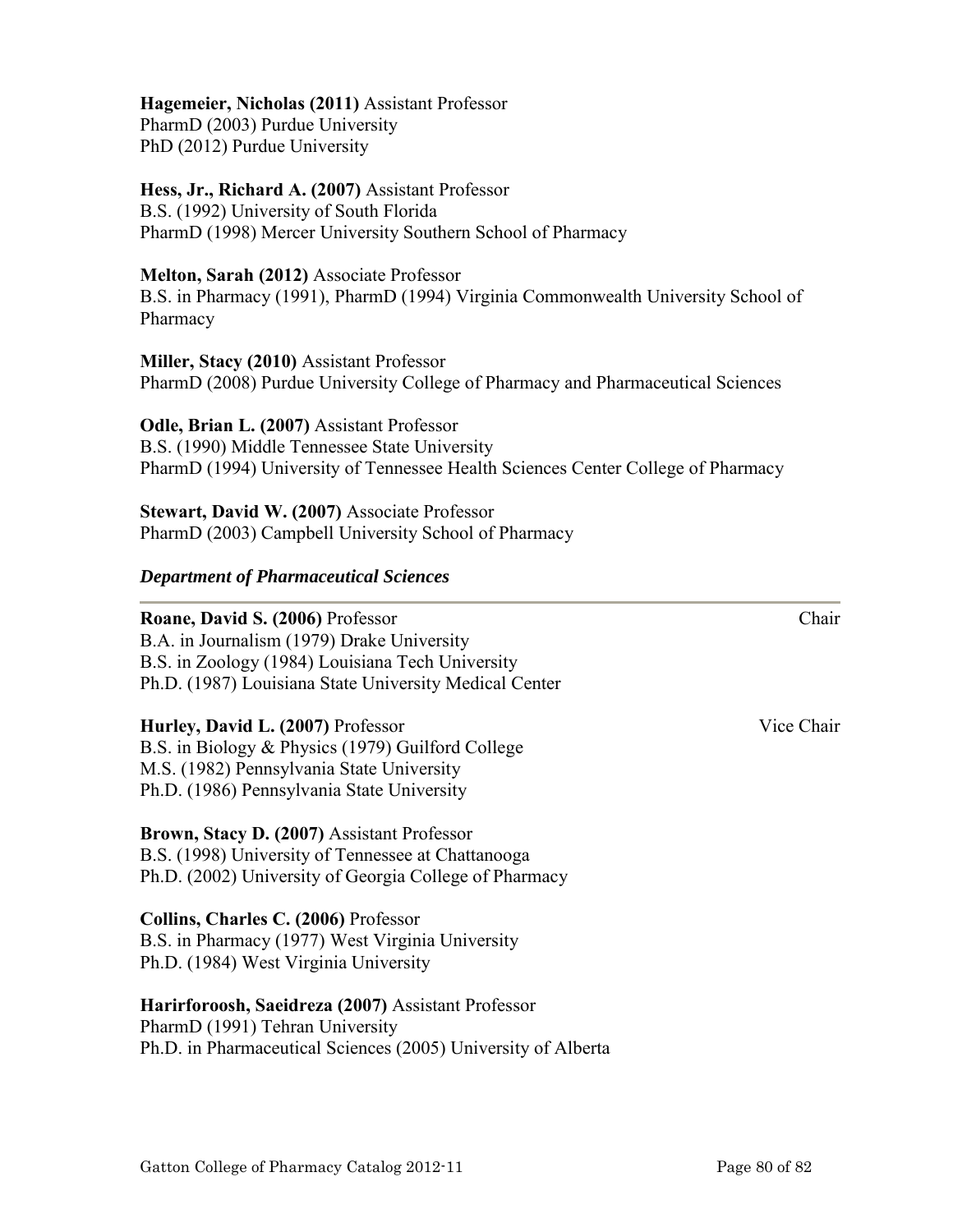**Hagemeier, Nicholas (2011)** Assistant Professor
PharmD (2003) Purdue University
PhD (2012) Purdue University

**Hess, Jr., Richard A. (2007)** Assistant Professor
B.S. (1992) University of South Florida
PharmD (1998) Mercer University Southern School of Pharmacy

**Melton, Sarah (2012)** Associate Professor
B.S. in Pharmacy (1991), PharmD (1994) Virginia Commonwealth University School of Pharmacy

**Miller, Stacy (2010)** Assistant Professor
PharmD (2008) Purdue University College of Pharmacy and Pharmaceutical Sciences

**Odle, Brian L. (2007)** Assistant Professor
B.S. (1990) Middle Tennessee State University
PharmD (1994) University of Tennessee Health Sciences Center College of Pharmacy

**Stewart, David W. (2007)** Associate Professor
PharmD (2003) Campbell University School of Pharmacy

### *Department of Pharmaceutical Sciences*

**Roane, David S. (2006)** Professor — Chair
B.A. in Journalism (1979) Drake University
B.S. in Zoology (1984) Louisiana Tech University
Ph.D. (1987) Louisiana State University Medical Center

**Hurley, David L. (2007)** Professor — Vice Chair
B.S. in Biology & Physics (1979) Guilford College
M.S. (1982) Pennsylvania State University
Ph.D. (1986) Pennsylvania State University

**Brown, Stacy D. (2007)** Assistant Professor
B.S. (1998) University of Tennessee at Chattanooga
Ph.D. (2002) University of Georgia College of Pharmacy

**Collins, Charles C. (2006)** Professor
B.S. in Pharmacy (1977) West Virginia University
Ph.D. (1984) West Virginia University

**Harirforoosh, Saeidreza (2007)** Assistant Professor
PharmD (1991) Tehran University
Ph.D. in Pharmaceutical Sciences (2005) University of Alberta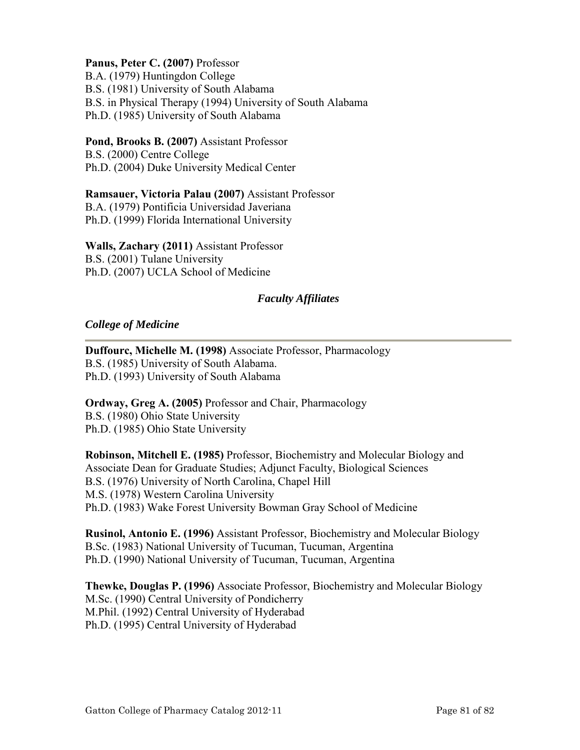**Panus, Peter C. (2007)** Professor
B.A. (1979) Huntingdon College
B.S. (1981) University of South Alabama
B.S. in Physical Therapy (1994) University of South Alabama
Ph.D. (1985) University of South Alabama

**Pond, Brooks B. (2007)** Assistant Professor
B.S. (2000) Centre College
Ph.D. (2004) Duke University Medical Center

**Ramsauer, Victoria Palau (2007)** Assistant Professor
B.A. (1979) Pontificia Universidad Javeriana
Ph.D. (1999) Florida International University

**Walls, Zachary (2011)** Assistant Professor
B.S. (2001) Tulane University
Ph.D. (2007) UCLA School of Medicine

### *Faculty Affiliates*

#### *College of Medicine*

**Duffourc, Michelle M. (1998)** Associate Professor, Pharmacology
B.S. (1985) University of South Alabama.
Ph.D. (1993) University of South Alabama

**Ordway, Greg A. (2005)** Professor and Chair, Pharmacology
B.S. (1980) Ohio State University
Ph.D. (1985) Ohio State University

**Robinson, Mitchell E. (1985)** Professor, Biochemistry and Molecular Biology and Associate Dean for Graduate Studies; Adjunct Faculty, Biological Sciences
B.S. (1976) University of North Carolina, Chapel Hill
M.S. (1978) Western Carolina University
Ph.D. (1983) Wake Forest University Bowman Gray School of Medicine

**Rusinol, Antonio E. (1996)** Assistant Professor, Biochemistry and Molecular Biology
B.Sc. (1983) National University of Tucuman, Tucuman, Argentina
Ph.D. (1990) National University of Tucuman, Tucuman, Argentina

**Thewke, Douglas P. (1996)** Associate Professor, Biochemistry and Molecular Biology
M.Sc. (1990) Central University of Pondicherry
M.Phil. (1992) Central University of Hyderabad
Ph.D. (1995) Central University of Hyderabad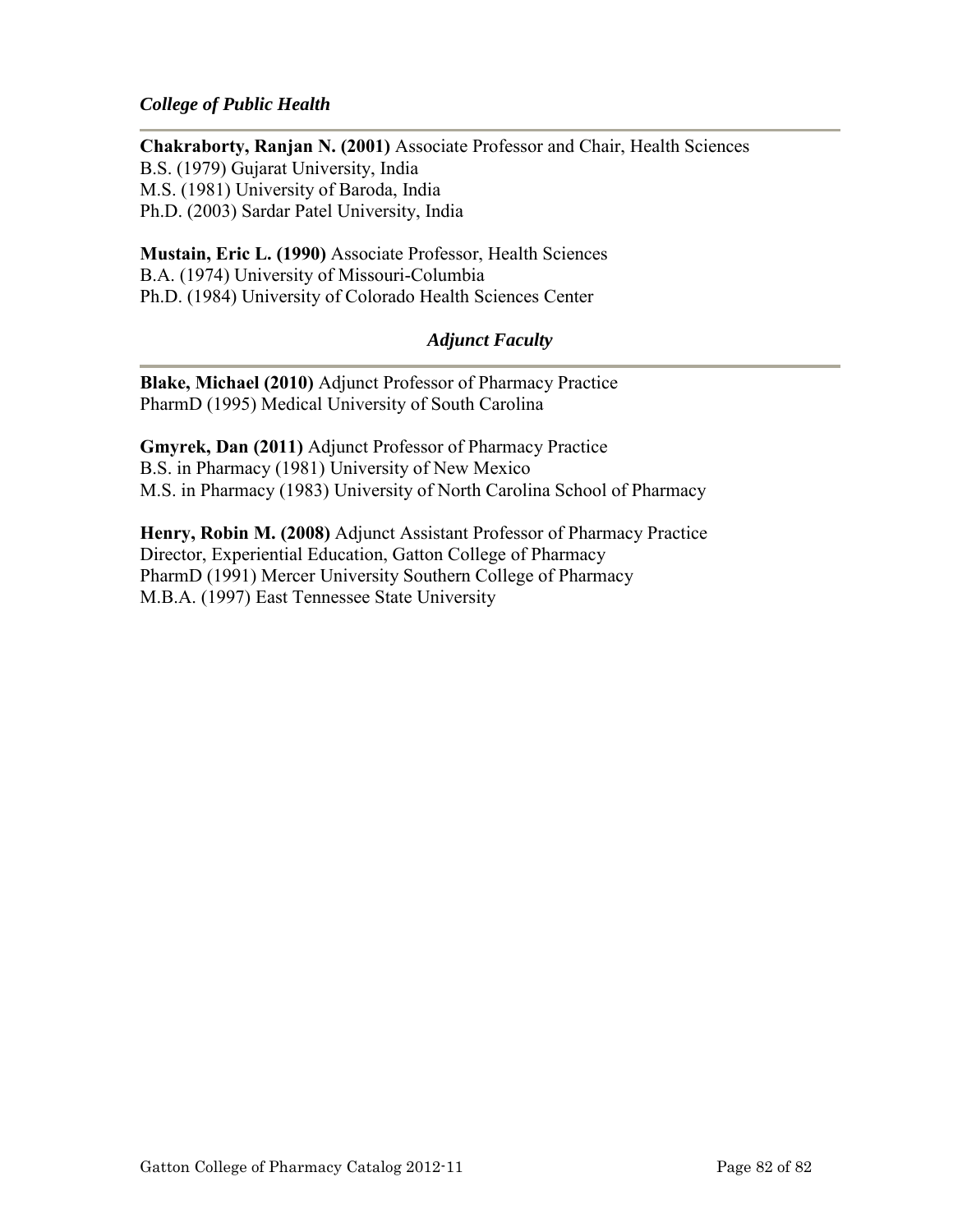### *College of Public Health*

---

**Chakraborty, Ranjan N. (2001)** Associate Professor and Chair, Health Sciences
B.S. (1979) Gujarat University, India
M.S. (1981) University of Baroda, India
Ph.D. (2003) Sardar Patel University, India

**Mustain, Eric L. (1990)** Associate Professor, Health Sciences
B.A. (1974) University of Missouri-Columbia
Ph.D. (1984) University of Colorado Health Sciences Center

## *Adjunct Faculty*

---

**Blake, Michael (2010)** Adjunct Professor of Pharmacy Practice
PharmD (1995) Medical University of South Carolina

**Gmyrek, Dan (2011)** Adjunct Professor of Pharmacy Practice
B.S. in Pharmacy (1981) University of New Mexico
M.S. in Pharmacy (1983) University of North Carolina School of Pharmacy

**Henry, Robin M. (2008)** Adjunct Assistant Professor of Pharmacy Practice
Director, Experiential Education, Gatton College of Pharmacy
PharmD (1991) Mercer University Southern College of Pharmacy
M.B.A. (1997) East Tennessee State University